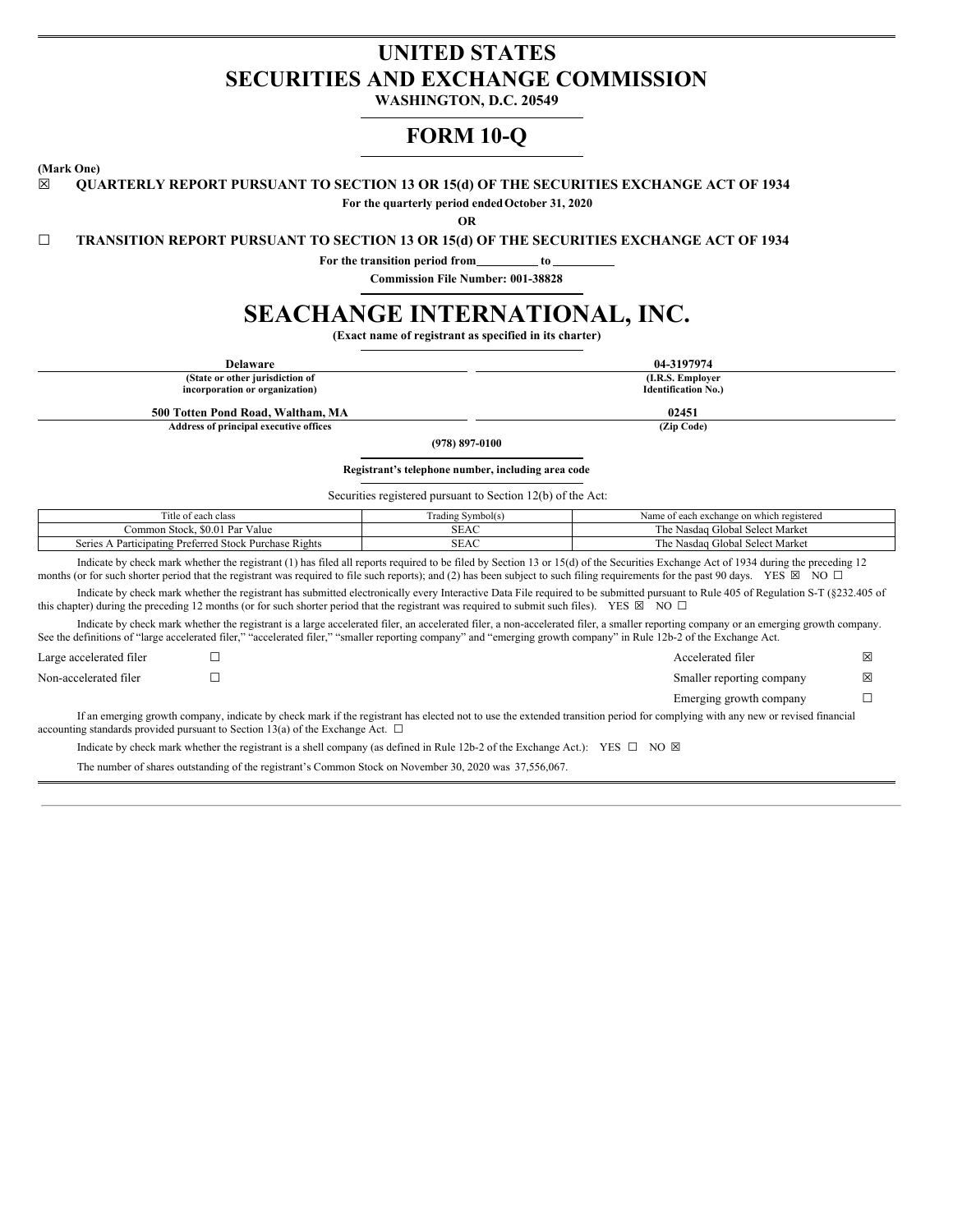# UNITED STATES
# SECURITIES AND EXCHANGE COMMISSION

**WASHINGTON, D.C. 20549**

# FORM 10-Q

**(Mark One)**

☒ **QUARTERLY REPORT PURSUANT TO SECTION 13 OR 15(d) OF THE SECURITIES EXCHANGE ACT OF 1934**

**For the quarterly period ended October 31, 2020**

**OR**

☐ **TRANSITION REPORT PURSUANT TO SECTION 13 OR 15(d) OF THE SECURITIES EXCHANGE ACT OF 1934**

**For the transition period from\_\_\_\_\_\_\_\_\_\_ to \_\_\_\_\_\_\_\_\_\_**

**Commission File Number: 001-38828**

# SEACHANGE INTERNATIONAL, INC.

**(Exact name of registrant as specified in its charter)**

| **Delaware** | **04-3197974** |
|---|---|
| **(State or other jurisdiction of incorporation or organization)** | **(I.R.S. Employer Identification No.)** |
| **500 Totten Pond Road, Waltham, MA** | **02451** |
| **Address of principal executive offices** | **(Zip Code)** |

**(978) 897-0100**

**Registrant's telephone number, including area code**

Securities registered pursuant to Section 12(b) of the Act:

| Title of each class | Trading Symbol(s) | Name of each exchange on which registered |
|---|---|---|
| Common Stock, $0.01 Par Value | SEAC | The Nasdaq Global Select Market |
| Series A Participating Preferred Stock Purchase Rights | SEAC | The Nasdaq Global Select Market |

Indicate by check mark whether the registrant (1) has filed all reports required to be filed by Section 13 or 15(d) of the Securities Exchange Act of 1934 during the preceding 12 months (or for such shorter period that the registrant was required to file such reports); and (2) has been subject to such filing requirements for the past 90 days. YES ☒ NO ☐

Indicate by check mark whether the registrant has submitted electronically every Interactive Data File required to be submitted pursuant to Rule 405 of Regulation S-T (§232.405 of this chapter) during the preceding 12 months (or for such shorter period that the registrant was required to submit such files). YES ☒ NO ☐

Indicate by check mark whether the registrant is a large accelerated filer, an accelerated filer, a non-accelerated filer, a smaller reporting company or an emerging growth company. See the definitions of "large accelerated filer," "accelerated filer," "smaller reporting company" and "emerging growth company" in Rule 12b-2 of the Exchange Act.

| | | | |
|---|---|---|---|
| Large accelerated filer | ☐ | Accelerated filer | ☒ |
| Non-accelerated filer | ☐ | Smaller reporting company | ☒ |
| | | Emerging growth company | ☐ |

If an emerging growth company, indicate by check mark if the registrant has elected not to use the extended transition period for complying with any new or revised financial accounting standards provided pursuant to Section 13(a) of the Exchange Act. ☐

Indicate by check mark whether the registrant is a shell company (as defined in Rule 12b-2 of the Exchange Act.): YES ☐ NO ☒

The number of shares outstanding of the registrant's Common Stock on November 30, 2020 was 37,556,067.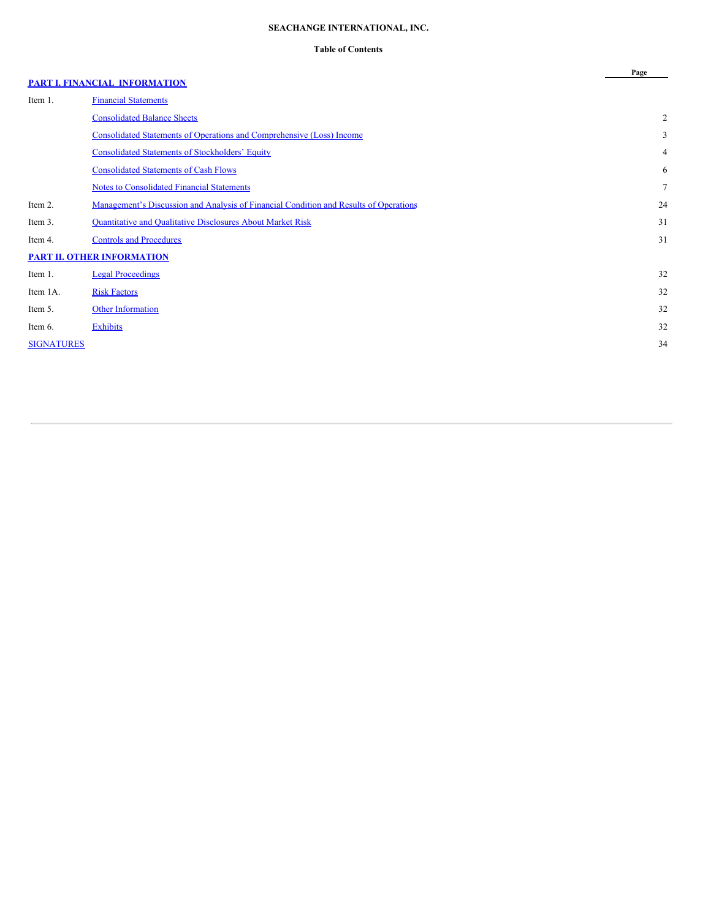**SEACHANGE INTERNATIONAL, INC.**

**Table of Contents**

| | | Page |
|---|---|---|
| **PART I. FINANCIAL INFORMATION** | | |
| Item 1. | Financial Statements | |
| | Consolidated Balance Sheets | 2 |
| | Consolidated Statements of Operations and Comprehensive (Loss) Income | 3 |
| | Consolidated Statements of Stockholders' Equity | 4 |
| | Consolidated Statements of Cash Flows | 6 |
| | Notes to Consolidated Financial Statements | 7 |
| Item 2. | Management's Discussion and Analysis of Financial Condition and Results of Operations | 24 |
| Item 3. | Quantitative and Qualitative Disclosures About Market Risk | 31 |
| Item 4. | Controls and Procedures | 31 |
| **PART II. OTHER INFORMATION** | | |
| Item 1. | Legal Proceedings | 32 |
| Item 1A. | Risk Factors | 32 |
| Item 5. | Other Information | 32 |
| Item 6. | Exhibits | 32 |
| SIGNATURES | | 34 |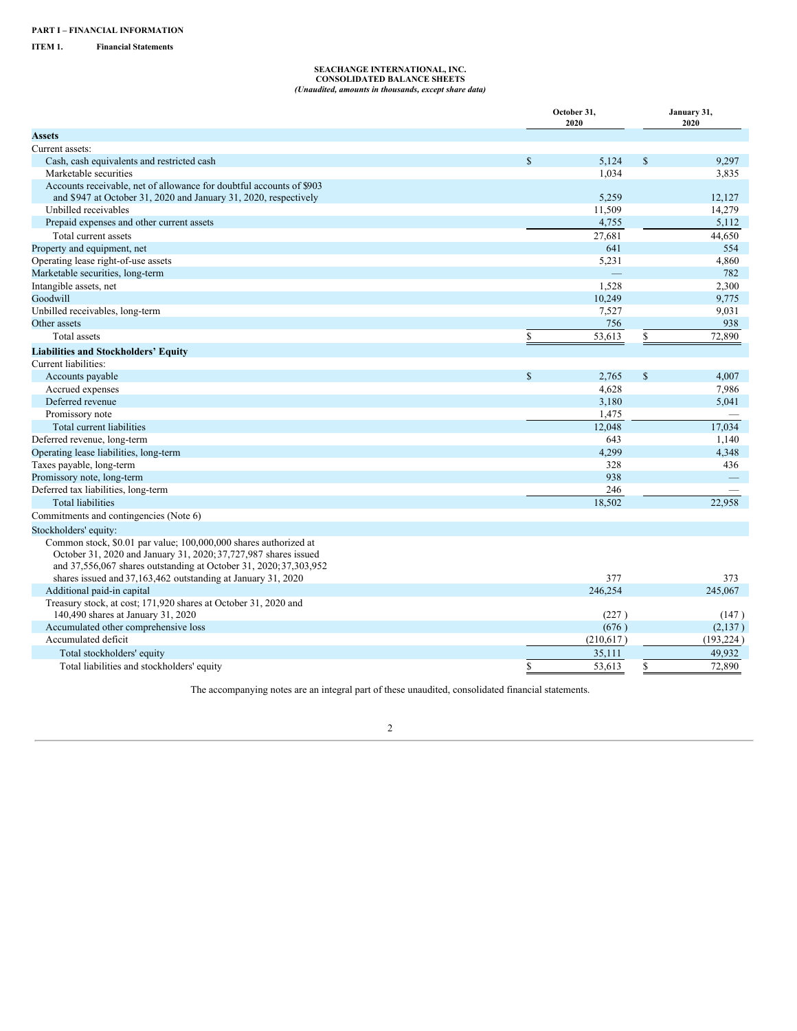**PART I – FINANCIAL INFORMATION**

**ITEM 1. Financial Statements**

**SEACHANGE INTERNATIONAL, INC.**
**CONSOLIDATED BALANCE SHEETS**
*(Unaudited, amounts in thousands, except share data)*

| | October 31, 2020 | January 31, 2020 |
|---|---|---|
| **Assets** | | |
| Current assets: | | |
| Cash, cash equivalents and restricted cash | $ 5,124 | $ 9,297 |
| Marketable securities | 1,034 | 3,835 |
| Accounts receivable, net of allowance for doubtful accounts of $903 and $947 at October 31, 2020 and January 31, 2020, respectively | 5,259 | 12,127 |
| Unbilled receivables | 11,509 | 14,279 |
| Prepaid expenses and other current assets | 4,755 | 5,112 |
| Total current assets | 27,681 | 44,650 |
| Property and equipment, net | 641 | 554 |
| Operating lease right-of-use assets | 5,231 | 4,860 |
| Marketable securities, long-term | — | 782 |
| Intangible assets, net | 1,528 | 2,300 |
| Goodwill | 10,249 | 9,775 |
| Unbilled receivables, long-term | 7,527 | 9,031 |
| Other assets | 756 | 938 |
| Total assets | $ 53,613 | $ 72,890 |
| **Liabilities and Stockholders' Equity** | | |
| Current liabilities: | | |
| Accounts payable | $ 2,765 | $ 4,007 |
| Accrued expenses | 4,628 | 7,986 |
| Deferred revenue | 3,180 | 5,041 |
| Promissory note | 1,475 | — |
| Total current liabilities | 12,048 | 17,034 |
| Deferred revenue, long-term | 643 | 1,140 |
| Operating lease liabilities, long-term | 4,299 | 4,348 |
| Taxes payable, long-term | 328 | 436 |
| Promissory note, long-term | 938 | — |
| Deferred tax liabilities, long-term | 246 | — |
| Total liabilities | 18,502 | 22,958 |
| Commitments and contingencies (Note 6) | | |
| Stockholders' equity: | | |
| Common stock, $0.01 par value; 100,000,000 shares authorized at October 31, 2020 and January 31, 2020; 37,727,987 shares issued and 37,556,067 shares outstanding at October 31, 2020; 37,303,952 shares issued and 37,163,462 outstanding at January 31, 2020 | 377 | 373 |
| Additional paid-in capital | 246,254 | 245,067 |
| Treasury stock, at cost; 171,920 shares at October 31, 2020 and 140,490 shares at January 31, 2020 | (227) | (147) |
| Accumulated other comprehensive loss | (676) | (2,137) |
| Accumulated deficit | (210,617) | (193,224) |
| Total stockholders' equity | 35,111 | 49,932 |
| Total liabilities and stockholders' equity | $ 53,613 | $ 72,890 |

The accompanying notes are an integral part of these unaudited, consolidated financial statements.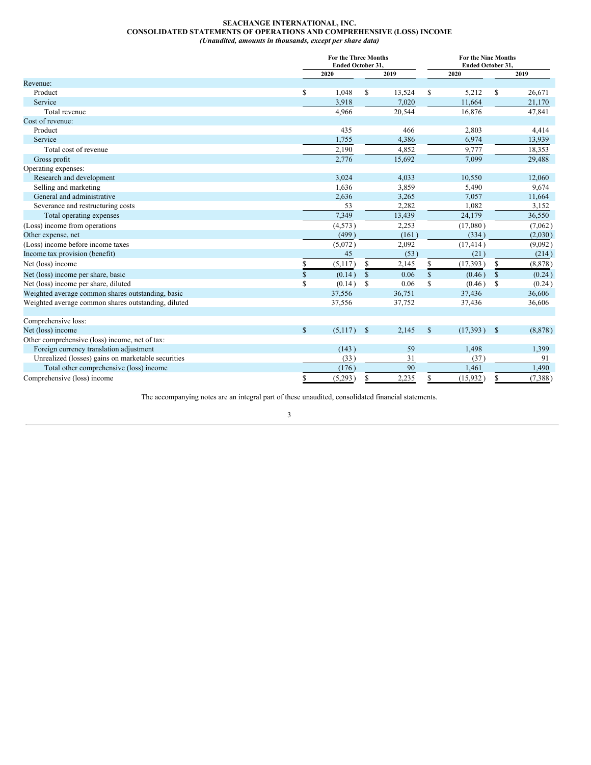**SEACHANGE INTERNATIONAL, INC.**
**CONSOLIDATED STATEMENTS OF OPERATIONS AND COMPREHENSIVE (LOSS) INCOME**
***(Unaudited, amounts in thousands, except per share data)***

| | For the Three Months Ended October 31, | | For the Nine Months Ended October 31, | |
|---|---|---|---|---|
| | 2020 | 2019 | 2020 | 2019 |
| Revenue: | | | | |
| Product | $ 1,048 | $ 13,524 | $ 5,212 | $ 26,671 |
| Service | 3,918 | 7,020 | 11,664 | 21,170 |
| Total revenue | 4,966 | 20,544 | 16,876 | 47,841 |
| Cost of revenue: | | | | |
| Product | 435 | 466 | 2,803 | 4,414 |
| Service | 1,755 | 4,386 | 6,974 | 13,939 |
| Total cost of revenue | 2,190 | 4,852 | 9,777 | 18,353 |
| Gross profit | 2,776 | 15,692 | 7,099 | 29,488 |
| Operating expenses: | | | | |
| Research and development | 3,024 | 4,033 | 10,550 | 12,060 |
| Selling and marketing | 1,636 | 3,859 | 5,490 | 9,674 |
| General and administrative | 2,636 | 3,265 | 7,057 | 11,664 |
| Severance and restructuring costs | 53 | 2,282 | 1,082 | 3,152 |
| Total operating expenses | 7,349 | 13,439 | 24,179 | 36,550 |
| (Loss) income from operations | (4,573) | 2,253 | (17,080) | (7,062) |
| Other expense, net | (499) | (161) | (334) | (2,030) |
| (Loss) income before income taxes | (5,072) | 2,092 | (17,414) | (9,092) |
| Income tax provision (benefit) | 45 | (53) | (21) | (214) |
| Net (loss) income | $ (5,117) | $ 2,145 | $ (17,393) | $ (8,878) |
| Net (loss) income per share, basic | $ (0.14) | $ 0.06 | $ (0.46) | $ (0.24) |
| Net (loss) income per share, diluted | $ (0.14) | $ 0.06 | $ (0.46) | $ (0.24) |
| Weighted average common shares outstanding, basic | 37,556 | 36,751 | 37,436 | 36,606 |
| Weighted average common shares outstanding, diluted | 37,556 | 37,752 | 37,436 | 36,606 |
| | | | | |
| Comprehensive loss: | | | | |
| Net (loss) income | $ (5,117) | $ 2,145 | $ (17,393) | $ (8,878) |
| Other comprehensive (loss) income, net of tax: | | | | |
| Foreign currency translation adjustment | (143) | 59 | 1,498 | 1,399 |
| Unrealized (losses) gains on marketable securities | (33) | 31 | (37) | 91 |
| Total other comprehensive (loss) income | (176) | 90 | 1,461 | 1,490 |
| Comprehensive (loss) income | $ (5,293) | $ 2,235 | $ (15,932) | $ (7,388) |

The accompanying notes are an integral part of these unaudited, consolidated financial statements.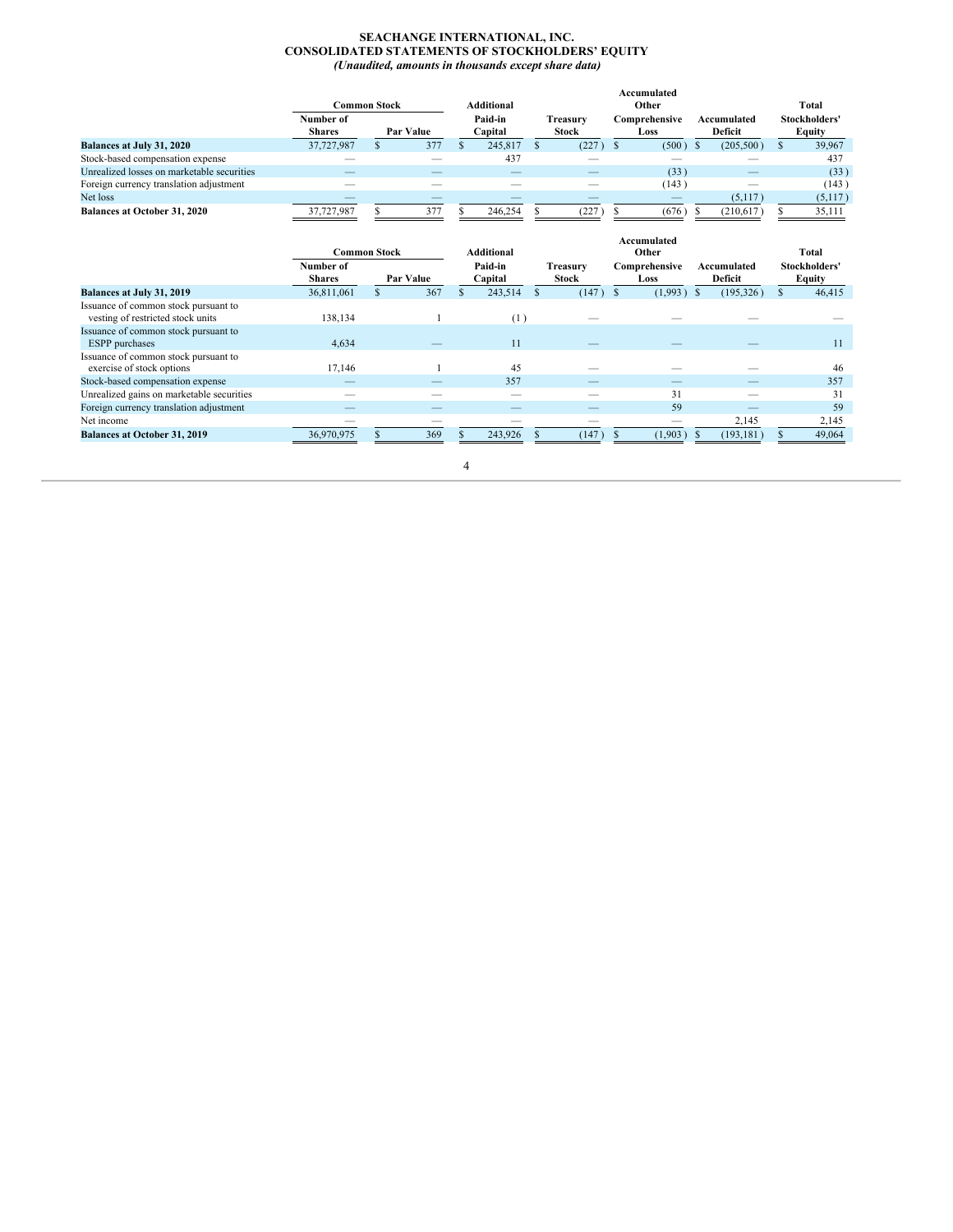# SEACHANGE INTERNATIONAL, INC.
## CONSOLIDATED STATEMENTS OF STOCKHOLDERS' EQUITY
*(Unaudited, amounts in thousands except share data)*

| | Common Stock | | Additional | | Accumulated Other | | Total |
|---|---|---|---|---|---|---|---|
| | Number of Shares | Par Value | Paid-in Capital | Treasury Stock | Comprehensive Loss | Accumulated Deficit | Stockholders' Equity |
| **Balances at July 31, 2020** | 37,727,987 | $ 377 | $ 245,817 | $ (227) | $ (500) | $ (205,500) | $ 39,967 |
| Stock-based compensation expense | — | — | 437 | — | — | — | 437 |
| Unrealized losses on marketable securities | — | — | — | — | (33) | — | (33) |
| Foreign currency translation adjustment | — | — | — | — | (143) | — | (143) |
| Net loss | — | — | — | — | — | (5,117) | (5,117) |
| **Balances at October 31, 2020** | 37,727,987 | $ 377 | $ 246,254 | $ (227) | $ (676) | $ (210,617) | $ 35,111 |

| | Common Stock | | Additional | | Accumulated Other | | Total |
|---|---|---|---|---|---|---|---|
| | Number of Shares | Par Value | Paid-in Capital | Treasury Stock | Comprehensive Loss | Accumulated Deficit | Stockholders' Equity |
| **Balances at July 31, 2019** | 36,811,061 | $ 367 | $ 243,514 | $ (147) | $ (1,993) | $ (195,326) | $ 46,415 |
| Issuance of common stock pursuant to vesting of restricted stock units | 138,134 | 1 | (1) | — | — | — | — |
| Issuance of common stock pursuant to ESPP purchases | 4,634 | — | 11 | — | — | — | 11 |
| Issuance of common stock pursuant to exercise of stock options | 17,146 | 1 | 45 | — | — | — | 46 |
| Stock-based compensation expense | — | — | 357 | — | — | — | 357 |
| Unrealized gains on marketable securities | — | — | — | — | 31 | — | 31 |
| Foreign currency translation adjustment | — | — | — | — | 59 | — | 59 |
| Net income | — | — | — | — | — | 2,145 | 2,145 |
| **Balances at October 31, 2019** | 36,970,975 | $ 369 | $ 243,926 | $ (147) | $ (1,903) | $ (193,181) | $ 49,064 |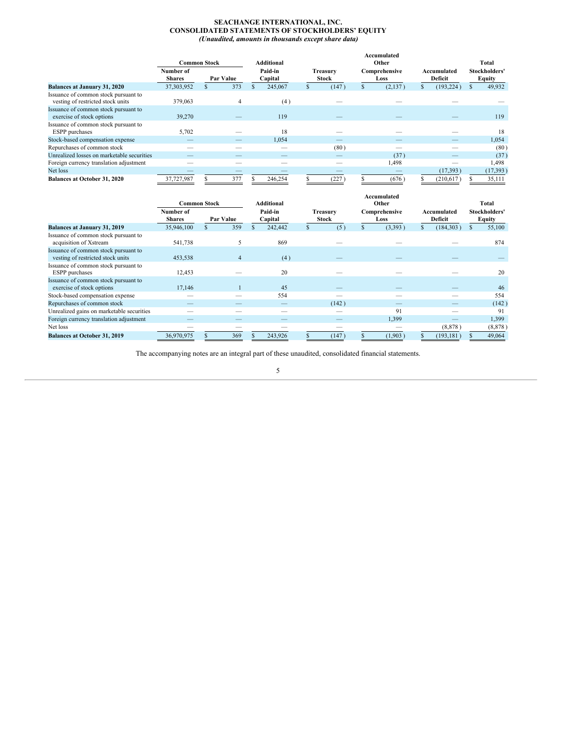**SEACHANGE INTERNATIONAL, INC.**
**CONSOLIDATED STATEMENTS OF STOCKHOLDERS' EQUITY**
***(Unaudited, amounts in thousands except share data)***

| | Common Stock | | Additional Paid-in Capital | Treasury Stock | Accumulated Other Comprehensive Loss | Accumulated Deficit | Total Stockholders' Equity |
|---|---|---|---|---|---|---|---|
| | Number of Shares | Par Value | | | | | |
| **Balances at January 31, 2020** | 37,303,952 | $ 373 | $ 245,067 | $ (147) | $ (2,137) | $ (193,224) | $ 49,932 |
| Issuance of common stock pursuant to vesting of restricted stock units | 379,063 | 4 | (4) | — | — | — | — |
| Issuance of common stock pursuant to exercise of stock options | 39,270 | — | 119 | — | — | — | 119 |
| Issuance of common stock pursuant to ESPP purchases | 5,702 | — | 18 | — | — | — | 18 |
| Stock-based compensation expense | — | — | 1,054 | — | — | — | 1,054 |
| Repurchases of common stock | — | — | — | (80) | — | — | (80) |
| Unrealized losses on marketable securities | — | — | — | — | (37) | — | (37) |
| Foreign currency translation adjustment | — | — | — | — | 1,498 | — | 1,498 |
| Net loss | — | — | — | — | — | (17,393) | (17,393) |
| **Balances at October 31, 2020** | 37,727,987 | $ 377 | $ 246,254 | $ (227) | $ (676) | $ (210,617) | $ 35,111 |

| | Common Stock | | Additional Paid-in Capital | Treasury Stock | Accumulated Other Comprehensive Loss | Accumulated Deficit | Total Stockholders' Equity |
|---|---|---|---|---|---|---|---|
| | Number of Shares | Par Value | | | | | |
| **Balances at January 31, 2019** | 35,946,100 | $ 359 | $ 242,442 | $ (5) | $ (3,393) | $ (184,303) | $ 55,100 |
| Issuance of common stock pursuant to acquisition of Xstream | 541,738 | 5 | 869 | — | — | — | 874 |
| Issuance of common stock pursuant to vesting of restricted stock units | 453,538 | 4 | (4) | — | — | — | — |
| Issuance of common stock pursuant to ESPP purchases | 12,453 | — | 20 | — | — | — | 20 |
| Issuance of common stock pursuant to exercise of stock options | 17,146 | 1 | 45 | — | — | — | 46 |
| Stock-based compensation expense | — | — | 554 | — | — | — | 554 |
| Repurchases of common stock | — | — | — | (142) | — | — | (142) |
| Unrealized gains on marketable securities | — | — | — | — | 91 | — | 91 |
| Foreign currency translation adjustment | — | — | — | — | 1,399 | — | 1,399 |
| Net loss | — | — | — | — | — | (8,878) | (8,878) |
| **Balances at October 31, 2019** | 36,970,975 | $ 369 | $ 243,926 | $ (147) | $ (1,903) | $ (193,181) | $ 49,064 |

The accompanying notes are an integral part of these unaudited, consolidated financial statements.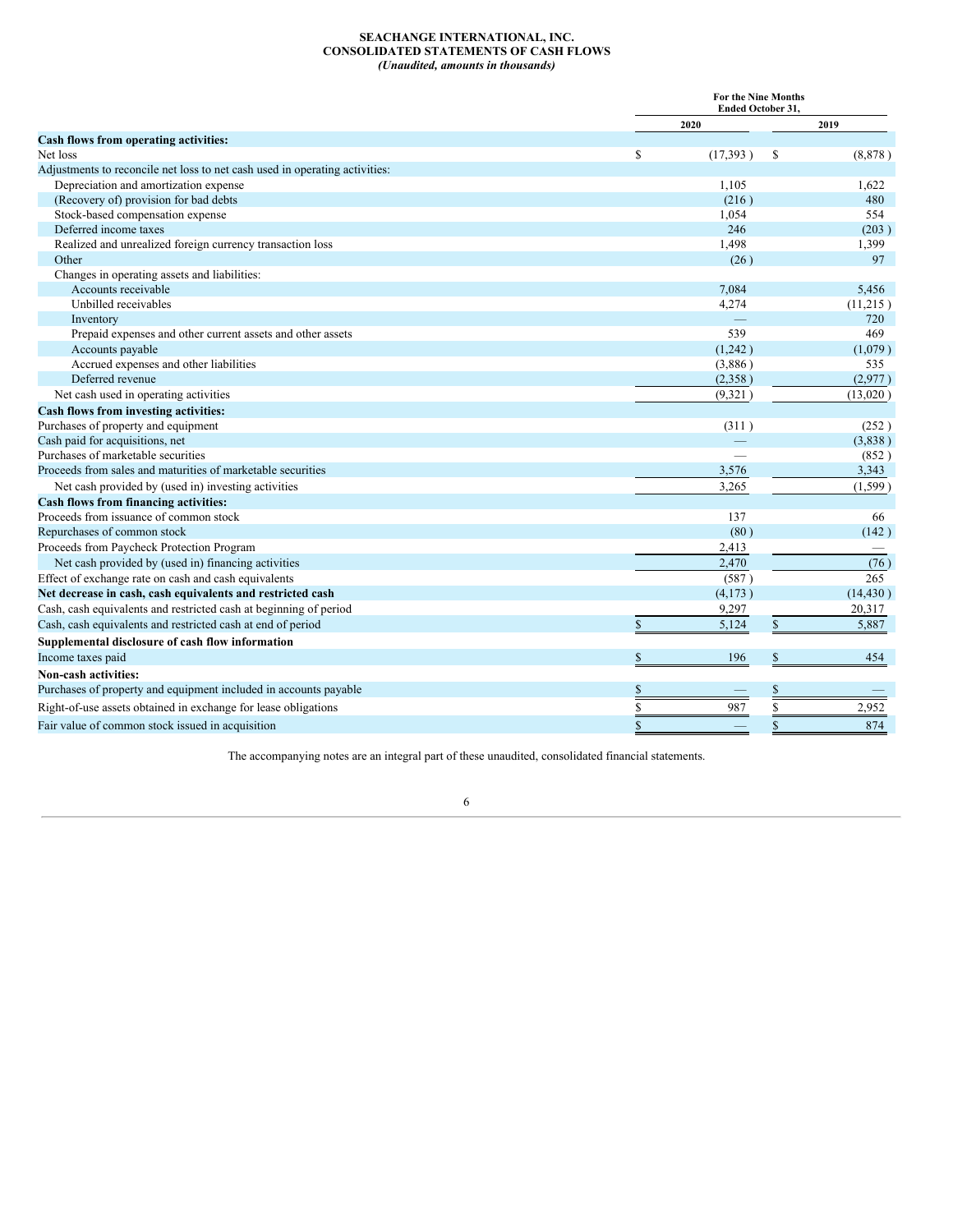**SEACHANGE INTERNATIONAL, INC.**
**CONSOLIDATED STATEMENTS OF CASH FLOWS**
***(Unaudited, amounts in thousands)***

| | For the Nine Months Ended October 31, | |
|---|---|---|
| | 2020 | 2019 |
| **Cash flows from operating activities:** | | |
| Net loss | $ (17,393) | $ (8,878) |
| Adjustments to reconcile net loss to net cash used in operating activities: | | |
| Depreciation and amortization expense | 1,105 | 1,622 |
| (Recovery of) provision for bad debts | (216) | 480 |
| Stock-based compensation expense | 1,054 | 554 |
| Deferred income taxes | 246 | (203) |
| Realized and unrealized foreign currency transaction loss | 1,498 | 1,399 |
| Other | (26) | 97 |
| Changes in operating assets and liabilities: | | |
| Accounts receivable | 7,084 | 5,456 |
| Unbilled receivables | 4,274 | (11,215) |
| Inventory | — | 720 |
| Prepaid expenses and other current assets and other assets | 539 | 469 |
| Accounts payable | (1,242) | (1,079) |
| Accrued expenses and other liabilities | (3,886) | 535 |
| Deferred revenue | (2,358) | (2,977) |
| Net cash used in operating activities | (9,321) | (13,020) |
| **Cash flows from investing activities:** | | |
| Purchases of property and equipment | (311) | (252) |
| Cash paid for acquisitions, net | — | (3,838) |
| Purchases of marketable securities | — | (852) |
| Proceeds from sales and maturities of marketable securities | 3,576 | 3,343 |
| Net cash provided by (used in) investing activities | 3,265 | (1,599) |
| **Cash flows from financing activities:** | | |
| Proceeds from issuance of common stock | 137 | 66 |
| Repurchases of common stock | (80) | (142) |
| Proceeds from Paycheck Protection Program | 2,413 | — |
| Net cash provided by (used in) financing activities | 2,470 | (76) |
| Effect of exchange rate on cash and cash equivalents | (587) | 265 |
| **Net decrease in cash, cash equivalents and restricted cash** | (4,173) | (14,430) |
| Cash, cash equivalents and restricted cash at beginning of period | 9,297 | 20,317 |
| Cash, cash equivalents and restricted cash at end of period | $ 5,124 | $ 5,887 |
| **Supplemental disclosure of cash flow information** | | |
| Income taxes paid | $ 196 | $ 454 |
| **Non-cash activities:** | | |
| Purchases of property and equipment included in accounts payable | $ — | $ — |
| Right-of-use assets obtained in exchange for lease obligations | $ 987 | $ 2,952 |
| Fair value of common stock issued in acquisition | $ — | $ 874 |

The accompanying notes are an integral part of these unaudited, consolidated financial statements.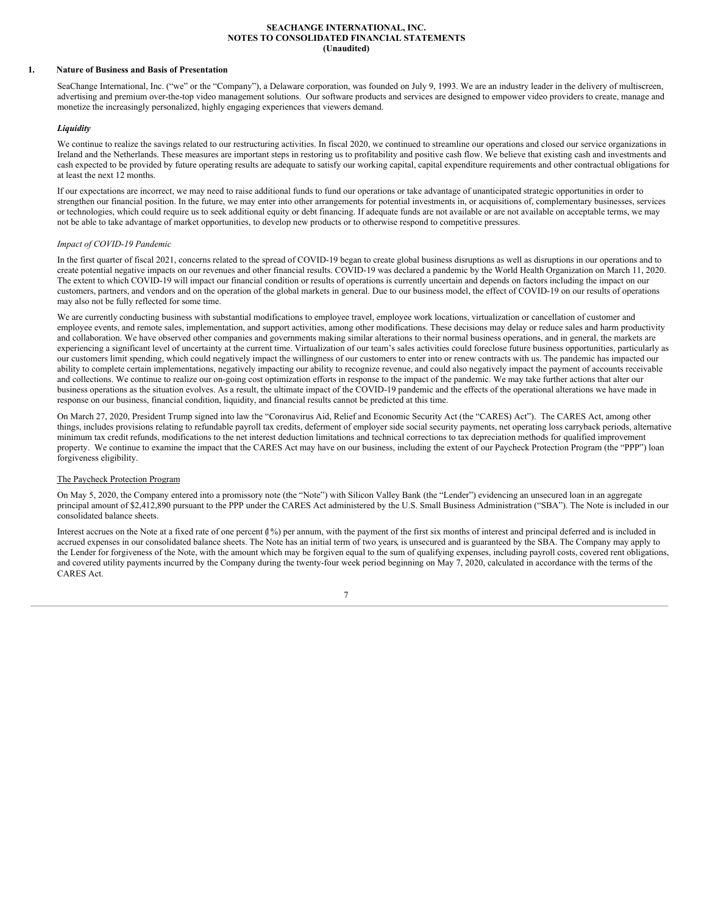**SEACHANGE INTERNATIONAL, INC.**
**NOTES TO CONSOLIDATED FINANCIAL STATEMENTS**
**(Unaudited)**

## 1. Nature of Business and Basis of Presentation

SeaChange International, Inc. ("we" or the "Company"), a Delaware corporation, was founded on July 9, 1993. We are an industry leader in the delivery of multiscreen, advertising and premium over-the-top video management solutions. Our software products and services are designed to empower video providers to create, manage and monetize the increasingly personalized, highly engaging experiences that viewers demand.

### *Liquidity*

We continue to realize the savings related to our restructuring activities. In fiscal 2020, we continued to streamline our operations and closed our service organizations in Ireland and the Netherlands. These measures are important steps in restoring us to profitability and positive cash flow. We believe that existing cash and investments and cash expected to be provided by future operating results are adequate to satisfy our working capital, capital expenditure requirements and other contractual obligations for at least the next 12 months.

If our expectations are incorrect, we may need to raise additional funds to fund our operations or take advantage of unanticipated strategic opportunities in order to strengthen our financial position. In the future, we may enter into other arrangements for potential investments in, or acquisitions of, complementary businesses, services or technologies, which could require us to seek additional equity or debt financing. If adequate funds are not available or are not available on acceptable terms, we may not be able to take advantage of market opportunities, to develop new products or to otherwise respond to competitive pressures.

*Impact of COVID-19 Pandemic*

In the first quarter of fiscal 2021, concerns related to the spread of COVID-19 began to create global business disruptions as well as disruptions in our operations and to create potential negative impacts on our revenues and other financial results. COVID-19 was declared a pandemic by the World Health Organization on March 11, 2020. The extent to which COVID-19 will impact our financial condition or results of operations is currently uncertain and depends on factors including the impact on our customers, partners, and vendors and on the operation of the global markets in general. Due to our business model, the effect of COVID-19 on our results of operations may also not be fully reflected for some time.

We are currently conducting business with substantial modifications to employee travel, employee work locations, virtualization or cancellation of customer and employee events, and remote sales, implementation, and support activities, among other modifications. These decisions may delay or reduce sales and harm productivity and collaboration. We have observed other companies and governments making similar alterations to their normal business operations, and in general, the markets are experiencing a significant level of uncertainty at the current time. Virtualization of our team's sales activities could foreclose future business opportunities, particularly as our customers limit spending, which could negatively impact the willingness of our customers to enter into or renew contracts with us. The pandemic has impacted our ability to complete certain implementations, negatively impacting our ability to recognize revenue, and could also negatively impact the payment of accounts receivable and collections. We continue to realize our on-going cost optimization efforts in response to the impact of the pandemic. We may take further actions that alter our business operations as the situation evolves. As a result, the ultimate impact of the COVID-19 pandemic and the effects of the operational alterations we have made in response on our business, financial condition, liquidity, and financial results cannot be predicted at this time.

On March 27, 2020, President Trump signed into law the "Coronavirus Aid, Relief and Economic Security Act (the "CARES) Act"). The CARES Act, among other things, includes provisions relating to refundable payroll tax credits, deferment of employer side social security payments, net operating loss carryback periods, alternative minimum tax credit refunds, modifications to the net interest deduction limitations and technical corrections to tax depreciation methods for qualified improvement property. We continue to examine the impact that the CARES Act may have on our business, including the extent of our Paycheck Protection Program (the "PPP") loan forgiveness eligibility.

The Paycheck Protection Program

On May 5, 2020, the Company entered into a promissory note (the "Note") with Silicon Valley Bank (the "Lender") evidencing an unsecured loan in an aggregate principal amount of $2,412,890 pursuant to the PPP under the CARES Act administered by the U.S. Small Business Administration ("SBA"). The Note is included in our consolidated balance sheets.

Interest accrues on the Note at a fixed rate of one percent (1%) per annum, with the payment of the first six months of interest and principal deferred and is included in accrued expenses in our consolidated balance sheets. The Note has an initial term of two years, is unsecured and is guaranteed by the SBA. The Company may apply to the Lender for forgiveness of the Note, with the amount which may be forgiven equal to the sum of qualifying expenses, including payroll costs, covered rent obligations, and covered utility payments incurred by the Company during the twenty-four week period beginning on May 7, 2020, calculated in accordance with the terms of the CARES Act.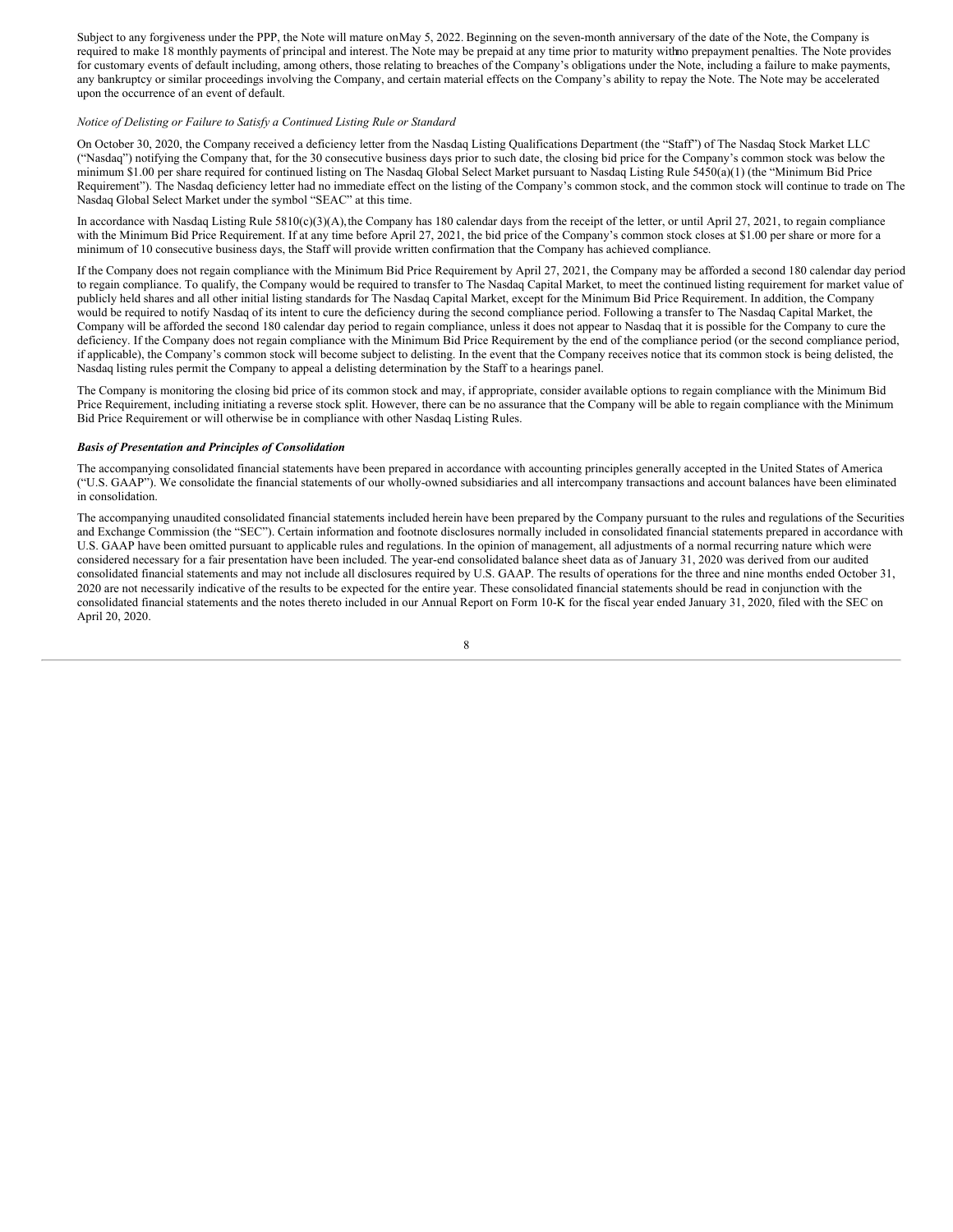Subject to any forgiveness under the PPP, the Note will mature on May 5, 2022. Beginning on the seven-month anniversary of the date of the Note, the Company is required to make 18 monthly payments of principal and interest. The Note may be prepaid at any time prior to maturity with no prepayment penalties. The Note provides for customary events of default including, among others, those relating to breaches of the Company's obligations under the Note, including a failure to make payments, any bankruptcy or similar proceedings involving the Company, and certain material effects on the Company's ability to repay the Note. The Note may be accelerated upon the occurrence of an event of default.

*Notice of Delisting or Failure to Satisfy a Continued Listing Rule or Standard*

On October 30, 2020, the Company received a deficiency letter from the Nasdaq Listing Qualifications Department (the "Staff") of The Nasdaq Stock Market LLC ("Nasdaq") notifying the Company that, for the 30 consecutive business days prior to such date, the closing bid price for the Company's common stock was below the minimum $1.00 per share required for continued listing on The Nasdaq Global Select Market pursuant to Nasdaq Listing Rule 5450(a)(1) (the "Minimum Bid Price Requirement"). The Nasdaq deficiency letter had no immediate effect on the listing of the Company's common stock, and the common stock will continue to trade on The Nasdaq Global Select Market under the symbol "SEAC" at this time.

In accordance with Nasdaq Listing Rule 5810(c)(3)(A), the Company has 180 calendar days from the receipt of the letter, or until April 27, 2021, to regain compliance with the Minimum Bid Price Requirement. If at any time before April 27, 2021, the bid price of the Company's common stock closes at $1.00 per share or more for a minimum of 10 consecutive business days, the Staff will provide written confirmation that the Company has achieved compliance.

If the Company does not regain compliance with the Minimum Bid Price Requirement by April 27, 2021, the Company may be afforded a second 180 calendar day period to regain compliance. To qualify, the Company would be required to transfer to The Nasdaq Capital Market, to meet the continued listing requirement for market value of publicly held shares and all other initial listing standards for The Nasdaq Capital Market, except for the Minimum Bid Price Requirement. In addition, the Company would be required to notify Nasdaq of its intent to cure the deficiency during the second compliance period. Following a transfer to The Nasdaq Capital Market, the Company will be afforded the second 180 calendar day period to regain compliance, unless it does not appear to Nasdaq that it is possible for the Company to cure the deficiency. If the Company does not regain compliance with the Minimum Bid Price Requirement by the end of the compliance period (or the second compliance period, if applicable), the Company's common stock will become subject to delisting. In the event that the Company receives notice that its common stock is being delisted, the Nasdaq listing rules permit the Company to appeal a delisting determination by the Staff to a hearings panel.

The Company is monitoring the closing bid price of its common stock and may, if appropriate, consider available options to regain compliance with the Minimum Bid Price Requirement, including initiating a reverse stock split. However, there can be no assurance that the Company will be able to regain compliance with the Minimum Bid Price Requirement or will otherwise be in compliance with other Nasdaq Listing Rules.

***Basis of Presentation and Principles of Consolidation***

The accompanying consolidated financial statements have been prepared in accordance with accounting principles generally accepted in the United States of America ("U.S. GAAP"). We consolidate the financial statements of our wholly-owned subsidiaries and all intercompany transactions and account balances have been eliminated in consolidation.

The accompanying unaudited consolidated financial statements included herein have been prepared by the Company pursuant to the rules and regulations of the Securities and Exchange Commission (the "SEC"). Certain information and footnote disclosures normally included in consolidated financial statements prepared in accordance with U.S. GAAP have been omitted pursuant to applicable rules and regulations. In the opinion of management, all adjustments of a normal recurring nature which were considered necessary for a fair presentation have been included. The year-end consolidated balance sheet data as of January 31, 2020 was derived from our audited consolidated financial statements and may not include all disclosures required by U.S. GAAP. The results of operations for the three and nine months ended October 31, 2020 are not necessarily indicative of the results to be expected for the entire year. These consolidated financial statements should be read in conjunction with the consolidated financial statements and the notes thereto included in our Annual Report on Form 10-K for the fiscal year ended January 31, 2020, filed with the SEC on April 20, 2020.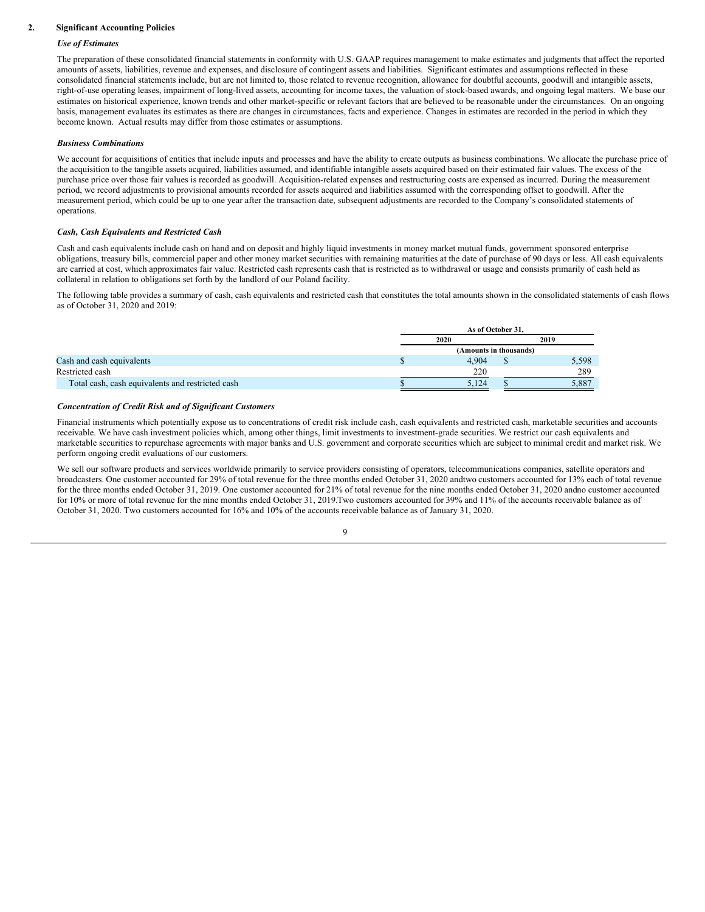## 2. Significant Accounting Policies

### *Use of Estimates*

The preparation of these consolidated financial statements in conformity with U.S. GAAP requires management to make estimates and judgments that affect the reported amounts of assets, liabilities, revenue and expenses, and disclosure of contingent assets and liabilities. Significant estimates and assumptions reflected in these consolidated financial statements include, but are not limited to, those related to revenue recognition, allowance for doubtful accounts, goodwill and intangible assets, right-of-use operating leases, impairment of long-lived assets, accounting for income taxes, the valuation of stock-based awards, and ongoing legal matters. We base our estimates on historical experience, known trends and other market-specific or relevant factors that are believed to be reasonable under the circumstances. On an ongoing basis, management evaluates its estimates as there are changes in circumstances, facts and experience. Changes in estimates are recorded in the period in which they become known. Actual results may differ from those estimates or assumptions.

### *Business Combinations*

We account for acquisitions of entities that include inputs and processes and have the ability to create outputs as business combinations. We allocate the purchase price of the acquisition to the tangible assets acquired, liabilities assumed, and identifiable intangible assets acquired based on their estimated fair values. The excess of the purchase price over those fair values is recorded as goodwill. Acquisition-related expenses and restructuring costs are expensed as incurred. During the measurement period, we record adjustments to provisional amounts recorded for assets acquired and liabilities assumed with the corresponding offset to goodwill. After the measurement period, which could be up to one year after the transaction date, subsequent adjustments are recorded to the Company's consolidated statements of operations.

### *Cash, Cash Equivalents and Restricted Cash*

Cash and cash equivalents include cash on hand and on deposit and highly liquid investments in money market mutual funds, government sponsored enterprise obligations, treasury bills, commercial paper and other money market securities with remaining maturities at the date of purchase of 90 days or less. All cash equivalents are carried at cost, which approximates fair value. Restricted cash represents cash that is restricted as to withdrawal or usage and consists primarily of cash held as collateral in relation to obligations set forth by the landlord of our Poland facility.

The following table provides a summary of cash, cash equivalents and restricted cash that constitutes the total amounts shown in the consolidated statements of cash flows as of October 31, 2020 and 2019:

| | As of October 31, | |
|---|---|---|
| | 2020 | 2019 |
| | (Amounts in thousands) | |
| Cash and cash equivalents | $ 4,904 | $ 5,598 |
| Restricted cash | 220 | 289 |
| Total cash, cash equivalents and restricted cash | $ 5,124 | $ 5,887 |

### *Concentration of Credit Risk and of Significant Customers*

Financial instruments which potentially expose us to concentrations of credit risk include cash, cash equivalents and restricted cash, marketable securities and accounts receivable. We have cash investment policies which, among other things, limit investments to investment-grade securities. We restrict our cash equivalents and marketable securities to repurchase agreements with major banks and U.S. government and corporate securities which are subject to minimal credit and market risk. We perform ongoing credit evaluations of our customers.

We sell our software products and services worldwide primarily to service providers consisting of operators, telecommunications companies, satellite operators and broadcasters. One customer accounted for 29% of total revenue for the three months ended October 31, 2020 andtwo customers accounted for 13% each of total revenue for the three months ended October 31, 2019. One customer accounted for 21% of total revenue for the nine months ended October 31, 2020 andno customer accounted for 10% or more of total revenue for the nine months ended October 31, 2019.Two customers accounted for 39% and 11% of the accounts receivable balance as of October 31, 2020. Two customers accounted for 16% and 10% of the accounts receivable balance as of January 31, 2020.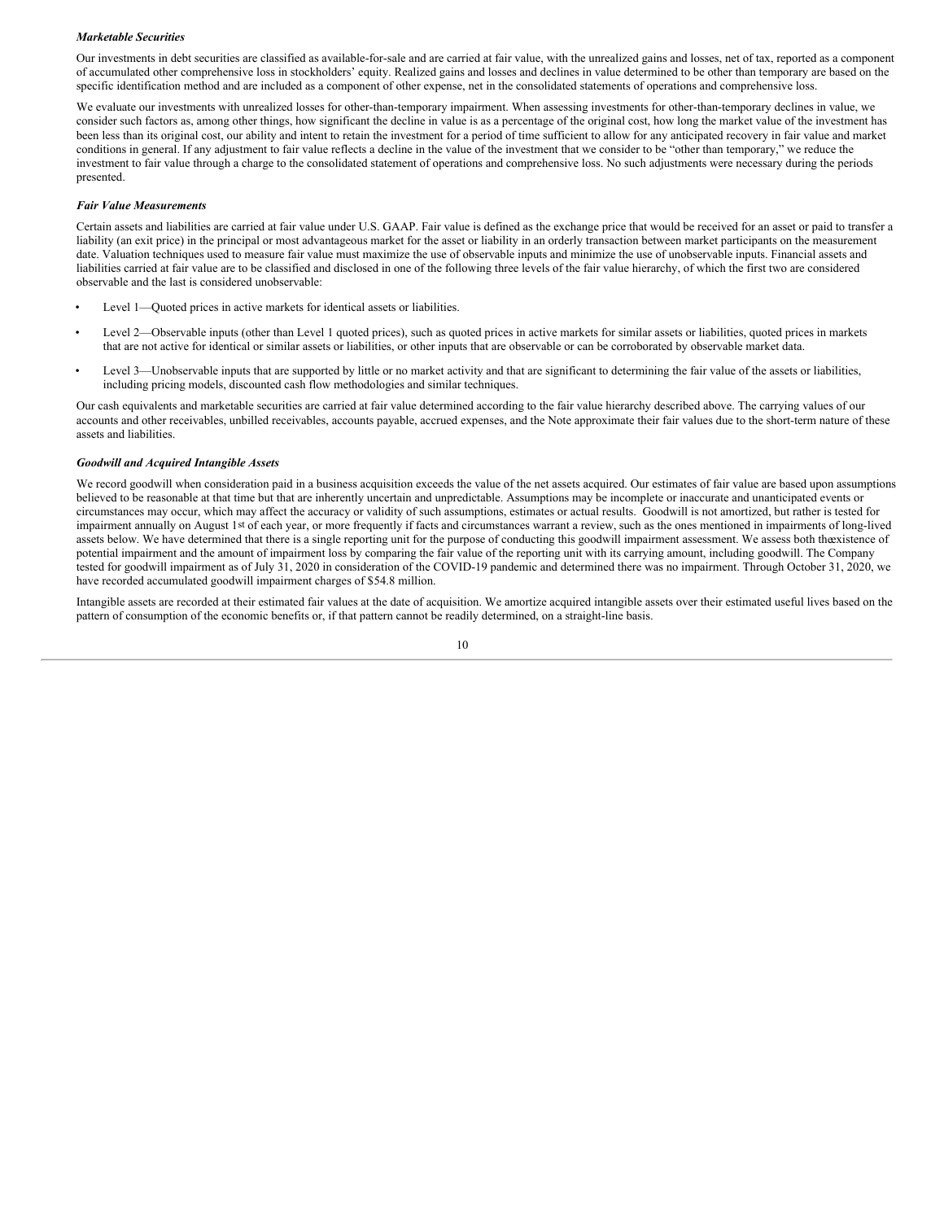***Marketable Securities***

Our investments in debt securities are classified as available-for-sale and are carried at fair value, with the unrealized gains and losses, net of tax, reported as a component of accumulated other comprehensive loss in stockholders' equity. Realized gains and losses and declines in value determined to be other than temporary are based on the specific identification method and are included as a component of other expense, net in the consolidated statements of operations and comprehensive loss.

We evaluate our investments with unrealized losses for other-than-temporary impairment. When assessing investments for other-than-temporary declines in value, we consider such factors as, among other things, how significant the decline in value is as a percentage of the original cost, how long the market value of the investment has been less than its original cost, our ability and intent to retain the investment for a period of time sufficient to allow for any anticipated recovery in fair value and market conditions in general. If any adjustment to fair value reflects a decline in the value of the investment that we consider to be "other than temporary," we reduce the investment to fair value through a charge to the consolidated statement of operations and comprehensive loss. No such adjustments were necessary during the periods presented.

***Fair Value Measurements***

Certain assets and liabilities are carried at fair value under U.S. GAAP. Fair value is defined as the exchange price that would be received for an asset or paid to transfer a liability (an exit price) in the principal or most advantageous market for the asset or liability in an orderly transaction between market participants on the measurement date. Valuation techniques used to measure fair value must maximize the use of observable inputs and minimize the use of unobservable inputs. Financial assets and liabilities carried at fair value are to be classified and disclosed in one of the following three levels of the fair value hierarchy, of which the first two are considered observable and the last is considered unobservable:

- Level 1—Quoted prices in active markets for identical assets or liabilities.
- Level 2—Observable inputs (other than Level 1 quoted prices), such as quoted prices in active markets for similar assets or liabilities, quoted prices in markets that are not active for identical or similar assets or liabilities, or other inputs that are observable or can be corroborated by observable market data.
- Level 3—Unobservable inputs that are supported by little or no market activity and that are significant to determining the fair value of the assets or liabilities, including pricing models, discounted cash flow methodologies and similar techniques.

Our cash equivalents and marketable securities are carried at fair value determined according to the fair value hierarchy described above. The carrying values of our accounts and other receivables, unbilled receivables, accounts payable, accrued expenses, and the Note approximate their fair values due to the short-term nature of these assets and liabilities.

***Goodwill and Acquired Intangible Assets***

We record goodwill when consideration paid in a business acquisition exceeds the value of the net assets acquired. Our estimates of fair value are based upon assumptions believed to be reasonable at that time but that are inherently uncertain and unpredictable. Assumptions may be incomplete or inaccurate and unanticipated events or circumstances may occur, which may affect the accuracy or validity of such assumptions, estimates or actual results. Goodwill is not amortized, but rather is tested for impairment annually on August 1st of each year, or more frequently if facts and circumstances warrant a review, such as the ones mentioned in impairments of long-lived assets below. We have determined that there is a single reporting unit for the purpose of conducting this goodwill impairment assessment. We assess both the existence of potential impairment and the amount of impairment loss by comparing the fair value of the reporting unit with its carrying amount, including goodwill. The Company tested for goodwill impairment as of July 31, 2020 in consideration of the COVID-19 pandemic and determined there was no impairment. Through October 31, 2020, we have recorded accumulated goodwill impairment charges of $54.8 million.

Intangible assets are recorded at their estimated fair values at the date of acquisition. We amortize acquired intangible assets over their estimated useful lives based on the pattern of consumption of the economic benefits or, if that pattern cannot be readily determined, on a straight-line basis.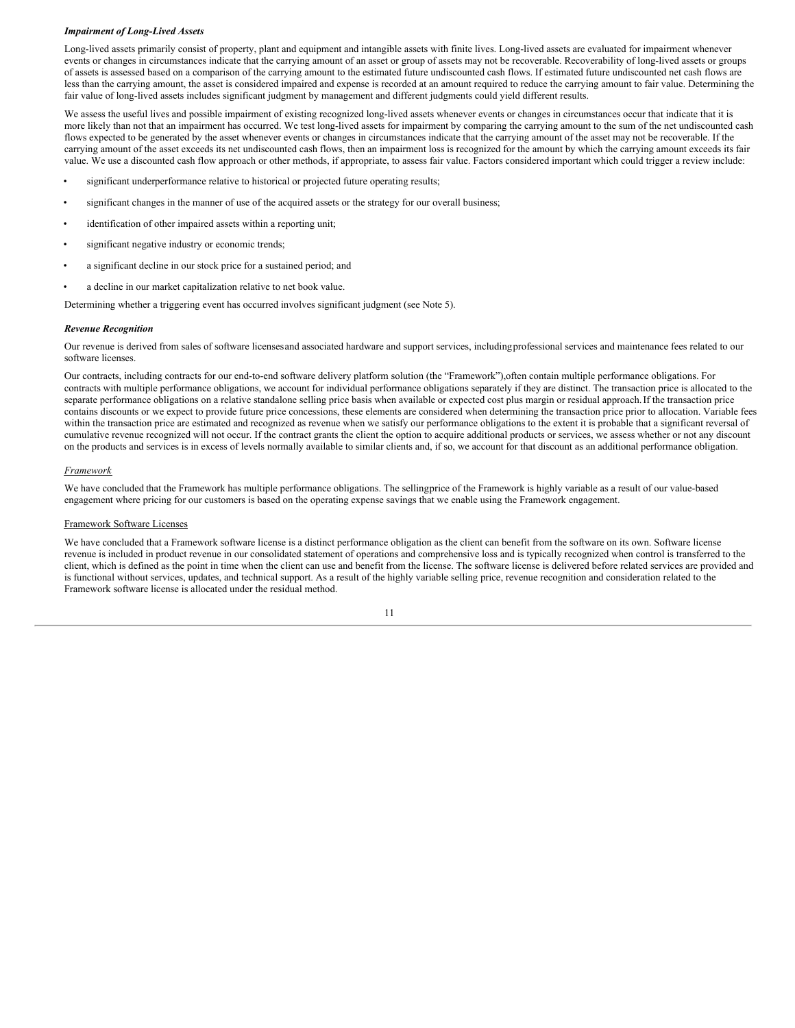***Impairment of Long-Lived Assets***

Long-lived assets primarily consist of property, plant and equipment and intangible assets with finite lives. Long-lived assets are evaluated for impairment whenever events or changes in circumstances indicate that the carrying amount of an asset or group of assets may not be recoverable. Recoverability of long-lived assets or groups of assets is assessed based on a comparison of the carrying amount to the estimated future undiscounted cash flows. If estimated future undiscounted net cash flows are less than the carrying amount, the asset is considered impaired and expense is recorded at an amount required to reduce the carrying amount to fair value. Determining the fair value of long-lived assets includes significant judgment by management and different judgments could yield different results.

We assess the useful lives and possible impairment of existing recognized long-lived assets whenever events or changes in circumstances occur that indicate that it is more likely than not that an impairment has occurred. We test long-lived assets for impairment by comparing the carrying amount to the sum of the net undiscounted cash flows expected to be generated by the asset whenever events or changes in circumstances indicate that the carrying amount of the asset may not be recoverable. If the carrying amount of the asset exceeds its net undiscounted cash flows, then an impairment loss is recognized for the amount by which the carrying amount exceeds its fair value. We use a discounted cash flow approach or other methods, if appropriate, to assess fair value. Factors considered important which could trigger a review include:

- significant underperformance relative to historical or projected future operating results;
- significant changes in the manner of use of the acquired assets or the strategy for our overall business;
- identification of other impaired assets within a reporting unit;
- significant negative industry or economic trends;
- a significant decline in our stock price for a sustained period; and
- a decline in our market capitalization relative to net book value.

Determining whether a triggering event has occurred involves significant judgment (see Note 5).

***Revenue Recognition***

Our revenue is derived from sales of software licenses and associated hardware and support services, including professional services and maintenance fees related to our software licenses.

Our contracts, including contracts for our end-to-end software delivery platform solution (the "Framework"), often contain multiple performance obligations. For contracts with multiple performance obligations, we account for individual performance obligations separately if they are distinct. The transaction price is allocated to the separate performance obligations on a relative standalone selling price basis when available or expected cost plus margin or residual approach. If the transaction price contains discounts or we expect to provide future price concessions, these elements are considered when determining the transaction price prior to allocation. Variable fees within the transaction price are estimated and recognized as revenue when we satisfy our performance obligations to the extent it is probable that a significant reversal of cumulative revenue recognized will not occur. If the contract grants the client the option to acquire additional products or services, we assess whether or not any discount on the products and services is in excess of levels normally available to similar clients and, if so, we account for that discount as an additional performance obligation.

*Framework*

We have concluded that the Framework has multiple performance obligations. The selling price of the Framework is highly variable as a result of our value-based engagement where pricing for our customers is based on the operating expense savings that we enable using the Framework engagement.

Framework Software Licenses

We have concluded that a Framework software license is a distinct performance obligation as the client can benefit from the software on its own. Software license revenue is included in product revenue in our consolidated statement of operations and comprehensive loss and is typically recognized when control is transferred to the client, which is defined as the point in time when the client can use and benefit from the license. The software license is delivered before related services are provided and is functional without services, updates, and technical support. As a result of the highly variable selling price, revenue recognition and consideration related to the Framework software license is allocated under the residual method.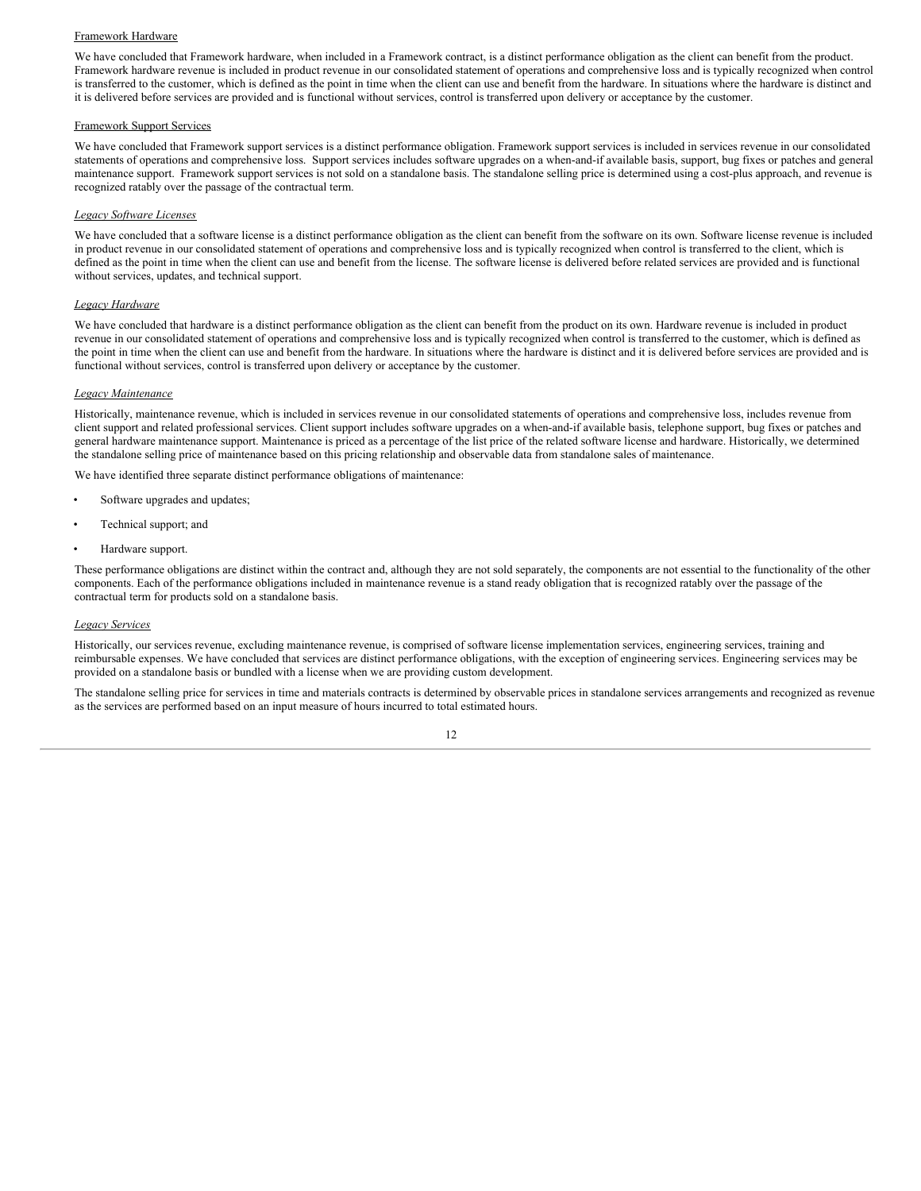Framework Hardware

We have concluded that Framework hardware, when included in a Framework contract, is a distinct performance obligation as the client can benefit from the product. Framework hardware revenue is included in product revenue in our consolidated statement of operations and comprehensive loss and is typically recognized when control is transferred to the customer, which is defined as the point in time when the client can use and benefit from the hardware. In situations where the hardware is distinct and it is delivered before services are provided and is functional without services, control is transferred upon delivery or acceptance by the customer.

Framework Support Services

We have concluded that Framework support services is a distinct performance obligation. Framework support services is included in services revenue in our consolidated statements of operations and comprehensive loss. Support services includes software upgrades on a when-and-if available basis, support, bug fixes or patches and general maintenance support. Framework support services is not sold on a standalone basis. The standalone selling price is determined using a cost-plus approach, and revenue is recognized ratably over the passage of the contractual term.

*Legacy Software Licenses*

We have concluded that a software license is a distinct performance obligation as the client can benefit from the software on its own. Software license revenue is included in product revenue in our consolidated statement of operations and comprehensive loss and is typically recognized when control is transferred to the client, which is defined as the point in time when the client can use and benefit from the license. The software license is delivered before related services are provided and is functional without services, updates, and technical support.

*Legacy Hardware*

We have concluded that hardware is a distinct performance obligation as the client can benefit from the product on its own. Hardware revenue is included in product revenue in our consolidated statement of operations and comprehensive loss and is typically recognized when control is transferred to the customer, which is defined as the point in time when the client can use and benefit from the hardware. In situations where the hardware is distinct and it is delivered before services are provided and is functional without services, control is transferred upon delivery or acceptance by the customer.

*Legacy Maintenance*

Historically, maintenance revenue, which is included in services revenue in our consolidated statements of operations and comprehensive loss, includes revenue from client support and related professional services. Client support includes software upgrades on a when-and-if available basis, telephone support, bug fixes or patches and general hardware maintenance support. Maintenance is priced as a percentage of the list price of the related software license and hardware. Historically, we determined the standalone selling price of maintenance based on this pricing relationship and observable data from standalone sales of maintenance.

We have identified three separate distinct performance obligations of maintenance:

- Software upgrades and updates;
- Technical support; and
- Hardware support.

These performance obligations are distinct within the contract and, although they are not sold separately, the components are not essential to the functionality of the other components. Each of the performance obligations included in maintenance revenue is a stand ready obligation that is recognized ratably over the passage of the contractual term for products sold on a standalone basis.

*Legacy Services*

Historically, our services revenue, excluding maintenance revenue, is comprised of software license implementation services, engineering services, training and reimbursable expenses. We have concluded that services are distinct performance obligations, with the exception of engineering services. Engineering services may be provided on a standalone basis or bundled with a license when we are providing custom development.

The standalone selling price for services in time and materials contracts is determined by observable prices in standalone services arrangements and recognized as revenue as the services are performed based on an input measure of hours incurred to total estimated hours.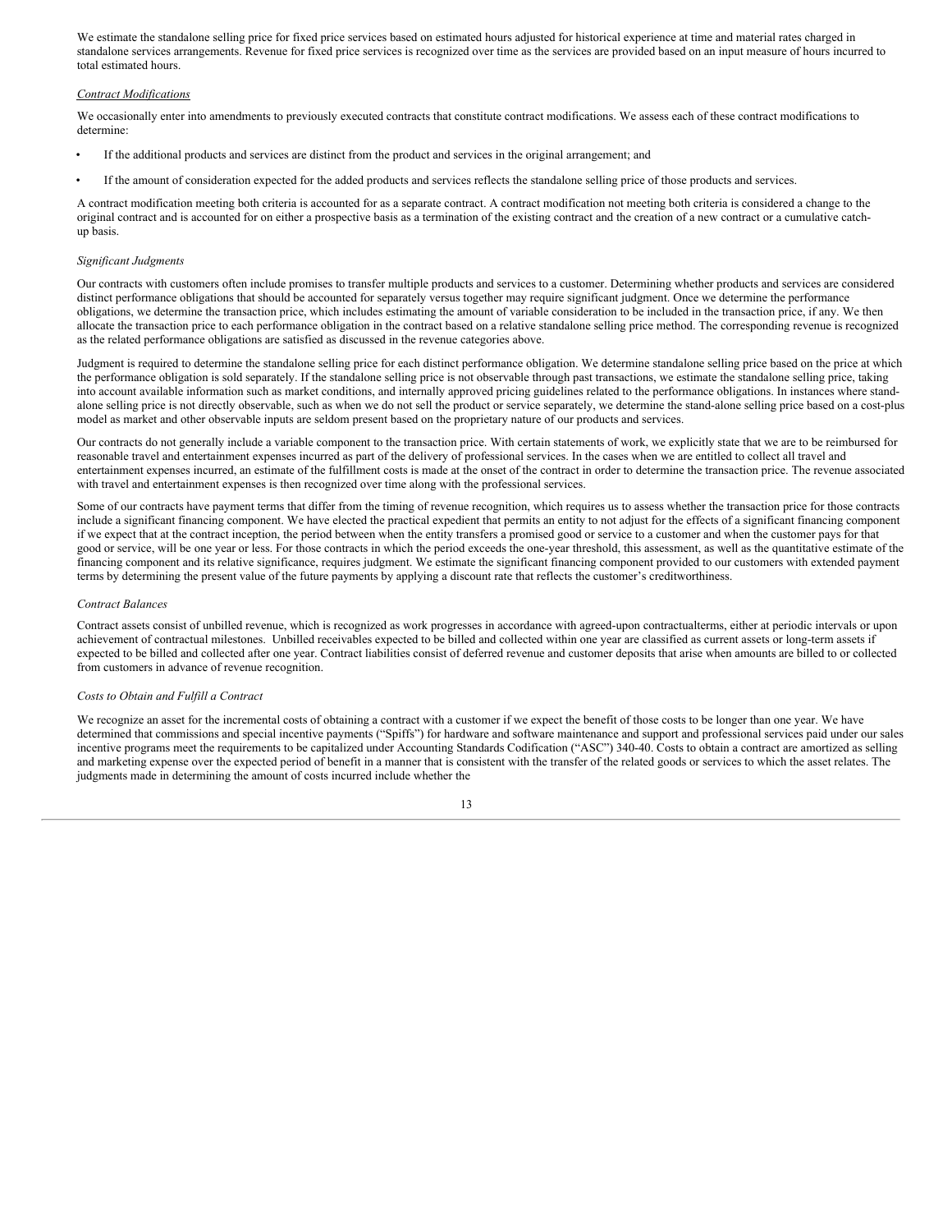We estimate the standalone selling price for fixed price services based on estimated hours adjusted for historical experience at time and material rates charged in standalone services arrangements. Revenue for fixed price services is recognized over time as the services are provided based on an input measure of hours incurred to total estimated hours.

*Contract Modifications*

We occasionally enter into amendments to previously executed contracts that constitute contract modifications. We assess each of these contract modifications to determine:

- If the additional products and services are distinct from the product and services in the original arrangement; and
- If the amount of consideration expected for the added products and services reflects the standalone selling price of those products and services.

A contract modification meeting both criteria is accounted for as a separate contract. A contract modification not meeting both criteria is considered a change to the original contract and is accounted for on either a prospective basis as a termination of the existing contract and the creation of a new contract or a cumulative catch-up basis.

*Significant Judgments*

Our contracts with customers often include promises to transfer multiple products and services to a customer. Determining whether products and services are considered distinct performance obligations that should be accounted for separately versus together may require significant judgment. Once we determine the performance obligations, we determine the transaction price, which includes estimating the amount of variable consideration to be included in the transaction price, if any. We then allocate the transaction price to each performance obligation in the contract based on a relative standalone selling price method. The corresponding revenue is recognized as the related performance obligations are satisfied as discussed in the revenue categories above.

Judgment is required to determine the standalone selling price for each distinct performance obligation. We determine standalone selling price based on the price at which the performance obligation is sold separately. If the standalone selling price is not observable through past transactions, we estimate the standalone selling price, taking into account available information such as market conditions, and internally approved pricing guidelines related to the performance obligations. In instances where stand-alone selling price is not directly observable, such as when we do not sell the product or service separately, we determine the stand-alone selling price based on a cost-plus model as market and other observable inputs are seldom present based on the proprietary nature of our products and services.

Our contracts do not generally include a variable component to the transaction price. With certain statements of work, we explicitly state that we are to be reimbursed for reasonable travel and entertainment expenses incurred as part of the delivery of professional services. In the cases when we are entitled to collect all travel and entertainment expenses incurred, an estimate of the fulfillment costs is made at the onset of the contract in order to determine the transaction price. The revenue associated with travel and entertainment expenses is then recognized over time along with the professional services.

Some of our contracts have payment terms that differ from the timing of revenue recognition, which requires us to assess whether the transaction price for those contracts include a significant financing component. We have elected the practical expedient that permits an entity to not adjust for the effects of a significant financing component if we expect that at the contract inception, the period between when the entity transfers a promised good or service to a customer and when the customer pays for that good or service, will be one year or less. For those contracts in which the period exceeds the one-year threshold, this assessment, as well as the quantitative estimate of the financing component and its relative significance, requires judgment. We estimate the significant financing component provided to our customers with extended payment terms by determining the present value of the future payments by applying a discount rate that reflects the customer's creditworthiness.

*Contract Balances*

Contract assets consist of unbilled revenue, which is recognized as work progresses in accordance with agreed-upon contractualterms, either at periodic intervals or upon achievement of contractual milestones. Unbilled receivables expected to be billed and collected within one year are classified as current assets or long-term assets if expected to be billed and collected after one year. Contract liabilities consist of deferred revenue and customer deposits that arise when amounts are billed to or collected from customers in advance of revenue recognition.

*Costs to Obtain and Fulfill a Contract*

We recognize an asset for the incremental costs of obtaining a contract with a customer if we expect the benefit of those costs to be longer than one year. We have determined that commissions and special incentive payments ("Spiffs") for hardware and software maintenance and support and professional services paid under our sales incentive programs meet the requirements to be capitalized under Accounting Standards Codification ("ASC") 340-40. Costs to obtain a contract are amortized as selling and marketing expense over the expected period of benefit in a manner that is consistent with the transfer of the related goods or services to which the asset relates. The judgments made in determining the amount of costs incurred include whether the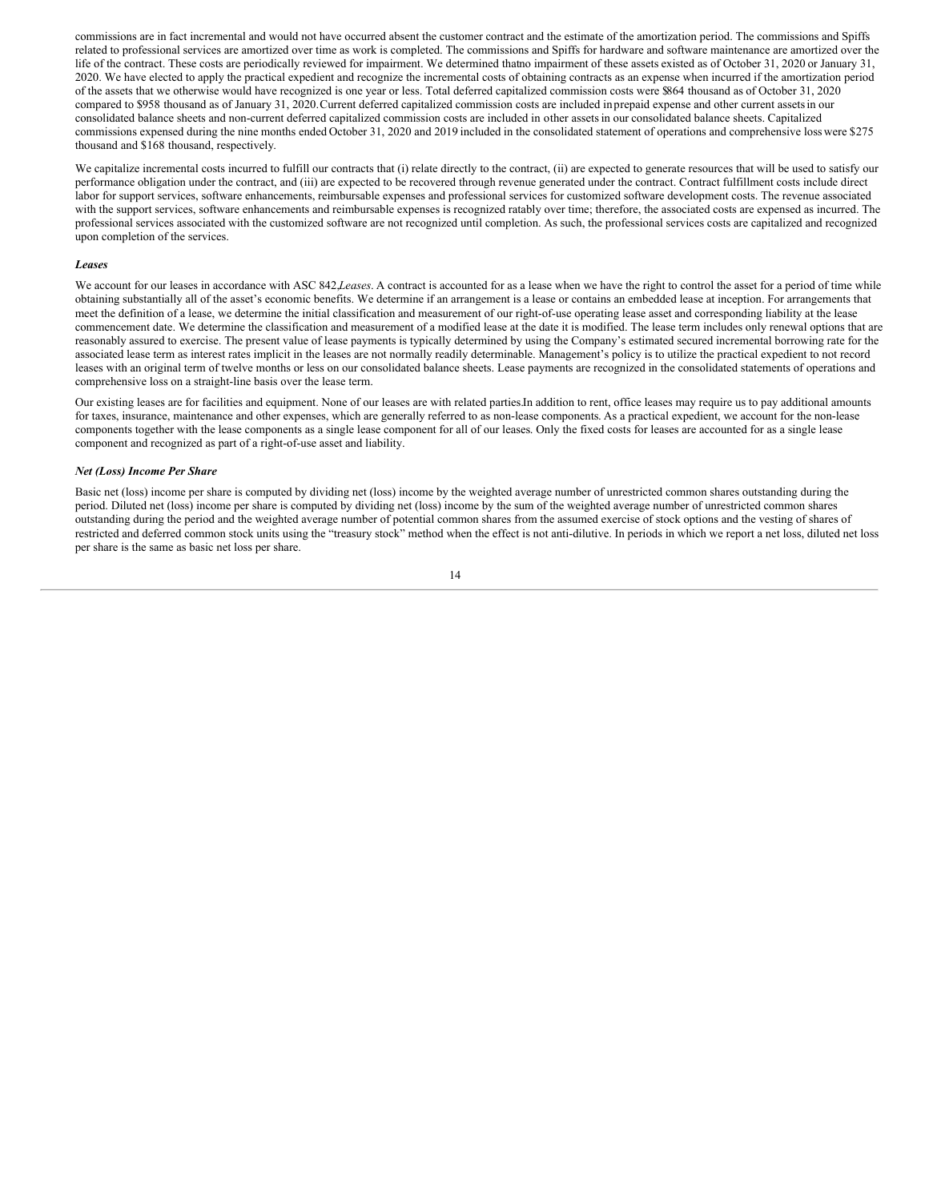commissions are in fact incremental and would not have occurred absent the customer contract and the estimate of the amortization period. The commissions and Spiffs related to professional services are amortized over time as work is completed. The commissions and Spiffs for hardware and software maintenance are amortized over the life of the contract. These costs are periodically reviewed for impairment. We determined that no impairment of these assets existed as of October 31, 2020 or January 31, 2020. We have elected to apply the practical expedient and recognize the incremental costs of obtaining contracts as an expense when incurred if the amortization period of the assets that we otherwise would have recognized is one year or less. Total deferred capitalized commission costs were $864 thousand as of October 31, 2020 compared to $958 thousand as of January 31, 2020. Current deferred capitalized commission costs are included in prepaid expense and other current assets in our consolidated balance sheets and non-current deferred capitalized commission costs are included in other assets in our consolidated balance sheets. Capitalized commissions expensed during the nine months ended October 31, 2020 and 2019 included in the consolidated statement of operations and comprehensive loss were $275 thousand and $168 thousand, respectively.

We capitalize incremental costs incurred to fulfill our contracts that (i) relate directly to the contract, (ii) are expected to generate resources that will be used to satisfy our performance obligation under the contract, and (iii) are expected to be recovered through revenue generated under the contract. Contract fulfillment costs include direct labor for support services, software enhancements, reimbursable expenses and professional services for customized software development costs. The revenue associated with the support services, software enhancements and reimbursable expenses is recognized ratably over time; therefore, the associated costs are expensed as incurred. The professional services associated with the customized software are not recognized until completion. As such, the professional services costs are capitalized and recognized upon completion of the services.

***Leases***

We account for our leases in accordance with ASC 842, *Leases*. A contract is accounted for as a lease when we have the right to control the asset for a period of time while obtaining substantially all of the asset's economic benefits. We determine if an arrangement is a lease or contains an embedded lease at inception. For arrangements that meet the definition of a lease, we determine the initial classification and measurement of our right-of-use operating lease asset and corresponding liability at the lease commencement date. We determine the classification and measurement of a modified lease at the date it is modified. The lease term includes only renewal options that are reasonably assured to exercise. The present value of lease payments is typically determined by using the Company's estimated secured incremental borrowing rate for the associated lease term as interest rates implicit in the leases are not normally readily determinable. Management's policy is to utilize the practical expedient to not record leases with an original term of twelve months or less on our consolidated balance sheets. Lease payments are recognized in the consolidated statements of operations and comprehensive loss on a straight-line basis over the lease term.

Our existing leases are for facilities and equipment. None of our leases are with related parties. In addition to rent, office leases may require us to pay additional amounts for taxes, insurance, maintenance and other expenses, which are generally referred to as non-lease components. As a practical expedient, we account for the non-lease components together with the lease components as a single lease component for all of our leases. Only the fixed costs for leases are accounted for as a single lease component and recognized as part of a right-of-use asset and liability.

***Net (Loss) Income Per Share***

Basic net (loss) income per share is computed by dividing net (loss) income by the weighted average number of unrestricted common shares outstanding during the period. Diluted net (loss) income per share is computed by dividing net (loss) income by the sum of the weighted average number of unrestricted common shares outstanding during the period and the weighted average number of potential common shares from the assumed exercise of stock options and the vesting of shares of restricted and deferred common stock units using the "treasury stock" method when the effect is not anti-dilutive. In periods in which we report a net loss, diluted net loss per share is the same as basic net loss per share.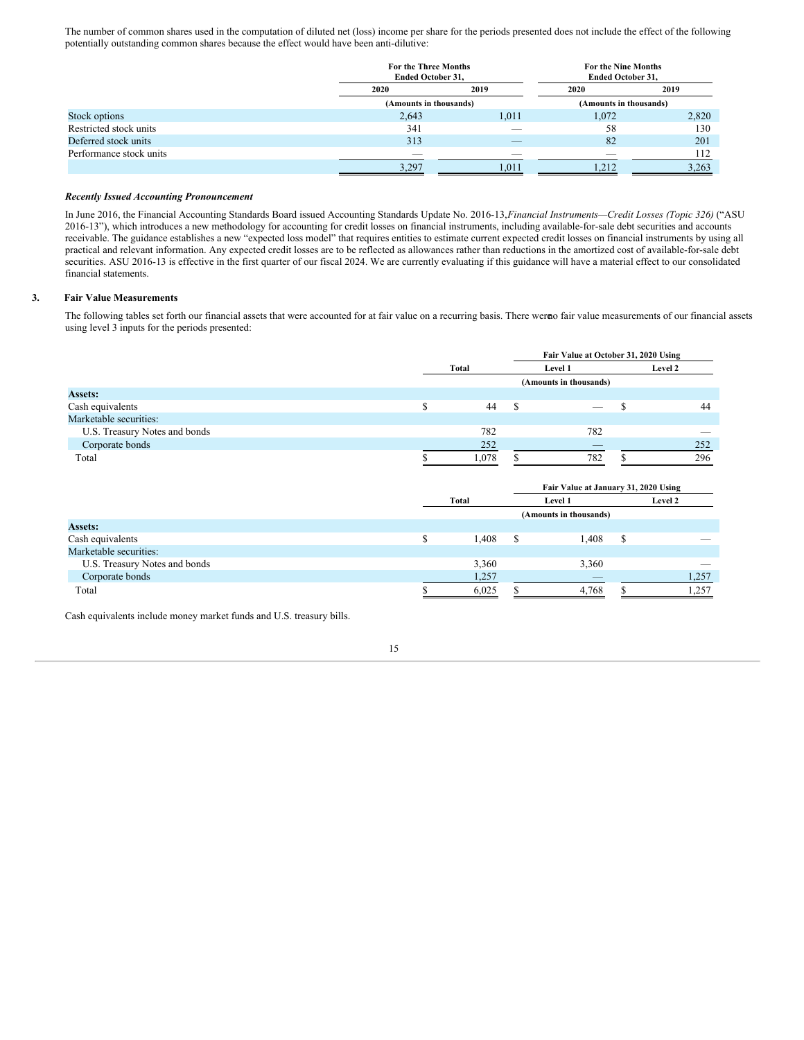The number of common shares used in the computation of diluted net (loss) income per share for the periods presented does not include the effect of the following potentially outstanding common shares because the effect would have been anti-dilutive:

| | For the Three Months Ended October 31, | | For the Nine Months Ended October 31, | |
|---|---|---|---|---|
| | 2020 | 2019 | 2020 | 2019 |
| | (Amounts in thousands) | | (Amounts in thousands) | |
| Stock options | 2,643 | 1,011 | 1,072 | 2,820 |
| Restricted stock units | 341 | — | 58 | 130 |
| Deferred stock units | 313 | — | 82 | 201 |
| Performance stock units | — | — | — | 112 |
| | 3,297 | 1,011 | 1,212 | 3,263 |

***Recently Issued Accounting Pronouncement***

In June 2016, the Financial Accounting Standards Board issued Accounting Standards Update No. 2016-13, *Financial Instruments—Credit Losses (Topic 326)* ("ASU 2016-13"), which introduces a new methodology for accounting for credit losses on financial instruments, including available-for-sale debt securities and accounts receivable. The guidance establishes a new "expected loss model" that requires entities to estimate current expected credit losses on financial instruments by using all practical and relevant information. Any expected credit losses are to be reflected as allowances rather than reductions in the amortized cost of available-for-sale debt securities. ASU 2016-13 is effective in the first quarter of our fiscal 2024. We are currently evaluating if this guidance will have a material effect to our consolidated financial statements.

## 3. Fair Value Measurements

The following tables set forth our financial assets that were accounted for at fair value on a recurring basis. There were no fair value measurements of our financial assets using level 3 inputs for the periods presented:

| | Total | Fair Value at October 31, 2020 Using | |
|---|---|---|---|
| | | Level 1 | Level 2 |
| | (Amounts in thousands) | | |
| **Assets:** | | | |
| Cash equivalents | $ 44 | $ — | $ 44 |
| Marketable securities: | | | |
| U.S. Treasury Notes and bonds | 782 | 782 | — |
| Corporate bonds | 252 | — | 252 |
| Total | $ 1,078 | $ 782 | $ 296 |

| | Total | Fair Value at January 31, 2020 Using | |
|---|---|---|---|
| | | Level 1 | Level 2 |
| | (Amounts in thousands) | | |
| **Assets:** | | | |
| Cash equivalents | $ 1,408 | $ 1,408 | $ — |
| Marketable securities: | | | |
| U.S. Treasury Notes and bonds | 3,360 | 3,360 | — |
| Corporate bonds | 1,257 | — | 1,257 |
| Total | $ 6,025 | $ 4,768 | $ 1,257 |

Cash equivalents include money market funds and U.S. treasury bills.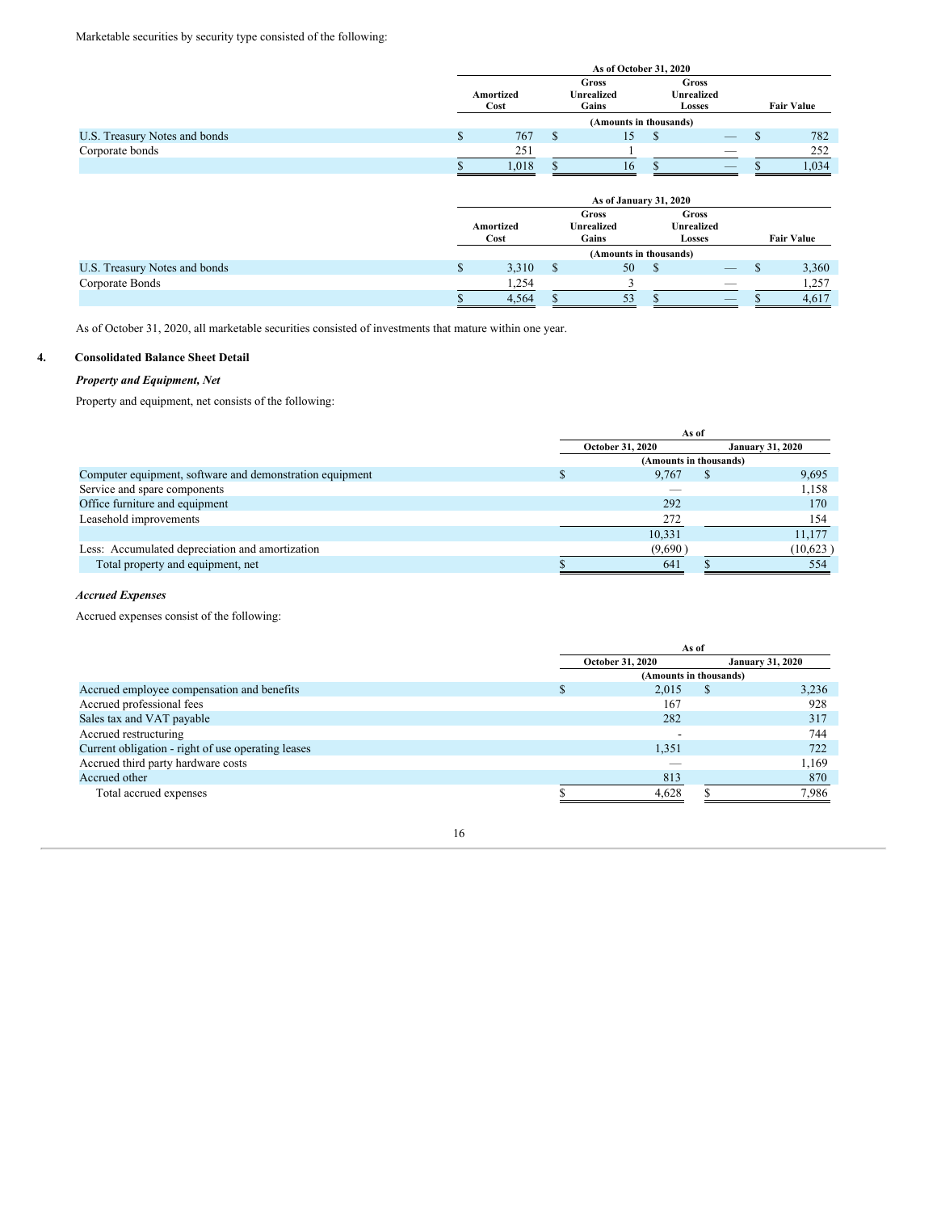Marketable securities by security type consisted of the following:

| | As of October 31, 2020 | | | |
|---|---|---|---|---|
| | Amortized Cost | Gross Unrealized Gains | Gross Unrealized Losses | Fair Value |
| | (Amounts in thousands) | | | |
| U.S. Treasury Notes and bonds | $ 767 | $ 15 | $ — | $ 782 |
| Corporate bonds | 251 | 1 | — | 252 |
| | $ 1,018 | $ 16 | $ — | $ 1,034 |

| | As of January 31, 2020 | | | |
|---|---|---|---|---|
| | Amortized Cost | Gross Unrealized Gains | Gross Unrealized Losses | Fair Value |
| | (Amounts in thousands) | | | |
| U.S. Treasury Notes and bonds | $ 3,310 | $ 50 | $ — | $ 3,360 |
| Corporate Bonds | 1,254 | 3 | — | 1,257 |
| | $ 4,564 | $ 53 | $ — | $ 4,617 |

As of October 31, 2020, all marketable securities consisted of investments that mature within one year.

## 4. Consolidated Balance Sheet Detail

### *Property and Equipment, Net*

Property and equipment, net consists of the following:

| | As of | |
|---|---|---|
| | October 31, 2020 | January 31, 2020 |
| | (Amounts in thousands) | |
| Computer equipment, software and demonstration equipment | $ 9,767 | $ 9,695 |
| Service and spare components | — | 1,158 |
| Office furniture and equipment | 292 | 170 |
| Leasehold improvements | 272 | 154 |
| | 10,331 | 11,177 |
| Less: Accumulated depreciation and amortization | (9,690 ) | (10,623 ) |
| Total property and equipment, net | $ 641 | $ 554 |

### *Accrued Expenses*

Accrued expenses consist of the following:

| | As of | |
|---|---|---|
| | October 31, 2020 | January 31, 2020 |
| | (Amounts in thousands) | |
| Accrued employee compensation and benefits | $ 2,015 | $ 3,236 |
| Accrued professional fees | 167 | 928 |
| Sales tax and VAT payable | 282 | 317 |
| Accrued restructuring | - | 744 |
| Current obligation - right of use operating leases | 1,351 | 722 |
| Accrued third party hardware costs | — | 1,169 |
| Accrued other | 813 | 870 |
| Total accrued expenses | $ 4,628 | $ 7,986 |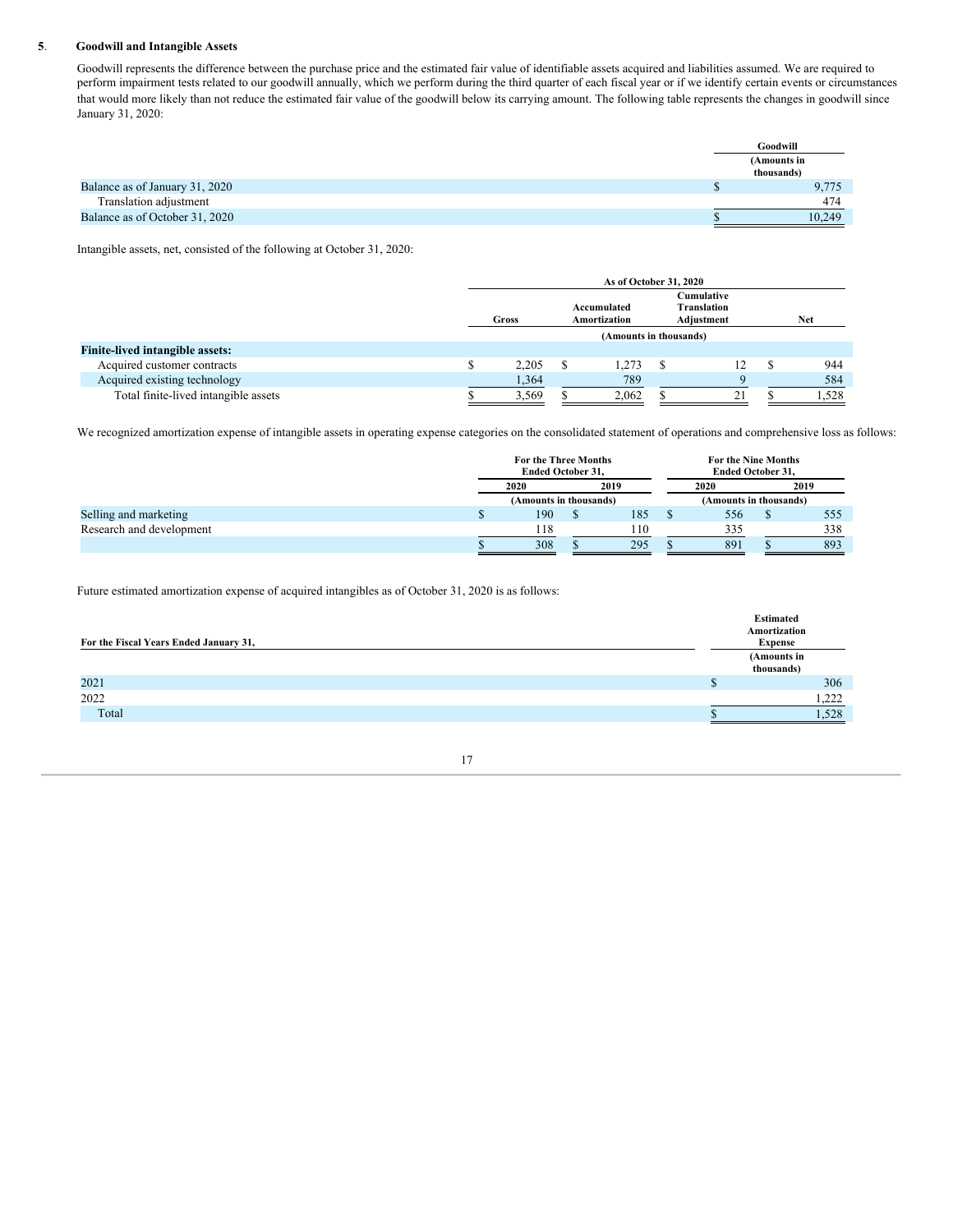## 5. Goodwill and Intangible Assets

Goodwill represents the difference between the purchase price and the estimated fair value of identifiable assets acquired and liabilities assumed. We are required to perform impairment tests related to our goodwill annually, which we perform during the third quarter of each fiscal year or if we identify certain events or circumstances that would more likely than not reduce the estimated fair value of the goodwill below its carrying amount. The following table represents the changes in goodwill since January 31, 2020:

| | Goodwill |
|---|---|
| | (Amounts in thousands) |
| Balance as of January 31, 2020 | $ 9,775 |
| Translation adjustment | 474 |
| Balance as of October 31, 2020 | $ 10,249 |

Intangible assets, net, consisted of the following at October 31, 2020:

| | As of October 31, 2020 | | | |
|---|---|---|---|---|
| | Gross | Accumulated Amortization | Cumulative Translation Adjustment | Net |
| | (Amounts in thousands) | | | |
| **Finite-lived intangible assets:** | | | | |
| Acquired customer contracts | $ 2,205 | $ 1,273 | $ 12 | $ 944 |
| Acquired existing technology | 1,364 | 789 | 9 | 584 |
| Total finite-lived intangible assets | $ 3,569 | $ 2,062 | $ 21 | $ 1,528 |

We recognized amortization expense of intangible assets in operating expense categories on the consolidated statement of operations and comprehensive loss as follows:

| | For the Three Months Ended October 31, | | For the Nine Months Ended October 31, | |
|---|---|---|---|---|
| | 2020 | 2019 | 2020 | 2019 |
| | (Amounts in thousands) | | (Amounts in thousands) | |
| Selling and marketing | $ 190 | $ 185 | $ 556 | $ 555 |
| Research and development | 118 | 110 | 335 | 338 |
| | $ 308 | $ 295 | $ 891 | $ 893 |

Future estimated amortization expense of acquired intangibles as of October 31, 2020 is as follows:

| For the Fiscal Years Ended January 31, | Estimated Amortization Expense |
|---|---|
| | (Amounts in thousands) |
| 2021 | $ 306 |
| 2022 | 1,222 |
| Total | $ 1,528 |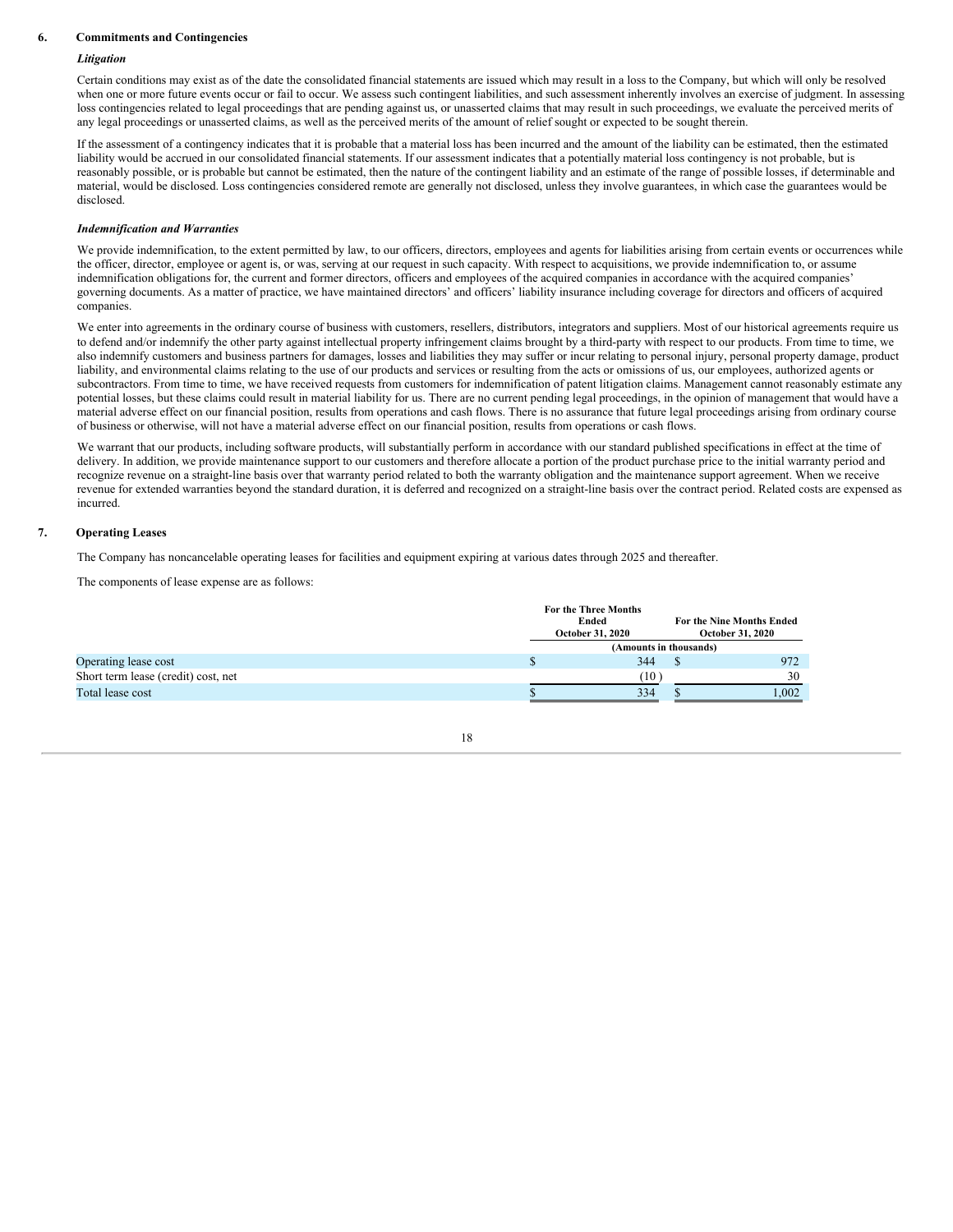## 6. Commitments and Contingencies

### *Litigation*

Certain conditions may exist as of the date the consolidated financial statements are issued which may result in a loss to the Company, but which will only be resolved when one or more future events occur or fail to occur. We assess such contingent liabilities, and such assessment inherently involves an exercise of judgment. In assessing loss contingencies related to legal proceedings that are pending against us, or unasserted claims that may result in such proceedings, we evaluate the perceived merits of any legal proceedings or unasserted claims, as well as the perceived merits of the amount of relief sought or expected to be sought therein.

If the assessment of a contingency indicates that it is probable that a material loss has been incurred and the amount of the liability can be estimated, then the estimated liability would be accrued in our consolidated financial statements. If our assessment indicates that a potentially material loss contingency is not probable, but is reasonably possible, or is probable but cannot be estimated, then the nature of the contingent liability and an estimate of the range of possible losses, if determinable and material, would be disclosed. Loss contingencies considered remote are generally not disclosed, unless they involve guarantees, in which case the guarantees would be disclosed.

### *Indemnification and Warranties*

We provide indemnification, to the extent permitted by law, to our officers, directors, employees and agents for liabilities arising from certain events or occurrences while the officer, director, employee or agent is, or was, serving at our request in such capacity. With respect to acquisitions, we provide indemnification to, or assume indemnification obligations for, the current and former directors, officers and employees of the acquired companies in accordance with the acquired companies' governing documents. As a matter of practice, we have maintained directors' and officers' liability insurance including coverage for directors and officers of acquired companies.

We enter into agreements in the ordinary course of business with customers, resellers, distributors, integrators and suppliers. Most of our historical agreements require us to defend and/or indemnify the other party against intellectual property infringement claims brought by a third-party with respect to our products. From time to time, we also indemnify customers and business partners for damages, losses and liabilities they may suffer or incur relating to personal injury, personal property damage, product liability, and environmental claims relating to the use of our products and services or resulting from the acts or omissions of us, our employees, authorized agents or subcontractors. From time to time, we have received requests from customers for indemnification of patent litigation claims. Management cannot reasonably estimate any potential losses, but these claims could result in material liability for us. There are no current pending legal proceedings, in the opinion of management that would have a material adverse effect on our financial position, results from operations and cash flows. There is no assurance that future legal proceedings arising from ordinary course of business or otherwise, will not have a material adverse effect on our financial position, results from operations or cash flows.

We warrant that our products, including software products, will substantially perform in accordance with our standard published specifications in effect at the time of delivery. In addition, we provide maintenance support to our customers and therefore allocate a portion of the product purchase price to the initial warranty period and recognize revenue on a straight-line basis over that warranty period related to both the warranty obligation and the maintenance support agreement. When we receive revenue for extended warranties beyond the standard duration, it is deferred and recognized on a straight-line basis over the contract period. Related costs are expensed as incurred.

## 7. Operating Leases

The Company has noncancelable operating leases for facilities and equipment expiring at various dates through 2025 and thereafter.

The components of lease expense are as follows:

| | For the Three Months Ended October 31, 2020 | For the Nine Months Ended October 31, 2020 |
|---|---|---|
| | (Amounts in thousands) | |
| Operating lease cost | $ 344 | $ 972 |
| Short term lease (credit) cost, net | (10) | 30 |
| Total lease cost | $ 334 | $ 1,002 |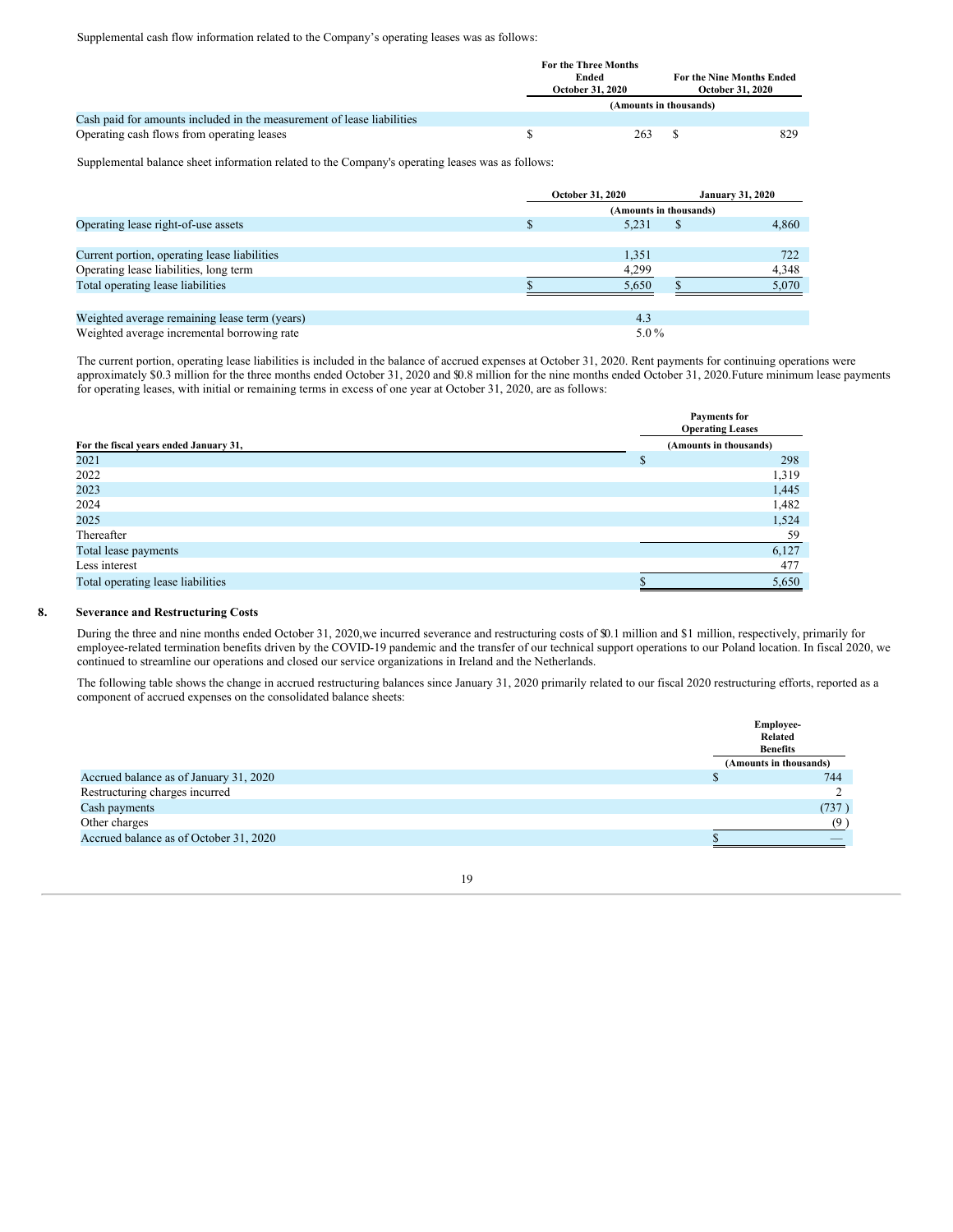Supplemental cash flow information related to the Company's operating leases was as follows:

| | For the Three Months Ended October 31, 2020 | For the Nine Months Ended October 31, 2020 |
|---|---|---|
| | (Amounts in thousands) | |
| Cash paid for amounts included in the measurement of lease liabilities | | |
| Operating cash flows from operating leases | $ 263 | $ 829 |

Supplemental balance sheet information related to the Company's operating leases was as follows:

| | October 31, 2020 | January 31, 2020 |
|---|---|---|
| | (Amounts in thousands) | |
| Operating lease right-of-use assets | $ 5,231 | $ 4,860 |
| | | |
| Current portion, operating lease liabilities | 1,351 | 722 |
| Operating lease liabilities, long term | 4,299 | 4,348 |
| Total operating lease liabilities | $ 5,650 | $ 5,070 |
| | | |
| Weighted average remaining lease term (years) | 4.3 | |
| Weighted average incremental borrowing rate | 5.0 % | |

The current portion, operating lease liabilities is included in the balance of accrued expenses at October 31, 2020. Rent payments for continuing operations were approximately $0.3 million for the three months ended October 31, 2020 and $0.8 million for the nine months ended October 31, 2020.Future minimum lease payments for operating leases, with initial or remaining terms in excess of one year at October 31, 2020, are as follows:

| For the fiscal years ended January 31, | Payments for Operating Leases |
|---|---|
| | (Amounts in thousands) |
| 2021 | $ 298 |
| 2022 | 1,319 |
| 2023 | 1,445 |
| 2024 | 1,482 |
| 2025 | 1,524 |
| Thereafter | 59 |
| Total lease payments | 6,127 |
| Less interest | 477 |
| Total operating lease liabilities | $ 5,650 |

## 8. Severance and Restructuring Costs

During the three and nine months ended October 31, 2020,we incurred severance and restructuring costs of $0.1 million and $1 million, respectively, primarily for employee-related termination benefits driven by the COVID-19 pandemic and the transfer of our technical support operations to our Poland location. In fiscal 2020, we continued to streamline our operations and closed our service organizations in Ireland and the Netherlands.

The following table shows the change in accrued restructuring balances since January 31, 2020 primarily related to our fiscal 2020 restructuring efforts, reported as a component of accrued expenses on the consolidated balance sheets:

| | Employee-Related Benefits |
|---|---|
| | (Amounts in thousands) |
| Accrued balance as of January 31, 2020 | $ 744 |
| Restructuring charges incurred | 2 |
| Cash payments | (737 ) |
| Other charges | (9 ) |
| Accrued balance as of October 31, 2020 | $ — |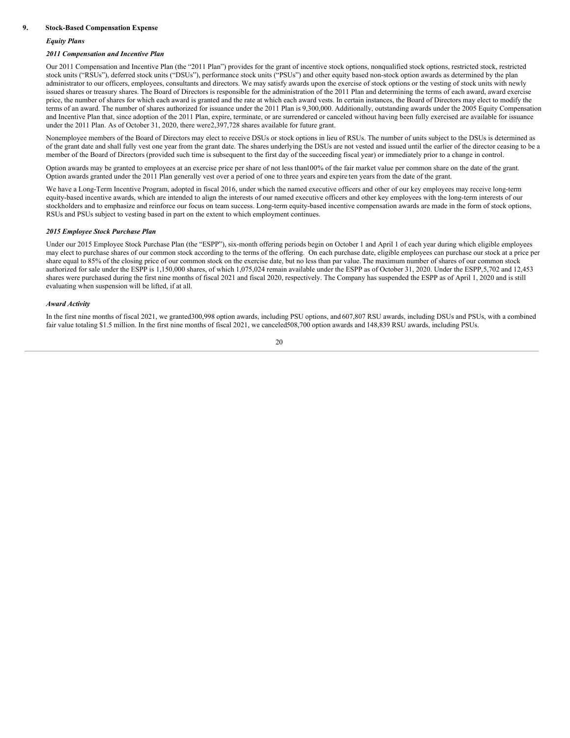## 9. Stock-Based Compensation Expense

### *Equity Plans*

### *2011 Compensation and Incentive Plan*

Our 2011 Compensation and Incentive Plan (the "2011 Plan") provides for the grant of incentive stock options, nonqualified stock options, restricted stock, restricted stock units ("RSUs"), deferred stock units ("DSUs"), performance stock units ("PSUs") and other equity based non-stock option awards as determined by the plan administrator to our officers, employees, consultants and directors. We may satisfy awards upon the exercise of stock options or the vesting of stock units with newly issued shares or treasury shares. The Board of Directors is responsible for the administration of the 2011 Plan and determining the terms of each award, award exercise price, the number of shares for which each award is granted and the rate at which each award vests. In certain instances, the Board of Directors may elect to modify the terms of an award. The number of shares authorized for issuance under the 2011 Plan is 9,300,000. Additionally, outstanding awards under the 2005 Equity Compensation and Incentive Plan that, since adoption of the 2011 Plan, expire, terminate, or are surrendered or canceled without having been fully exercised are available for issuance under the 2011 Plan. As of October 31, 2020, there were 2,397,728 shares available for future grant.

Nonemployee members of the Board of Directors may elect to receive DSUs or stock options in lieu of RSUs. The number of units subject to the DSUs is determined as of the grant date and shall fully vest one year from the grant date. The shares underlying the DSUs are not vested and issued until the earlier of the director ceasing to be a member of the Board of Directors (provided such time is subsequent to the first day of the succeeding fiscal year) or immediately prior to a change in control.

Option awards may be granted to employees at an exercise price per share of not less than 100% of the fair market value per common share on the date of the grant. Option awards granted under the 2011 Plan generally vest over a period of one to three years and expire ten years from the date of the grant.

We have a Long-Term Incentive Program, adopted in fiscal 2016, under which the named executive officers and other of our key employees may receive long-term equity-based incentive awards, which are intended to align the interests of our named executive officers and other key employees with the long-term interests of our stockholders and to emphasize and reinforce our focus on team success. Long-term equity-based incentive compensation awards are made in the form of stock options, RSUs and PSUs subject to vesting based in part on the extent to which employment continues.

### *2015 Employee Stock Purchase Plan*

Under our 2015 Employee Stock Purchase Plan (the "ESPP"), six-month offering periods begin on October 1 and April 1 of each year during which eligible employees may elect to purchase shares of our common stock according to the terms of the offering. On each purchase date, eligible employees can purchase our stock at a price per share equal to 85% of the closing price of our common stock on the exercise date, but no less than par value. The maximum number of shares of our common stock authorized for sale under the ESPP is 1,150,000 shares, of which 1,075,024 remain available under the ESPP as of October 31, 2020. Under the ESPP, 5,702 and 12,453 shares were purchased during the first nine months of fiscal 2021 and fiscal 2020, respectively. The Company has suspended the ESPP as of April 1, 2020 and is still evaluating when suspension will be lifted, if at all.

### *Award Activity*

In the first nine months of fiscal 2021, we granted 300,998 option awards, including PSU options, and 607,807 RSU awards, including DSUs and PSUs, with a combined fair value totaling $1.5 million. In the first nine months of fiscal 2021, we canceled 508,700 option awards and 148,839 RSU awards, including PSUs.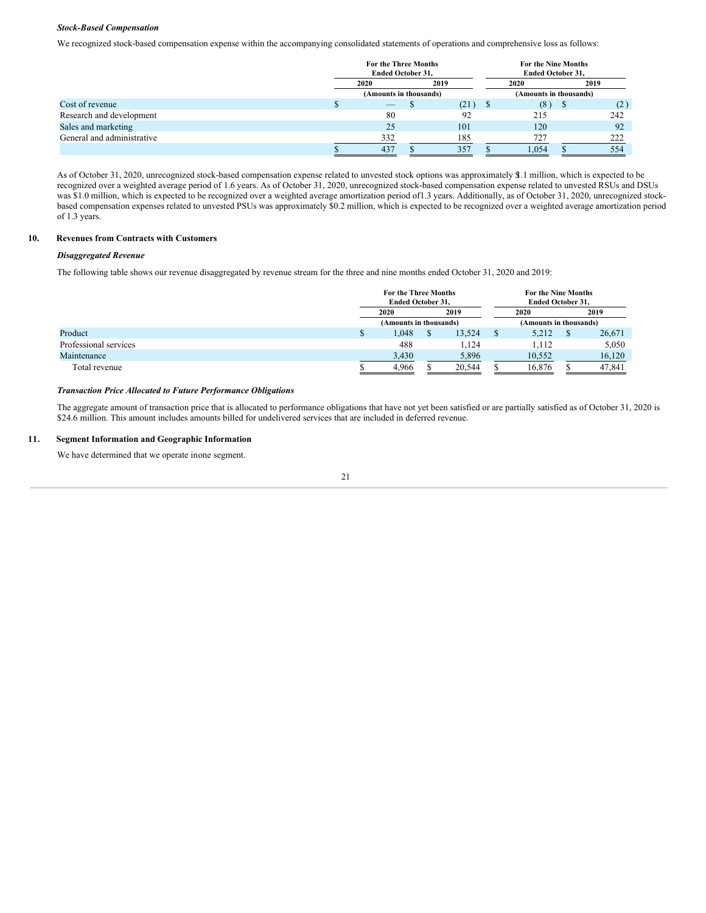***Stock-Based Compensation***

We recognized stock-based compensation expense within the accompanying consolidated statements of operations and comprehensive loss as follows:

| | For the Three Months Ended October 31, | | For the Nine Months Ended October 31, | |
|---|---|---|---|---|
| | 2020 | 2019 | 2020 | 2019 |
| | (Amounts in thousands) | | (Amounts in thousands) | |
| Cost of revenue | $ — | $ (21) | $ (8) | $ (2) |
| Research and development | 80 | 92 | 215 | 242 |
| Sales and marketing | 25 | 101 | 120 | 92 |
| General and administrative | 332 | 185 | 727 | 222 |
| | $ 437 | $ 357 | $ 1,054 | $ 554 |

As of October 31, 2020, unrecognized stock-based compensation expense related to unvested stock options was approximately $1.1 million, which is expected to be recognized over a weighted average period of 1.6 years. As of October 31, 2020, unrecognized stock-based compensation expense related to unvested RSUs and DSUs was $1.0 million, which is expected to be recognized over a weighted average amortization period of 1.3 years. Additionally, as of October 31, 2020, unrecognized stock-based compensation expenses related to unvested PSUs was approximately $0.2 million, which is expected to be recognized over a weighted average amortization period of 1.3 years.

## 10. Revenues from Contracts with Customers

***Disaggregated Revenue***

The following table shows our revenue disaggregated by revenue stream for the three and nine months ended October 31, 2020 and 2019:

| | For the Three Months Ended October 31, | | For the Nine Months Ended October 31, | |
|---|---|---|---|---|
| | 2020 | 2019 | 2020 | 2019 |
| | (Amounts in thousands) | | (Amounts in thousands) | |
| Product | $ 1,048 | $ 13,524 | $ 5,212 | $ 26,671 |
| Professional services | 488 | 1,124 | 1,112 | 5,050 |
| Maintenance | 3,430 | 5,896 | 10,552 | 16,120 |
| Total revenue | $ 4,966 | $ 20,544 | $ 16,876 | $ 47,841 |

***Transaction Price Allocated to Future Performance Obligations***

The aggregate amount of transaction price that is allocated to performance obligations that have not yet been satisfied or are partially satisfied as of October 31, 2020 is $24.6 million. This amount includes amounts billed for undelivered services that are included in deferred revenue.

## 11. Segment Information and Geographic Information

We have determined that we operate in one segment.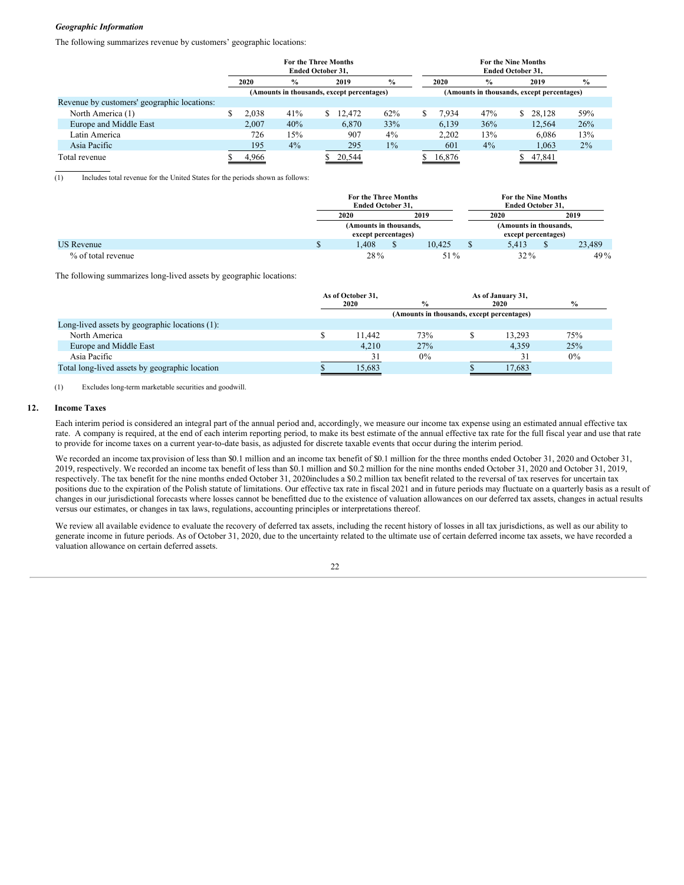***Geographic Information***

The following summarizes revenue by customers' geographic locations:

| | For the Three Months Ended October 31, | | | | For the Nine Months Ended October 31, | | | |
|---|---|---|---|---|---|---|---|---|
| | 2020 | % | 2019 | % | 2020 | % | 2019 | % |
| | (Amounts in thousands, except percentages) | | | | (Amounts in thousands, except percentages) | | | |
| Revenue by customers' geographic locations: | | | | | | | | |
| North America (1) | $ 2,038 | 41% | $ 12,472 | 62% | $ 7,934 | 47% | $ 28,128 | 59% |
| Europe and Middle East | 2,007 | 40% | 6,870 | 33% | 6,139 | 36% | 12,564 | 26% |
| Latin America | 726 | 15% | 907 | 4% | 2,202 | 13% | 6,086 | 13% |
| Asia Pacific | 195 | 4% | 295 | 1% | 601 | 4% | 1,063 | 2% |
| Total revenue | $ 4,966 | | $ 20,544 | | $ 16,876 | | $ 47,841 | |

(1) Includes total revenue for the United States for the periods shown as follows:

| | For the Three Months Ended October 31, | | For the Nine Months Ended October 31, | |
|---|---|---|---|---|
| | 2020 | 2019 | 2020 | 2019 |
| | (Amounts in thousands, except percentages) | | (Amounts in thousands, except percentages) | |
| US Revenue | $ 1,408 | $ 10,425 | $ 5,413 | $ 23,489 |
| % of total revenue | 28% | 51% | 32% | 49% |

The following summarizes long-lived assets by geographic locations:

| | As of October 31, 2020 | % | As of January 31, 2020 | % |
|---|---|---|---|---|
| | (Amounts in thousands, except percentages) | | | |
| Long-lived assets by geographic locations (1): | | | | |
| North America | $ 11,442 | 73% | $ 13,293 | 75% |
| Europe and Middle East | 4,210 | 27% | 4,359 | 25% |
| Asia Pacific | 31 | 0% | 31 | 0% |
| Total long-lived assets by geographic location | $ 15,683 | | $ 17,683 | |

(1) Excludes long-term marketable securities and goodwill.

## 12. Income Taxes

Each interim period is considered an integral part of the annual period and, accordingly, we measure our income tax expense using an estimated annual effective tax rate. A company is required, at the end of each interim reporting period, to make its best estimate of the annual effective tax rate for the full fiscal year and use that rate to provide for income taxes on a current year-to-date basis, as adjusted for discrete taxable events that occur during the interim period.

We recorded an income taxprovision of less than $0.1 million and an income tax benefit of $0.1 million for the three months ended October 31, 2020 and October 31, 2019, respectively. We recorded an income tax benefit of less than $0.1 million and $0.2 million for the nine months ended October 31, 2020 and October 31, 2019, respectively. The tax benefit for the nine months ended October 31, 2020includes a $0.2 million tax benefit related to the reversal of tax reserves for uncertain tax positions due to the expiration of the Polish statute of limitations. Our effective tax rate in fiscal 2021 and in future periods may fluctuate on a quarterly basis as a result of changes in our jurisdictional forecasts where losses cannot be benefitted due to the existence of valuation allowances on our deferred tax assets, changes in actual results versus our estimates, or changes in tax laws, regulations, accounting principles or interpretations thereof.

We review all available evidence to evaluate the recovery of deferred tax assets, including the recent history of losses in all tax jurisdictions, as well as our ability to generate income in future periods. As of October 31, 2020, due to the uncertainty related to the ultimate use of certain deferred income tax assets, we have recorded a valuation allowance on certain deferred assets.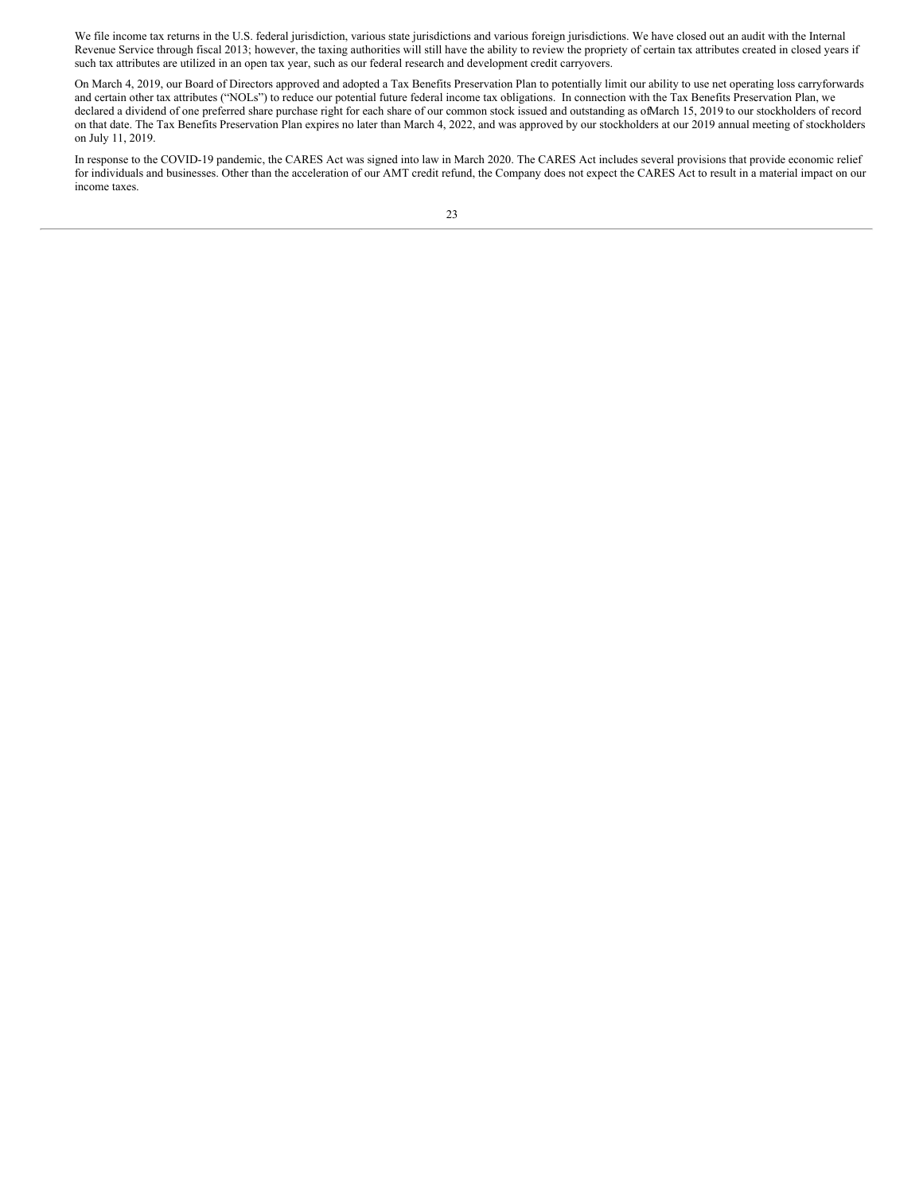We file income tax returns in the U.S. federal jurisdiction, various state jurisdictions and various foreign jurisdictions. We have closed out an audit with the Internal Revenue Service through fiscal 2013; however, the taxing authorities will still have the ability to review the propriety of certain tax attributes created in closed years if such tax attributes are utilized in an open tax year, such as our federal research and development credit carryovers.

On March 4, 2019, our Board of Directors approved and adopted a Tax Benefits Preservation Plan to potentially limit our ability to use net operating loss carryforwards and certain other tax attributes ("NOLs") to reduce our potential future federal income tax obligations. In connection with the Tax Benefits Preservation Plan, we declared a dividend of one preferred share purchase right for each share of our common stock issued and outstanding as of March 15, 2019 to our stockholders of record on that date. The Tax Benefits Preservation Plan expires no later than March 4, 2022, and was approved by our stockholders at our 2019 annual meeting of stockholders on July 11, 2019.

In response to the COVID-19 pandemic, the CARES Act was signed into law in March 2020. The CARES Act includes several provisions that provide economic relief for individuals and businesses. Other than the acceleration of our AMT credit refund, the Company does not expect the CARES Act to result in a material impact on our income taxes.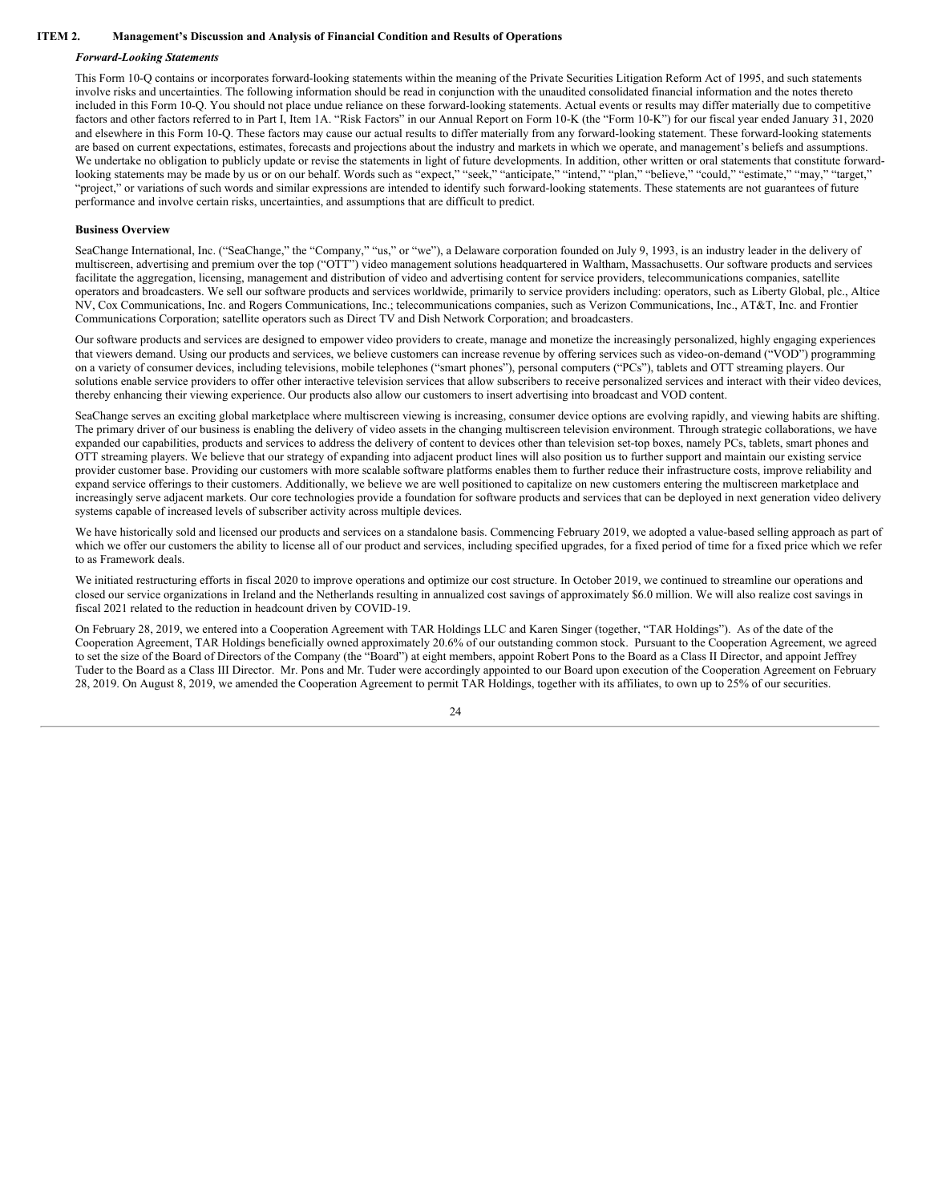## ITEM 2. Management's Discussion and Analysis of Financial Condition and Results of Operations

### *Forward-Looking Statements*

This Form 10-Q contains or incorporates forward-looking statements within the meaning of the Private Securities Litigation Reform Act of 1995, and such statements involve risks and uncertainties. The following information should be read in conjunction with the unaudited consolidated financial information and the notes thereto included in this Form 10-Q. You should not place undue reliance on these forward-looking statements. Actual events or results may differ materially due to competitive factors and other factors referred to in Part I, Item 1A. "Risk Factors" in our Annual Report on Form 10-K (the "Form 10-K") for our fiscal year ended January 31, 2020 and elsewhere in this Form 10-Q. These factors may cause our actual results to differ materially from any forward-looking statement. These forward-looking statements are based on current expectations, estimates, forecasts and projections about the industry and markets in which we operate, and management's beliefs and assumptions. We undertake no obligation to publicly update or revise the statements in light of future developments. In addition, other written or oral statements that constitute forward-looking statements may be made by us or on our behalf. Words such as "expect," "seek," "anticipate," "intend," "plan," "believe," "could," "estimate," "may," "target," "project," or variations of such words and similar expressions are intended to identify such forward-looking statements. These statements are not guarantees of future performance and involve certain risks, uncertainties, and assumptions that are difficult to predict.

### Business Overview

SeaChange International, Inc. ("SeaChange," the "Company," "us," or "we"), a Delaware corporation founded on July 9, 1993, is an industry leader in the delivery of multiscreen, advertising and premium over the top ("OTT") video management solutions headquartered in Waltham, Massachusetts. Our software products and services facilitate the aggregation, licensing, management and distribution of video and advertising content for service providers, telecommunications companies, satellite operators and broadcasters. We sell our software products and services worldwide, primarily to service providers including: operators, such as Liberty Global, plc., Altice NV, Cox Communications, Inc. and Rogers Communications, Inc.; telecommunications companies, such as Verizon Communications, Inc., AT&T, Inc. and Frontier Communications Corporation; satellite operators such as Direct TV and Dish Network Corporation; and broadcasters.

Our software products and services are designed to empower video providers to create, manage and monetize the increasingly personalized, highly engaging experiences that viewers demand. Using our products and services, we believe customers can increase revenue by offering services such as video-on-demand ("VOD") programming on a variety of consumer devices, including televisions, mobile telephones ("smart phones"), personal computers ("PCs"), tablets and OTT streaming players. Our solutions enable service providers to offer other interactive television services that allow subscribers to receive personalized services and interact with their video devices, thereby enhancing their viewing experience. Our products also allow our customers to insert advertising into broadcast and VOD content.

SeaChange serves an exciting global marketplace where multiscreen viewing is increasing, consumer device options are evolving rapidly, and viewing habits are shifting. The primary driver of our business is enabling the delivery of video assets in the changing multiscreen television environment. Through strategic collaborations, we have expanded our capabilities, products and services to address the delivery of content to devices other than television set-top boxes, namely PCs, tablets, smart phones and OTT streaming players. We believe that our strategy of expanding into adjacent product lines will also position us to further support and maintain our existing service provider customer base. Providing our customers with more scalable software platforms enables them to further reduce their infrastructure costs, improve reliability and expand service offerings to their customers. Additionally, we believe we are well positioned to capitalize on new customers entering the multiscreen marketplace and increasingly serve adjacent markets. Our core technologies provide a foundation for software products and services that can be deployed in next generation video delivery systems capable of increased levels of subscriber activity across multiple devices.

We have historically sold and licensed our products and services on a standalone basis. Commencing February 2019, we adopted a value-based selling approach as part of which we offer our customers the ability to license all of our product and services, including specified upgrades, for a fixed period of time for a fixed price which we refer to as Framework deals.

We initiated restructuring efforts in fiscal 2020 to improve operations and optimize our cost structure. In October 2019, we continued to streamline our operations and closed our service organizations in Ireland and the Netherlands resulting in annualized cost savings of approximately $6.0 million. We will also realize cost savings in fiscal 2021 related to the reduction in headcount driven by COVID-19.

On February 28, 2019, we entered into a Cooperation Agreement with TAR Holdings LLC and Karen Singer (together, "TAR Holdings"). As of the date of the Cooperation Agreement, TAR Holdings beneficially owned approximately 20.6% of our outstanding common stock. Pursuant to the Cooperation Agreement, we agreed to set the size of the Board of Directors of the Company (the "Board") at eight members, appoint Robert Pons to the Board as a Class II Director, and appoint Jeffrey Tuder to the Board as a Class III Director. Mr. Pons and Mr. Tuder were accordingly appointed to our Board upon execution of the Cooperation Agreement on February 28, 2019. On August 8, 2019, we amended the Cooperation Agreement to permit TAR Holdings, together with its affiliates, to own up to 25% of our securities.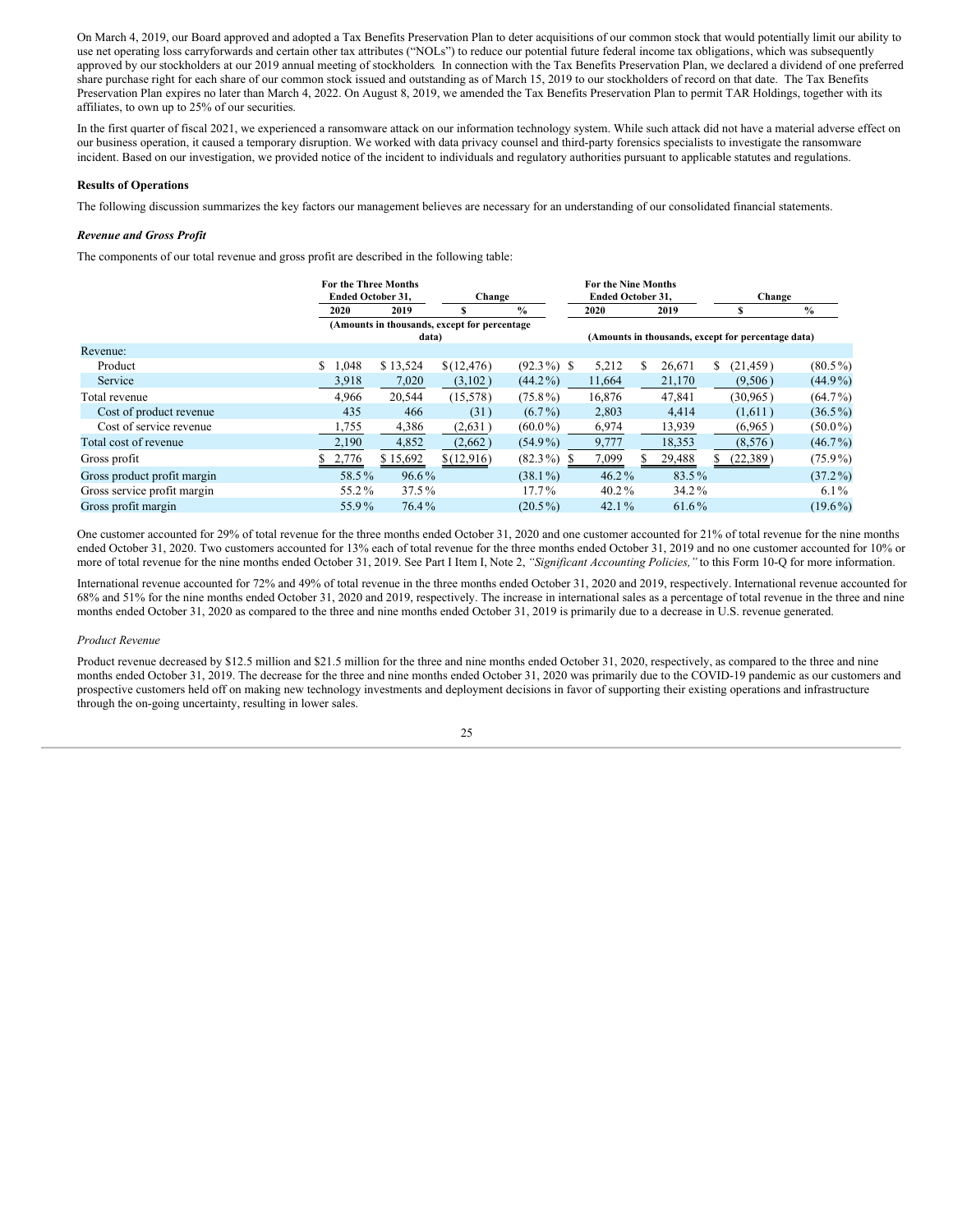On March 4, 2019, our Board approved and adopted a Tax Benefits Preservation Plan to deter acquisitions of our common stock that would potentially limit our ability to use net operating loss carryforwards and certain other tax attributes ("NOLs") to reduce our potential future federal income tax obligations, which was subsequently approved by our stockholders at our 2019 annual meeting of stockholders. In connection with the Tax Benefits Preservation Plan, we declared a dividend of one preferred share purchase right for each share of our common stock issued and outstanding as of March 15, 2019 to our stockholders of record on that date. The Tax Benefits Preservation Plan expires no later than March 4, 2022. On August 8, 2019, we amended the Tax Benefits Preservation Plan to permit TAR Holdings, together with its affiliates, to own up to 25% of our securities.

In the first quarter of fiscal 2021, we experienced a ransomware attack on our information technology system. While such attack did not have a material adverse effect on our business operation, it caused a temporary disruption. We worked with data privacy counsel and third-party forensics specialists to investigate the ransomware incident. Based on our investigation, we provided notice of the incident to individuals and regulatory authorities pursuant to applicable statutes and regulations.

**Results of Operations**

The following discussion summarizes the key factors our management believes are necessary for an understanding of our consolidated financial statements.

***Revenue and Gross Profit***

The components of our total revenue and gross profit are described in the following table:

| | For the Three Months Ended October 31, | | Change | | For the Nine Months Ended October 31, | | Change | |
|---|---|---|---|---|---|---|---|---|
| | 2020 | 2019 | $ | % | 2020 | 2019 | $ | % |
| | (Amounts in thousands, except for percentage data) | | | | (Amounts in thousands, except for percentage data) | | | |
| Revenue: | | | | | | | | |
| Product | $ 1,048 | $ 13,524 | $ (12,476) | (92.3%) | $ 5,212 | $ 26,671 | $ (21,459) | (80.5%) |
| Service | 3,918 | 7,020 | (3,102) | (44.2%) | 11,664 | 21,170 | (9,506) | (44.9%) |
| Total revenue | 4,966 | 20,544 | (15,578) | (75.8%) | 16,876 | 47,841 | (30,965) | (64.7%) |
| Cost of product revenue | 435 | 466 | (31) | (6.7%) | 2,803 | 4,414 | (1,611) | (36.5%) |
| Cost of service revenue | 1,755 | 4,386 | (2,631) | (60.0%) | 6,974 | 13,939 | (6,965) | (50.0%) |
| Total cost of revenue | 2,190 | 4,852 | (2,662) | (54.9%) | 9,777 | 18,353 | (8,576) | (46.7%) |
| Gross profit | $ 2,776 | $ 15,692 | $ (12,916) | (82.3%) | $ 7,099 | $ 29,488 | $ (22,389) | (75.9%) |
| Gross product profit margin | 58.5% | 96.6% | | (38.1%) | 46.2% | 83.5% | | (37.2%) |
| Gross service profit margin | 55.2% | 37.5% | | 17.7% | 40.2% | 34.2% | | 6.1% |
| Gross profit margin | 55.9% | 76.4% | | (20.5%) | 42.1% | 61.6% | | (19.6%) |

One customer accounted for 29% of total revenue for the three months ended October 31, 2020 and one customer accounted for 21% of total revenue for the nine months ended October 31, 2020. Two customers accounted for 13% each of total revenue for the three months ended October 31, 2019 and no one customer accounted for 10% or more of total revenue for the nine months ended October 31, 2019. See Part I Item I, Note 2, *"Significant Accounting Policies,"* to this Form 10-Q for more information.

International revenue accounted for 72% and 49% of total revenue in the three months ended October 31, 2020 and 2019, respectively. International revenue accounted for 68% and 51% for the nine months ended October 31, 2020 and 2019, respectively. The increase in international sales as a percentage of total revenue in the three and nine months ended October 31, 2020 as compared to the three and nine months ended October 31, 2019 is primarily due to a decrease in U.S. revenue generated.

*Product Revenue*

Product revenue decreased by $12.5 million and $21.5 million for the three and nine months ended October 31, 2020, respectively, as compared to the three and nine months ended October 31, 2019. The decrease for the three and nine months ended October 31, 2020 was primarily due to the COVID-19 pandemic as our customers and prospective customers held off on making new technology investments and deployment decisions in favor of supporting their existing operations and infrastructure through the on-going uncertainty, resulting in lower sales.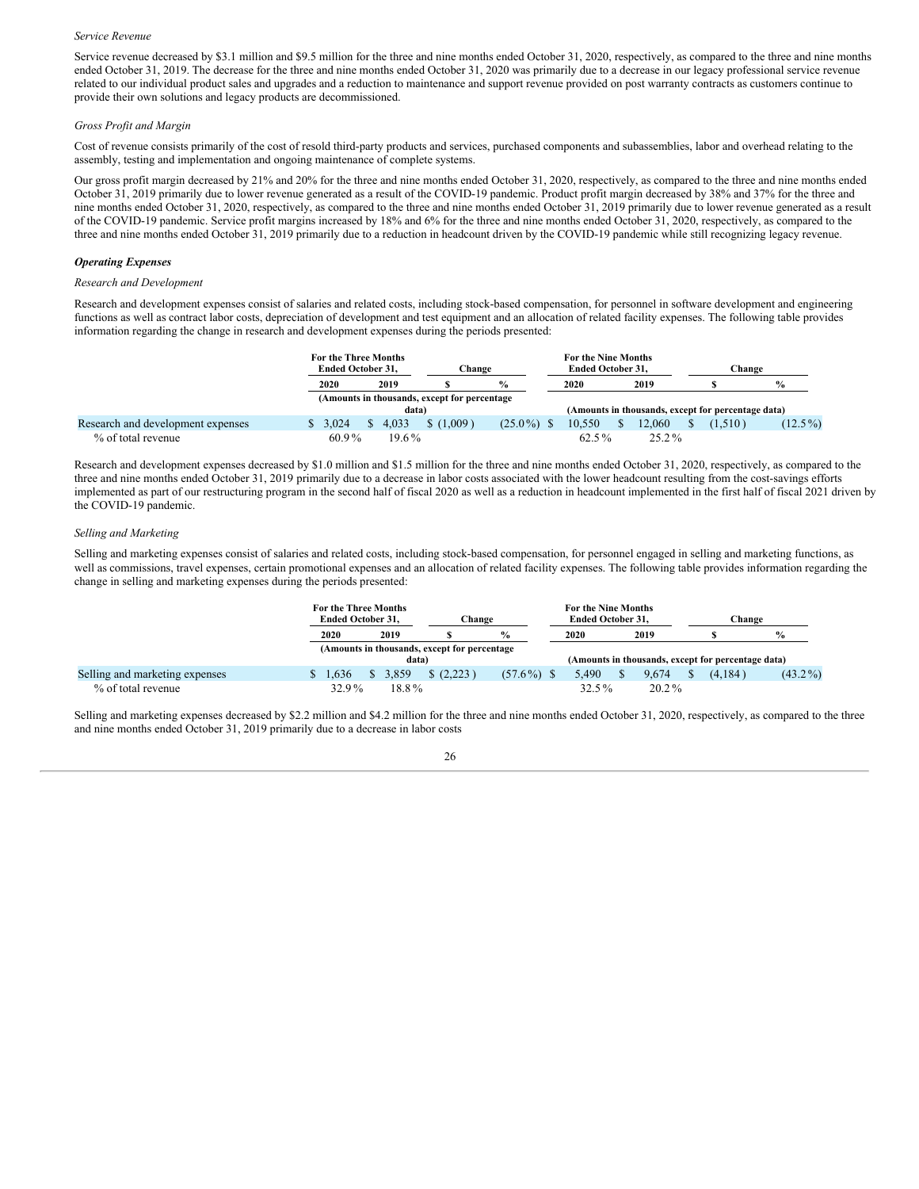*Service Revenue*

Service revenue decreased by $3.1 million and $9.5 million for the three and nine months ended October 31, 2020, respectively, as compared to the three and nine months ended October 31, 2019. The decrease for the three and nine months ended October 31, 2020 was primarily due to a decrease in our legacy professional service revenue related to our individual product sales and upgrades and a reduction to maintenance and support revenue provided on post warranty contracts as customers continue to provide their own solutions and legacy products are decommissioned.

*Gross Profit and Margin*

Cost of revenue consists primarily of the cost of resold third-party products and services, purchased components and subassemblies, labor and overhead relating to the assembly, testing and implementation and ongoing maintenance of complete systems.

Our gross profit margin decreased by 21% and 20% for the three and nine months ended October 31, 2020, respectively, as compared to the three and nine months ended October 31, 2019 primarily due to lower revenue generated as a result of the COVID-19 pandemic. Product profit margin decreased by 38% and 37% for the three and nine months ended October 31, 2020, respectively, as compared to the three and nine months ended October 31, 2019 primarily due to lower revenue generated as a result of the COVID-19 pandemic. Service profit margins increased by 18% and 6% for the three and nine months ended October 31, 2020, respectively, as compared to the three and nine months ended October 31, 2019 primarily due to a reduction in headcount driven by the COVID-19 pandemic while still recognizing legacy revenue.

***Operating Expenses***

*Research and Development*

Research and development expenses consist of salaries and related costs, including stock-based compensation, for personnel in software development and engineering functions as well as contract labor costs, depreciation of development and test equipment and an allocation of related facility expenses. The following table provides information regarding the change in research and development expenses during the periods presented:

| | For the Three Months Ended October 31, | | Change | | For the Nine Months Ended October 31, | | Change | |
|---|---|---|---|---|---|---|---|---|
| | 2020 | 2019 | $ | % | 2020 | 2019 | $ | % |
| | (Amounts in thousands, except for percentage data) | | | | (Amounts in thousands, except for percentage data) | | | |
| Research and development expenses | $ 3,024 | $ 4,033 | $ (1,009) | (25.0%) | $ 10,550 | $ 12,060 | $ (1,510) | (12.5%) |
| % of total revenue | 60.9% | 19.6% | | | 62.5% | 25.2% | | |

Research and development expenses decreased by $1.0 million and $1.5 million for the three and nine months ended October 31, 2020, respectively, as compared to the three and nine months ended October 31, 2019 primarily due to a decrease in labor costs associated with the lower headcount resulting from the cost-savings efforts implemented as part of our restructuring program in the second half of fiscal 2020 as well as a reduction in headcount implemented in the first half of fiscal 2021 driven by the COVID-19 pandemic.

*Selling and Marketing*

Selling and marketing expenses consist of salaries and related costs, including stock-based compensation, for personnel engaged in selling and marketing functions, as well as commissions, travel expenses, certain promotional expenses and an allocation of related facility expenses. The following table provides information regarding the change in selling and marketing expenses during the periods presented:

| | For the Three Months Ended October 31, | | Change | | For the Nine Months Ended October 31, | | Change | |
|---|---|---|---|---|---|---|---|---|
| | 2020 | 2019 | $ | % | 2020 | 2019 | $ | % |
| | (Amounts in thousands, except for percentage data) | | | | (Amounts in thousands, except for percentage data) | | | |
| Selling and marketing expenses | $ 1,636 | $ 3,859 | $ (2,223) | (57.6%) | $ 5,490 | $ 9,674 | $ (4,184) | (43.2%) |
| % of total revenue | 32.9% | 18.8% | | | 32.5% | 20.2% | | |

Selling and marketing expenses decreased by $2.2 million and $4.2 million for the three and nine months ended October 31, 2020, respectively, as compared to the three and nine months ended October 31, 2019 primarily due to a decrease in labor costs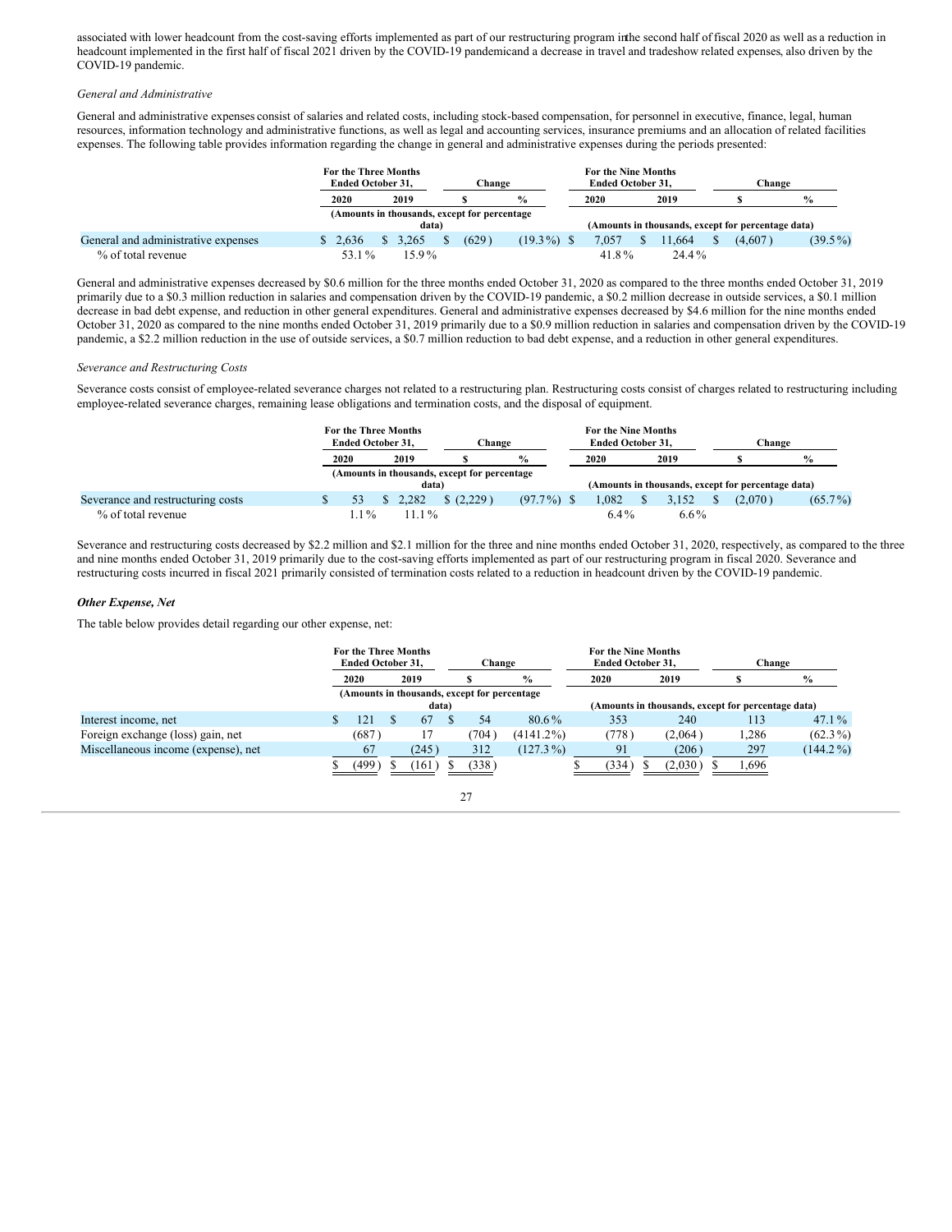associated with lower headcount from the cost-saving efforts implemented as part of our restructuring program inthe second half of fiscal 2020 as well as a reduction in headcount implemented in the first half of fiscal 2021 driven by the COVID-19 pandemicand a decrease in travel and tradeshow related expenses, also driven by the COVID-19 pandemic.

*General and Administrative*

General and administrative expenses consist of salaries and related costs, including stock-based compensation, for personnel in executive, finance, legal, human resources, information technology and administrative functions, as well as legal and accounting services, insurance premiums and an allocation of related facilities expenses. The following table provides information regarding the change in general and administrative expenses during the periods presented:

| | For the Three Months Ended October 31, | | Change | | For the Nine Months Ended October 31, | | Change | |
|---|---|---|---|---|---|---|---|---|
| | 2020 | 2019 | $ | % | 2020 | 2019 | $ | % |
| | (Amounts in thousands, except for percentage data) | | | | (Amounts in thousands, except for percentage data) | | | |
| General and administrative expenses | $ 2,636 | $ 3,265 | $ (629) | (19.3%) | $ 7,057 | $ 11,664 | $ (4,607) | (39.5%) |
| % of total revenue | 53.1% | 15.9% | | | 41.8% | 24.4% | | |

General and administrative expenses decreased by $0.6 million for the three months ended October 31, 2020 as compared to the three months ended October 31, 2019 primarily due to a $0.3 million reduction in salaries and compensation driven by the COVID-19 pandemic, a $0.2 million decrease in outside services, a $0.1 million decrease in bad debt expense, and reduction in other general expenditures. General and administrative expenses decreased by $4.6 million for the nine months ended October 31, 2020 as compared to the nine months ended October 31, 2019 primarily due to a $0.9 million reduction in salaries and compensation driven by the COVID-19 pandemic, a $2.2 million reduction in the use of outside services, a $0.7 million reduction to bad debt expense, and a reduction in other general expenditures.

*Severance and Restructuring Costs*

Severance costs consist of employee-related severance charges not related to a restructuring plan. Restructuring costs consist of charges related to restructuring including employee-related severance charges, remaining lease obligations and termination costs, and the disposal of equipment.

| | For the Three Months Ended October 31, | | Change | | For the Nine Months Ended October 31, | | Change | |
|---|---|---|---|---|---|---|---|---|
| | 2020 | 2019 | $ | % | 2020 | 2019 | $ | % |
| | (Amounts in thousands, except for percentage data) | | | | (Amounts in thousands, except for percentage data) | | | |
| Severance and restructuring costs | $ 53 | $ 2,282 | $ (2,229) | (97.7%) | $ 1,082 | $ 3,152 | $ (2,070) | (65.7%) |
| % of total revenue | 1.1% | 11.1% | | | 6.4% | 6.6% | | |

Severance and restructuring costs decreased by $2.2 million and $2.1 million for the three and nine months ended October 31, 2020, respectively, as compared to the three and nine months ended October 31, 2019 primarily due to the cost-saving efforts implemented as part of our restructuring program in fiscal 2020. Severance and restructuring costs incurred in fiscal 2021 primarily consisted of termination costs related to a reduction in headcount driven by the COVID-19 pandemic.

***Other Expense, Net***

The table below provides detail regarding our other expense, net:

| | For the Three Months Ended October 31, | | Change | | For the Nine Months Ended October 31, | | Change | |
|---|---|---|---|---|---|---|---|---|
| | 2020 | 2019 | $ | % | 2020 | 2019 | $ | % |
| | (Amounts in thousands, except for percentage data) | | | | (Amounts in thousands, except for percentage data) | | | |
| Interest income, net | $ 121 | $ 67 | $ 54 | 80.6% | 353 | 240 | 113 | 47.1% |
| Foreign exchange (loss) gain, net | (687) | 17 | (704) | (4141.2%) | (778) | (2,064) | 1,286 | (62.3%) |
| Miscellaneous income (expense), net | 67 | (245) | 312 | (127.3%) | 91 | (206) | 297 | (144.2%) |
| | $ (499) | $ (161) | $ (338) | | $ (334) | $ (2,030) | $ 1,696 | |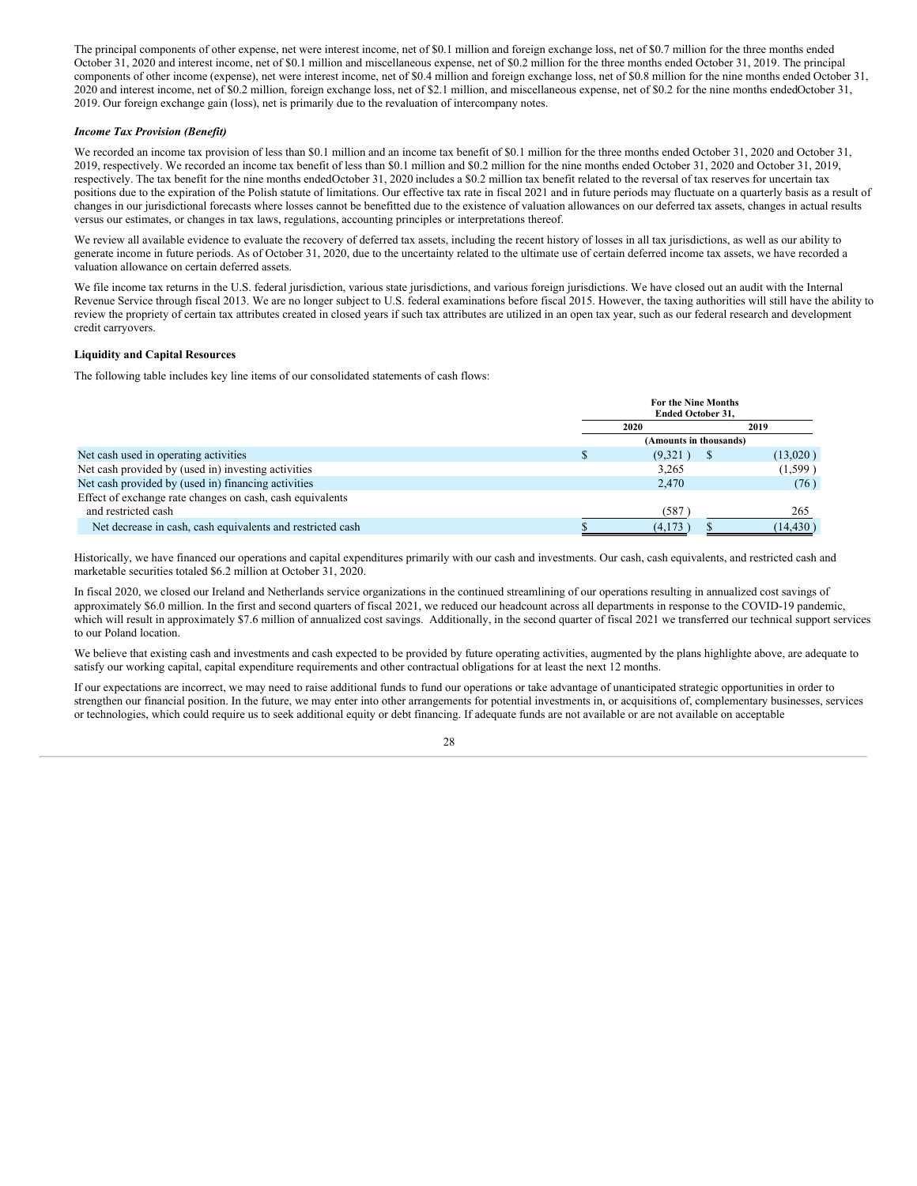The principal components of other expense, net were interest income, net of $0.1 million and foreign exchange loss, net of $0.7 million for the three months ended October 31, 2020 and interest income, net of $0.1 million and miscellaneous expense, net of $0.2 million for the three months ended October 31, 2019. The principal components of other income (expense), net were interest income, net of $0.4 million and foreign exchange loss, net of $0.8 million for the nine months ended October 31, 2020 and interest income, net of $0.2 million, foreign exchange loss, net of $2.1 million, and miscellaneous expense, net of $0.2 for the nine months endedOctober 31, 2019. Our foreign exchange gain (loss), net is primarily due to the revaluation of intercompany notes.

***Income Tax Provision (Benefit)***

We recorded an income tax provision of less than $0.1 million and an income tax benefit of $0.1 million for the three months ended October 31, 2020 and October 31, 2019, respectively. We recorded an income tax benefit of less than $0.1 million and $0.2 million for the nine months ended October 31, 2020 and October 31, 2019, respectively. The tax benefit for the nine months endedOctober 31, 2020 includes a $0.2 million tax benefit related to the reversal of tax reserves for uncertain tax positions due to the expiration of the Polish statute of limitations. Our effective tax rate in fiscal 2021 and in future periods may fluctuate on a quarterly basis as a result of changes in our jurisdictional forecasts where losses cannot be benefitted due to the existence of valuation allowances on our deferred tax assets, changes in actual results versus our estimates, or changes in tax laws, regulations, accounting principles or interpretations thereof.

We review all available evidence to evaluate the recovery of deferred tax assets, including the recent history of losses in all tax jurisdictions, as well as our ability to generate income in future periods. As of October 31, 2020, due to the uncertainty related to the ultimate use of certain deferred income tax assets, we have recorded a valuation allowance on certain deferred assets.

We file income tax returns in the U.S. federal jurisdiction, various state jurisdictions, and various foreign jurisdictions. We have closed out an audit with the Internal Revenue Service through fiscal 2013. We are no longer subject to U.S. federal examinations before fiscal 2015. However, the taxing authorities will still have the ability to review the propriety of certain tax attributes created in closed years if such tax attributes are utilized in an open tax year, such as our federal research and development credit carryovers.

**Liquidity and Capital Resources**

The following table includes key line items of our consolidated statements of cash flows:

| | For the Nine Months Ended October 31, | |
|---|---|---|
| | 2020 | 2019 |
| | (Amounts in thousands) | |
| Net cash used in operating activities | $ (9,321) | $ (13,020) |
| Net cash provided by (used in) investing activities | 3,265 | (1,599) |
| Net cash provided by (used in) financing activities | 2,470 | (76) |
| Effect of exchange rate changes on cash, cash equivalents and restricted cash | (587) | 265 |
| Net decrease in cash, cash equivalents and restricted cash | $ (4,173) | $ (14,430) |

Historically, we have financed our operations and capital expenditures primarily with our cash and investments. Our cash, cash equivalents, and restricted cash and marketable securities totaled $6.2 million at October 31, 2020.

In fiscal 2020, we closed our Ireland and Netherlands service organizations in the continued streamlining of our operations resulting in annualized cost savings of approximately $6.0 million. In the first and second quarters of fiscal 2021, we reduced our headcount across all departments in response to the COVID-19 pandemic, which will result in approximately $7.6 million of annualized cost savings. Additionally, in the second quarter of fiscal 2021 we transferred our technical support services to our Poland location.

We believe that existing cash and investments and cash expected to be provided by future operating activities, augmented by the plans highlighte above, are adequate to satisfy our working capital, capital expenditure requirements and other contractual obligations for at least the next 12 months.

If our expectations are incorrect, we may need to raise additional funds to fund our operations or take advantage of unanticipated strategic opportunities in order to strengthen our financial position. In the future, we may enter into other arrangements for potential investments in, or acquisitions of, complementary businesses, services or technologies, which could require us to seek additional equity or debt financing. If adequate funds are not available or are not available on acceptable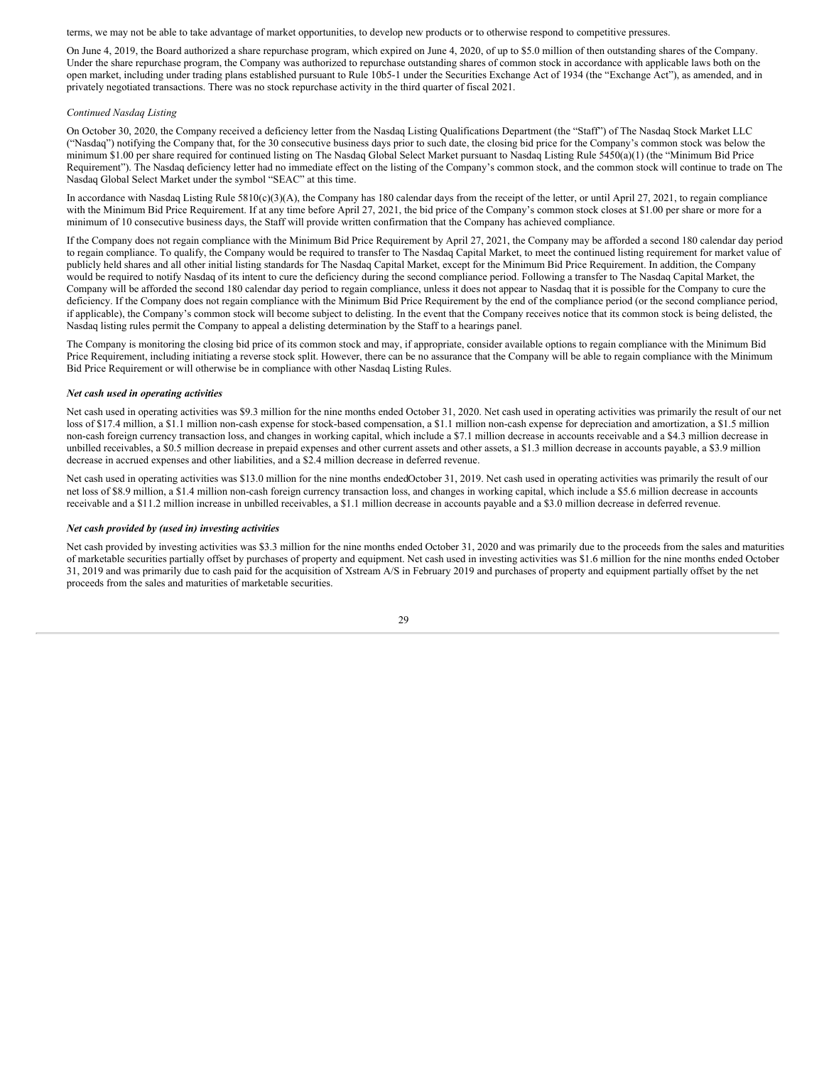terms, we may not be able to take advantage of market opportunities, to develop new products or to otherwise respond to competitive pressures.

On June 4, 2019, the Board authorized a share repurchase program, which expired on June 4, 2020, of up to $5.0 million of then outstanding shares of the Company. Under the share repurchase program, the Company was authorized to repurchase outstanding shares of common stock in accordance with applicable laws both on the open market, including under trading plans established pursuant to Rule 10b5-1 under the Securities Exchange Act of 1934 (the "Exchange Act"), as amended, and in privately negotiated transactions. There was no stock repurchase activity in the third quarter of fiscal 2021.

*Continued Nasdaq Listing*

On October 30, 2020, the Company received a deficiency letter from the Nasdaq Listing Qualifications Department (the "Staff") of The Nasdaq Stock Market LLC ("Nasdaq") notifying the Company that, for the 30 consecutive business days prior to such date, the closing bid price for the Company's common stock was below the minimum $1.00 per share required for continued listing on The Nasdaq Global Select Market pursuant to Nasdaq Listing Rule 5450(a)(1) (the "Minimum Bid Price Requirement"). The Nasdaq deficiency letter had no immediate effect on the listing of the Company's common stock, and the common stock will continue to trade on The Nasdaq Global Select Market under the symbol "SEAC" at this time.

In accordance with Nasdaq Listing Rule 5810(c)(3)(A), the Company has 180 calendar days from the receipt of the letter, or until April 27, 2021, to regain compliance with the Minimum Bid Price Requirement. If at any time before April 27, 2021, the bid price of the Company's common stock closes at $1.00 per share or more for a minimum of 10 consecutive business days, the Staff will provide written confirmation that the Company has achieved compliance.

If the Company does not regain compliance with the Minimum Bid Price Requirement by April 27, 2021, the Company may be afforded a second 180 calendar day period to regain compliance. To qualify, the Company would be required to transfer to The Nasdaq Capital Market, to meet the continued listing requirement for market value of publicly held shares and all other initial listing standards for The Nasdaq Capital Market, except for the Minimum Bid Price Requirement. In addition, the Company would be required to notify Nasdaq of its intent to cure the deficiency during the second compliance period. Following a transfer to The Nasdaq Capital Market, the Company will be afforded the second 180 calendar day period to regain compliance, unless it does not appear to Nasdaq that it is possible for the Company to cure the deficiency. If the Company does not regain compliance with the Minimum Bid Price Requirement by the end of the compliance period (or the second compliance period, if applicable), the Company's common stock will become subject to delisting. In the event that the Company receives notice that its common stock is being delisted, the Nasdaq listing rules permit the Company to appeal a delisting determination by the Staff to a hearings panel.

The Company is monitoring the closing bid price of its common stock and may, if appropriate, consider available options to regain compliance with the Minimum Bid Price Requirement, including initiating a reverse stock split. However, there can be no assurance that the Company will be able to regain compliance with the Minimum Bid Price Requirement or will otherwise be in compliance with other Nasdaq Listing Rules.

***Net cash used in operating activities***

Net cash used in operating activities was $9.3 million for the nine months ended October 31, 2020. Net cash used in operating activities was primarily the result of our net loss of $17.4 million, a $1.1 million non-cash expense for stock-based compensation, a $1.1 million non-cash expense for depreciation and amortization, a $1.5 million non-cash foreign currency transaction loss, and changes in working capital, which include a $7.1 million decrease in accounts receivable and a $4.3 million decrease in unbilled receivables, a $0.5 million decrease in prepaid expenses and other current assets and other assets, a $1.3 million decrease in accounts payable, a $3.9 million decrease in accrued expenses and other liabilities, and a $2.4 million decrease in deferred revenue.

Net cash used in operating activities was $13.0 million for the nine months endedOctober 31, 2019. Net cash used in operating activities was primarily the result of our net loss of $8.9 million, a $1.4 million non-cash foreign currency transaction loss, and changes in working capital, which include a $5.6 million decrease in accounts receivable and a $11.2 million increase in unbilled receivables, a $1.1 million decrease in accounts payable and a $3.0 million decrease in deferred revenue.

***Net cash provided by (used in) investing activities***

Net cash provided by investing activities was $3.3 million for the nine months ended October 31, 2020 and was primarily due to the proceeds from the sales and maturities of marketable securities partially offset by purchases of property and equipment. Net cash used in investing activities was $1.6 million for the nine months ended October 31, 2019 and was primarily due to cash paid for the acquisition of Xstream A/S in February 2019 and purchases of property and equipment partially offset by the net proceeds from the sales and maturities of marketable securities.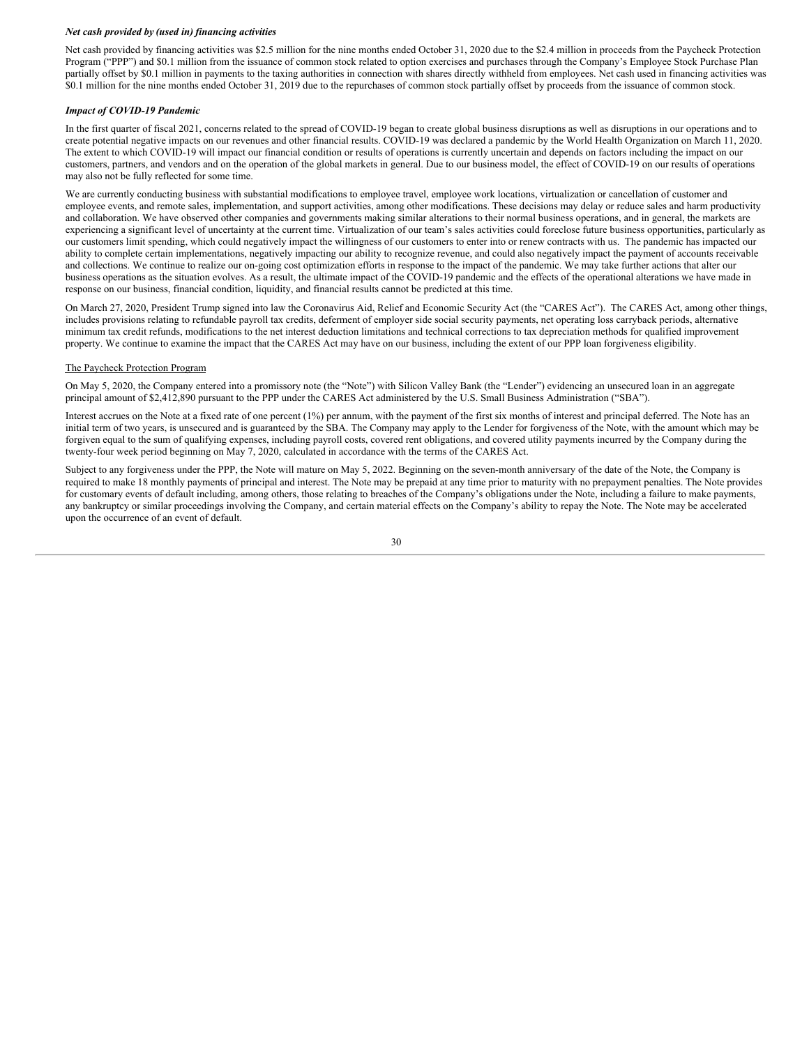***Net cash provided by (used in) financing activities***

Net cash provided by financing activities was $2.5 million for the nine months ended October 31, 2020 due to the $2.4 million in proceeds from the Paycheck Protection Program ("PPP") and $0.1 million from the issuance of common stock related to option exercises and purchases through the Company's Employee Stock Purchase Plan partially offset by $0.1 million in payments to the taxing authorities in connection with shares directly withheld from employees. Net cash used in financing activities was $0.1 million for the nine months ended October 31, 2019 due to the repurchases of common stock partially offset by proceeds from the issuance of common stock.

***Impact of COVID-19 Pandemic***

In the first quarter of fiscal 2021, concerns related to the spread of COVID-19 began to create global business disruptions as well as disruptions in our operations and to create potential negative impacts on our revenues and other financial results. COVID-19 was declared a pandemic by the World Health Organization on March 11, 2020. The extent to which COVID-19 will impact our financial condition or results of operations is currently uncertain and depends on factors including the impact on our customers, partners, and vendors and on the operation of the global markets in general. Due to our business model, the effect of COVID-19 on our results of operations may also not be fully reflected for some time.

We are currently conducting business with substantial modifications to employee travel, employee work locations, virtualization or cancellation of customer and employee events, and remote sales, implementation, and support activities, among other modifications. These decisions may delay or reduce sales and harm productivity and collaboration. We have observed other companies and governments making similar alterations to their normal business operations, and in general, the markets are experiencing a significant level of uncertainty at the current time. Virtualization of our team's sales activities could foreclose future business opportunities, particularly as our customers limit spending, which could negatively impact the willingness of our customers to enter into or renew contracts with us. The pandemic has impacted our ability to complete certain implementations, negatively impacting our ability to recognize revenue, and could also negatively impact the payment of accounts receivable and collections. We continue to realize our on-going cost optimization efforts in response to the impact of the pandemic. We may take further actions that alter our business operations as the situation evolves. As a result, the ultimate impact of the COVID-19 pandemic and the effects of the operational alterations we have made in response on our business, financial condition, liquidity, and financial results cannot be predicted at this time.

On March 27, 2020, President Trump signed into law the Coronavirus Aid, Relief and Economic Security Act (the "CARES Act"). The CARES Act, among other things, includes provisions relating to refundable payroll tax credits, deferment of employer side social security payments, net operating loss carryback periods, alternative minimum tax credit refunds, modifications to the net interest deduction limitations and technical corrections to tax depreciation methods for qualified improvement property. We continue to examine the impact that the CARES Act may have on our business, including the extent of our PPP loan forgiveness eligibility.

The Paycheck Protection Program

On May 5, 2020, the Company entered into a promissory note (the "Note") with Silicon Valley Bank (the "Lender") evidencing an unsecured loan in an aggregate principal amount of $2,412,890 pursuant to the PPP under the CARES Act administered by the U.S. Small Business Administration ("SBA").

Interest accrues on the Note at a fixed rate of one percent (1%) per annum, with the payment of the first six months of interest and principal deferred. The Note has an initial term of two years, is unsecured and is guaranteed by the SBA. The Company may apply to the Lender for forgiveness of the Note, with the amount which may be forgiven equal to the sum of qualifying expenses, including payroll costs, covered rent obligations, and covered utility payments incurred by the Company during the twenty-four week period beginning on May 7, 2020, calculated in accordance with the terms of the CARES Act.

Subject to any forgiveness under the PPP, the Note will mature on May 5, 2022. Beginning on the seven-month anniversary of the date of the Note, the Company is required to make 18 monthly payments of principal and interest. The Note may be prepaid at any time prior to maturity with no prepayment penalties. The Note provides for customary events of default including, among others, those relating to breaches of the Company's obligations under the Note, including a failure to make payments, any bankruptcy or similar proceedings involving the Company, and certain material effects on the Company's ability to repay the Note. The Note may be accelerated upon the occurrence of an event of default.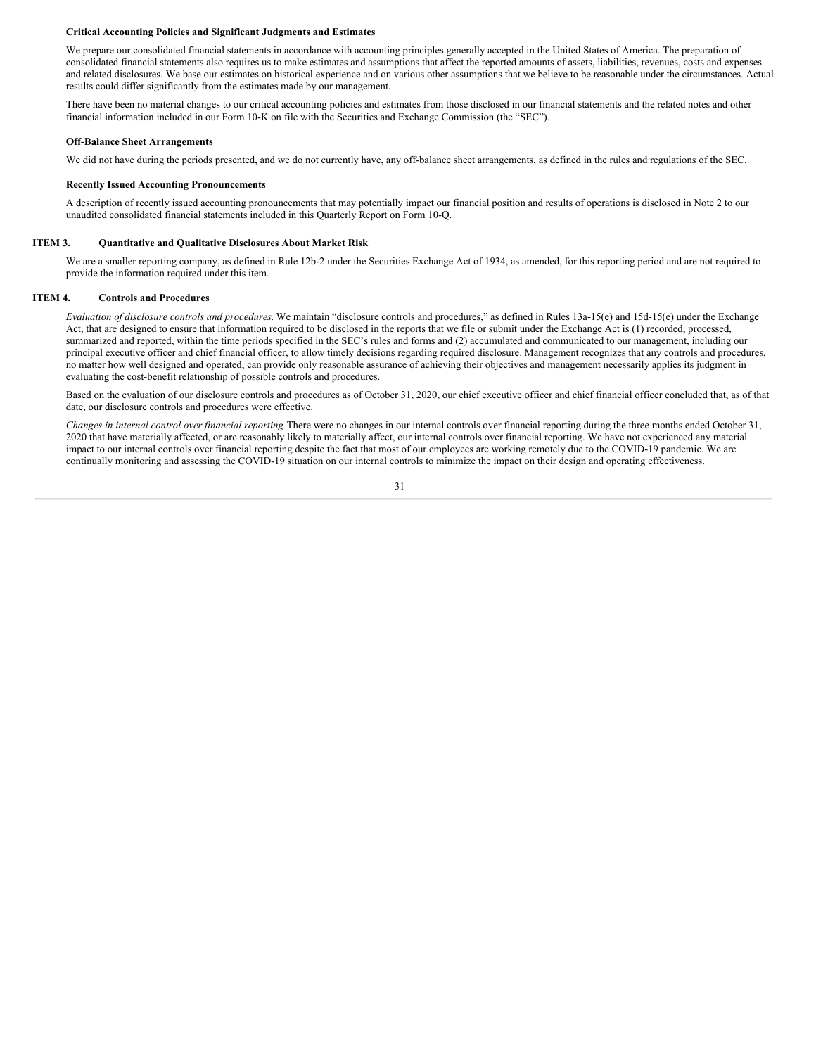**Critical Accounting Policies and Significant Judgments and Estimates**

We prepare our consolidated financial statements in accordance with accounting principles generally accepted in the United States of America. The preparation of consolidated financial statements also requires us to make estimates and assumptions that affect the reported amounts of assets, liabilities, revenues, costs and expenses and related disclosures. We base our estimates on historical experience and on various other assumptions that we believe to be reasonable under the circumstances. Actual results could differ significantly from the estimates made by our management.

There have been no material changes to our critical accounting policies and estimates from those disclosed in our financial statements and the related notes and other financial information included in our Form 10-K on file with the Securities and Exchange Commission (the "SEC").

**Off-Balance Sheet Arrangements**

We did not have during the periods presented, and we do not currently have, any off-balance sheet arrangements, as defined in the rules and regulations of the SEC.

**Recently Issued Accounting Pronouncements**

A description of recently issued accounting pronouncements that may potentially impact our financial position and results of operations is disclosed in Note 2 to our unaudited consolidated financial statements included in this Quarterly Report on Form 10-Q.

## ITEM 3. Quantitative and Qualitative Disclosures About Market Risk

We are a smaller reporting company, as defined in Rule 12b-2 under the Securities Exchange Act of 1934, as amended, for this reporting period and are not required to provide the information required under this item.

## ITEM 4. Controls and Procedures

*Evaluation of disclosure controls and procedures.* We maintain "disclosure controls and procedures," as defined in Rules 13a-15(e) and 15d-15(e) under the Exchange Act, that are designed to ensure that information required to be disclosed in the reports that we file or submit under the Exchange Act is (1) recorded, processed, summarized and reported, within the time periods specified in the SEC's rules and forms and (2) accumulated and communicated to our management, including our principal executive officer and chief financial officer, to allow timely decisions regarding required disclosure. Management recognizes that any controls and procedures, no matter how well designed and operated, can provide only reasonable assurance of achieving their objectives and management necessarily applies its judgment in evaluating the cost-benefit relationship of possible controls and procedures.

Based on the evaluation of our disclosure controls and procedures as of October 31, 2020, our chief executive officer and chief financial officer concluded that, as of that date, our disclosure controls and procedures were effective.

*Changes in internal control over financial reporting.* There were no changes in our internal controls over financial reporting during the three months ended October 31, 2020 that have materially affected, or are reasonably likely to materially affect, our internal controls over financial reporting. We have not experienced any material impact to our internal controls over financial reporting despite the fact that most of our employees are working remotely due to the COVID-19 pandemic. We are continually monitoring and assessing the COVID-19 situation on our internal controls to minimize the impact on their design and operating effectiveness.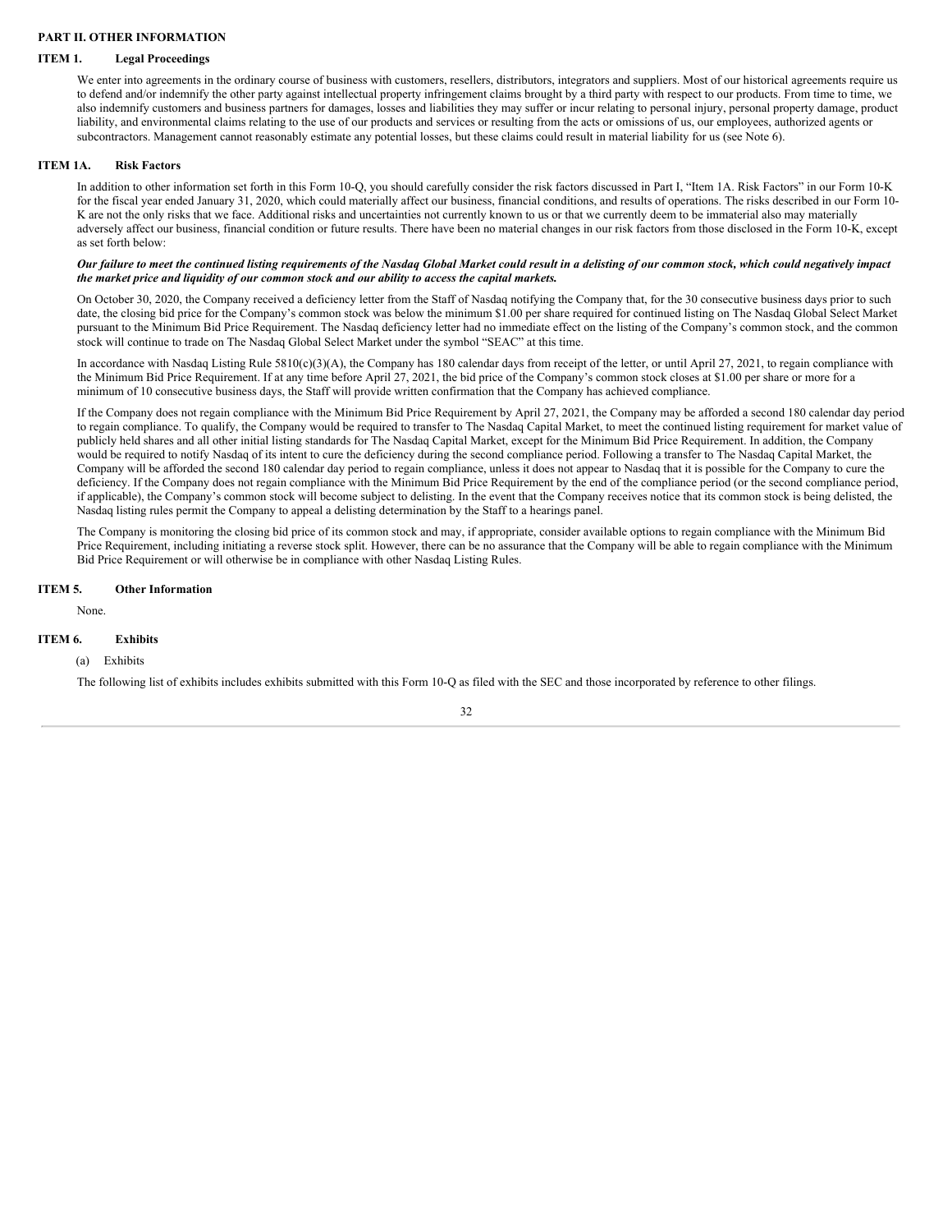## PART II. OTHER INFORMATION

### ITEM 1. Legal Proceedings

We enter into agreements in the ordinary course of business with customers, resellers, distributors, integrators and suppliers. Most of our historical agreements require us to defend and/or indemnify the other party against intellectual property infringement claims brought by a third party with respect to our products. From time to time, we also indemnify customers and business partners for damages, losses and liabilities they may suffer or incur relating to personal injury, personal property damage, product liability, and environmental claims relating to the use of our products and services or resulting from the acts or omissions of us, our employees, authorized agents or subcontractors. Management cannot reasonably estimate any potential losses, but these claims could result in material liability for us (see Note 6).

### ITEM 1A. Risk Factors

In addition to other information set forth in this Form 10-Q, you should carefully consider the risk factors discussed in Part I, "Item 1A. Risk Factors" in our Form 10-K for the fiscal year ended January 31, 2020, which could materially affect our business, financial conditions, and results of operations. The risks described in our Form 10-K are not the only risks that we face. Additional risks and uncertainties not currently known to us or that we currently deem to be immaterial also may materially adversely affect our business, financial condition or future results. There have been no material changes in our risk factors from those disclosed in the Form 10-K, except as set forth below:

***Our failure to meet the continued listing requirements of the Nasdaq Global Market could result in a delisting of our common stock, which could negatively impact the market price and liquidity of our common stock and our ability to access the capital markets.***

On October 30, 2020, the Company received a deficiency letter from the Staff of Nasdaq notifying the Company that, for the 30 consecutive business days prior to such date, the closing bid price for the Company's common stock was below the minimum $1.00 per share required for continued listing on The Nasdaq Global Select Market pursuant to the Minimum Bid Price Requirement. The Nasdaq deficiency letter had no immediate effect on the listing of the Company's common stock, and the common stock will continue to trade on The Nasdaq Global Select Market under the symbol "SEAC" at this time.

In accordance with Nasdaq Listing Rule 5810(c)(3)(A), the Company has 180 calendar days from receipt of the letter, or until April 27, 2021, to regain compliance with the Minimum Bid Price Requirement. If at any time before April 27, 2021, the bid price of the Company's common stock closes at $1.00 per share or more for a minimum of 10 consecutive business days, the Staff will provide written confirmation that the Company has achieved compliance.

If the Company does not regain compliance with the Minimum Bid Price Requirement by April 27, 2021, the Company may be afforded a second 180 calendar day period to regain compliance. To qualify, the Company would be required to transfer to The Nasdaq Capital Market, to meet the continued listing requirement for market value of publicly held shares and all other initial listing standards for The Nasdaq Capital Market, except for the Minimum Bid Price Requirement. In addition, the Company would be required to notify Nasdaq of its intent to cure the deficiency during the second compliance period. Following a transfer to The Nasdaq Capital Market, the Company will be afforded the second 180 calendar day period to regain compliance, unless it does not appear to Nasdaq that it is possible for the Company to cure the deficiency. If the Company does not regain compliance with the Minimum Bid Price Requirement by the end of the compliance period (or the second compliance period, if applicable), the Company's common stock will become subject to delisting. In the event that the Company receives notice that its common stock is being delisted, the Nasdaq listing rules permit the Company to appeal a delisting determination by the Staff to a hearings panel.

The Company is monitoring the closing bid price of its common stock and may, if appropriate, consider available options to regain compliance with the Minimum Bid Price Requirement, including initiating a reverse stock split. However, there can be no assurance that the Company will be able to regain compliance with the Minimum Bid Price Requirement or will otherwise be in compliance with other Nasdaq Listing Rules.

### ITEM 5. Other Information

None.

### ITEM 6. Exhibits

(a) Exhibits

The following list of exhibits includes exhibits submitted with this Form 10-Q as filed with the SEC and those incorporated by reference to other filings.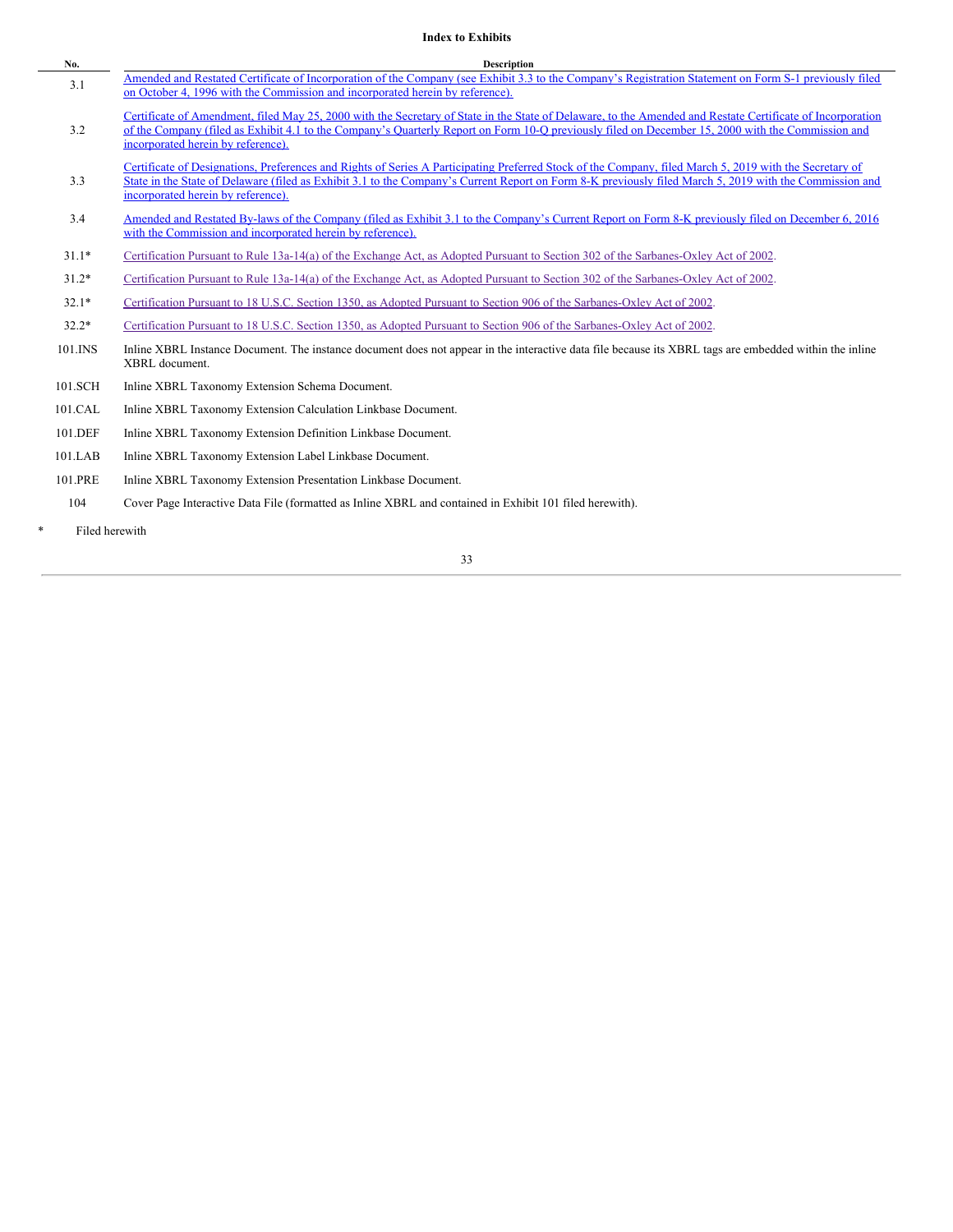**Index to Exhibits**

| No. | Description |
|---|---|
| 3.1 | Amended and Restated Certificate of Incorporation of the Company (see Exhibit 3.3 to the Company's Registration Statement on Form S-1 previously filed on October 4, 1996 with the Commission and incorporated herein by reference). |
| 3.2 | Certificate of Amendment, filed May 25, 2000 with the Secretary of State in the State of Delaware, to the Amended and Restate Certificate of Incorporation of the Company (filed as Exhibit 4.1 to the Company's Quarterly Report on Form 10-Q previously filed on December 15, 2000 with the Commission and incorporated herein by reference). |
| 3.3 | Certificate of Designations, Preferences and Rights of Series A Participating Preferred Stock of the Company, filed March 5, 2019 with the Secretary of State in the State of Delaware (filed as Exhibit 3.1 to the Company's Current Report on Form 8-K previously filed March 5, 2019 with the Commission and incorporated herein by reference). |
| 3.4 | Amended and Restated By-laws of the Company (filed as Exhibit 3.1 to the Company's Current Report on Form 8-K previously filed on December 6, 2016 with the Commission and incorporated herein by reference). |
| 31.1* | Certification Pursuant to Rule 13a-14(a) of the Exchange Act, as Adopted Pursuant to Section 302 of the Sarbanes-Oxley Act of 2002. |
| 31.2* | Certification Pursuant to Rule 13a-14(a) of the Exchange Act, as Adopted Pursuant to Section 302 of the Sarbanes-Oxley Act of 2002. |
| 32.1* | Certification Pursuant to 18 U.S.C. Section 1350, as Adopted Pursuant to Section 906 of the Sarbanes-Oxley Act of 2002. |
| 32.2* | Certification Pursuant to 18 U.S.C. Section 1350, as Adopted Pursuant to Section 906 of the Sarbanes-Oxley Act of 2002. |
| 101.INS | Inline XBRL Instance Document. The instance document does not appear in the interactive data file because its XBRL tags are embedded within the inline XBRL document. |
| 101.SCH | Inline XBRL Taxonomy Extension Schema Document. |
| 101.CAL | Inline XBRL Taxonomy Extension Calculation Linkbase Document. |
| 101.DEF | Inline XBRL Taxonomy Extension Definition Linkbase Document. |
| 101.LAB | Inline XBRL Taxonomy Extension Label Linkbase Document. |
| 101.PRE | Inline XBRL Taxonomy Extension Presentation Linkbase Document. |
| 104 | Cover Page Interactive Data File (formatted as Inline XBRL and contained in Exhibit 101 filed herewith). |

\* Filed herewith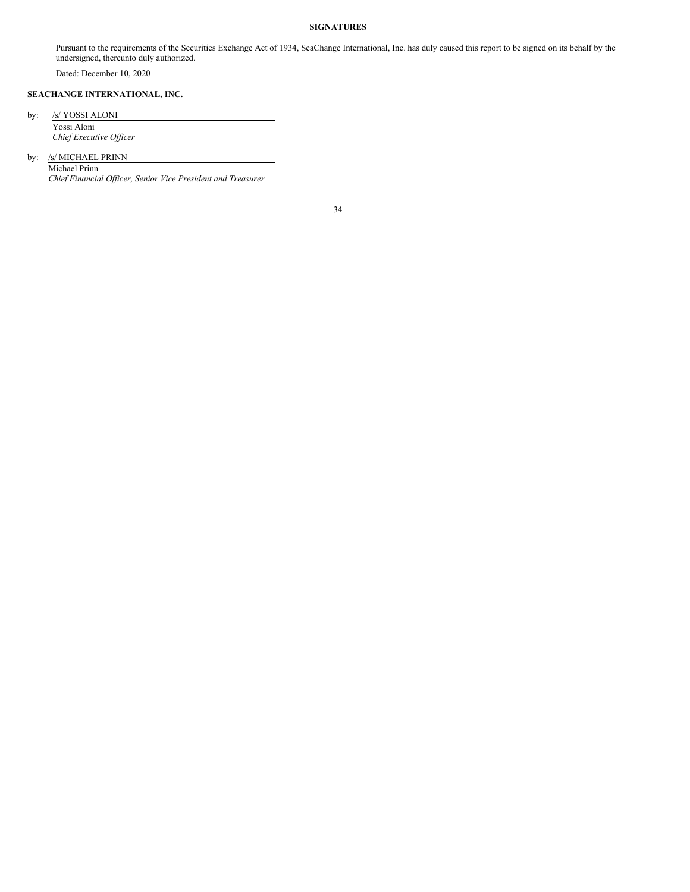## SIGNATURES

Pursuant to the requirements of the Securities Exchange Act of 1934, SeaChange International, Inc. has duly caused this report to be signed on its behalf by the undersigned, thereunto duly authorized.

Dated: December 10, 2020

**SEACHANGE INTERNATIONAL, INC.**

by: /s/ YOSSI ALONI
Yossi Aloni
*Chief Executive Officer*

by: /s/ MICHAEL PRINN
Michael Prinn
*Chief Financial Officer, Senior Vice President and Treasurer*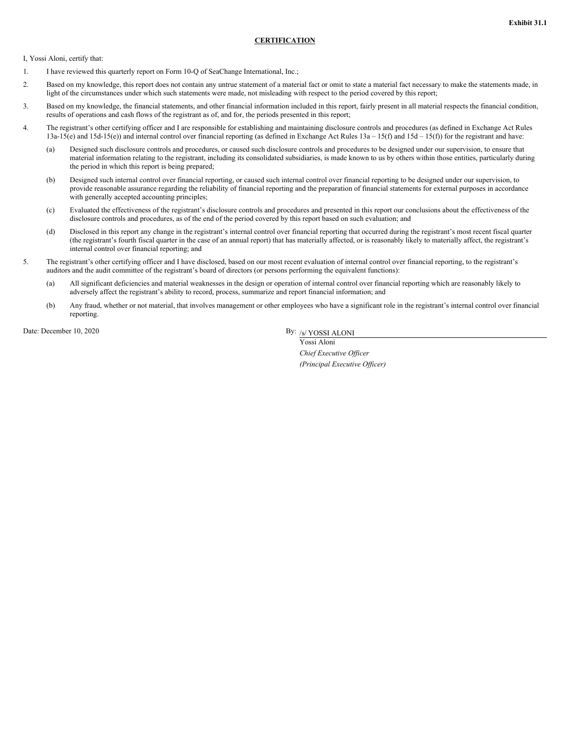**Exhibit 31.1**

**CERTIFICATION**

I, Yossi Aloni, certify that:

1. I have reviewed this quarterly report on Form 10-Q of SeaChange International, Inc.;

2. Based on my knowledge, this report does not contain any untrue statement of a material fact or omit to state a material fact necessary to make the statements made, in light of the circumstances under which such statements were made, not misleading with respect to the period covered by this report;

3. Based on my knowledge, the financial statements, and other financial information included in this report, fairly present in all material respects the financial condition, results of operations and cash flows of the registrant as of, and for, the periods presented in this report;

4. The registrant's other certifying officer and I are responsible for establishing and maintaining disclosure controls and procedures (as defined in Exchange Act Rules 13a-15(e) and 15d-15(e)) and internal control over financial reporting (as defined in Exchange Act Rules 13a – 15(f) and 15d – 15(f)) for the registrant and have:

   (a) Designed such disclosure controls and procedures, or caused such disclosure controls and procedures to be designed under our supervision, to ensure that material information relating to the registrant, including its consolidated subsidiaries, is made known to us by others within those entities, particularly during the period in which this report is being prepared;

   (b) Designed such internal control over financial reporting, or caused such internal control over financial reporting to be designed under our supervision, to provide reasonable assurance regarding the reliability of financial reporting and the preparation of financial statements for external purposes in accordance with generally accepted accounting principles;

   (c) Evaluated the effectiveness of the registrant's disclosure controls and procedures and presented in this report our conclusions about the effectiveness of the disclosure controls and procedures, as of the end of the period covered by this report based on such evaluation; and

   (d) Disclosed in this report any change in the registrant's internal control over financial reporting that occurred during the registrant's most recent fiscal quarter (the registrant's fourth fiscal quarter in the case of an annual report) that has materially affected, or is reasonably likely to materially affect, the registrant's internal control over financial reporting; and

5. The registrant's other certifying officer and I have disclosed, based on our most recent evaluation of internal control over financial reporting, to the registrant's auditors and the audit committee of the registrant's board of directors (or persons performing the equivalent functions):

   (a) All significant deficiencies and material weaknesses in the design or operation of internal control over financial reporting which are reasonably likely to adversely affect the registrant's ability to record, process, summarize and report financial information; and

   (b) Any fraud, whether or not material, that involves management or other employees who have a significant role in the registrant's internal control over financial reporting.

Date: December 10, 2020

By: /s/ YOSSI ALONI
Yossi Aloni
*Chief Executive Officer*
*(Principal Executive Officer)*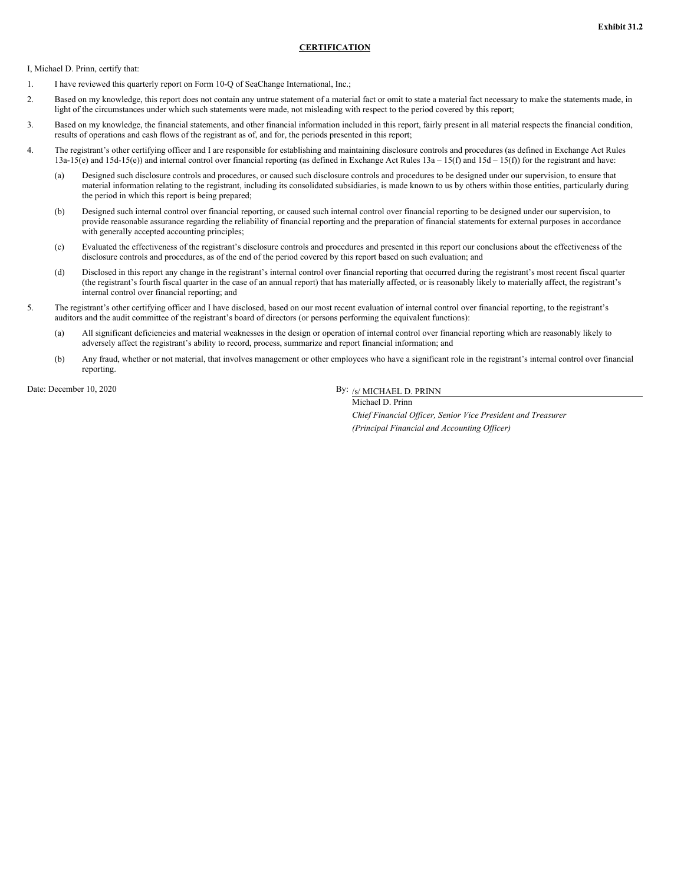**Exhibit 31.2**

**CERTIFICATION**

I, Michael D. Prinn, certify that:

1. I have reviewed this quarterly report on Form 10-Q of SeaChange International, Inc.;

2. Based on my knowledge, this report does not contain any untrue statement of a material fact or omit to state a material fact necessary to make the statements made, in light of the circumstances under which such statements were made, not misleading with respect to the period covered by this report;

3. Based on my knowledge, the financial statements, and other financial information included in this report, fairly present in all material respects the financial condition, results of operations and cash flows of the registrant as of, and for, the periods presented in this report;

4. The registrant's other certifying officer and I are responsible for establishing and maintaining disclosure controls and procedures (as defined in Exchange Act Rules 13a-15(e) and 15d-15(e)) and internal control over financial reporting (as defined in Exchange Act Rules 13a – 15(f) and 15d – 15(f)) for the registrant and have:

   (a) Designed such disclosure controls and procedures, or caused such disclosure controls and procedures to be designed under our supervision, to ensure that material information relating to the registrant, including its consolidated subsidiaries, is made known to us by others within those entities, particularly during the period in which this report is being prepared;

   (b) Designed such internal control over financial reporting, or caused such internal control over financial reporting to be designed under our supervision, to provide reasonable assurance regarding the reliability of financial reporting and the preparation of financial statements for external purposes in accordance with generally accepted accounting principles;

   (c) Evaluated the effectiveness of the registrant's disclosure controls and procedures and presented in this report our conclusions about the effectiveness of the disclosure controls and procedures, as of the end of the period covered by this report based on such evaluation; and

   (d) Disclosed in this report any change in the registrant's internal control over financial reporting that occurred during the registrant's most recent fiscal quarter (the registrant's fourth fiscal quarter in the case of an annual report) that has materially affected, or is reasonably likely to materially affect, the registrant's internal control over financial reporting; and

5. The registrant's other certifying officer and I have disclosed, based on our most recent evaluation of internal control over financial reporting, to the registrant's auditors and the audit committee of the registrant's board of directors (or persons performing the equivalent functions):

   (a) All significant deficiencies and material weaknesses in the design or operation of internal control over financial reporting which are reasonably likely to adversely affect the registrant's ability to record, process, summarize and report financial information; and

   (b) Any fraud, whether or not material, that involves management or other employees who have a significant role in the registrant's internal control over financial reporting.

Date: December 10, 2020

By: /s/ MICHAEL D. PRINN

Michael D. Prinn

*Chief Financial Officer, Senior Vice President and Treasurer*

*(Principal Financial and Accounting Officer)*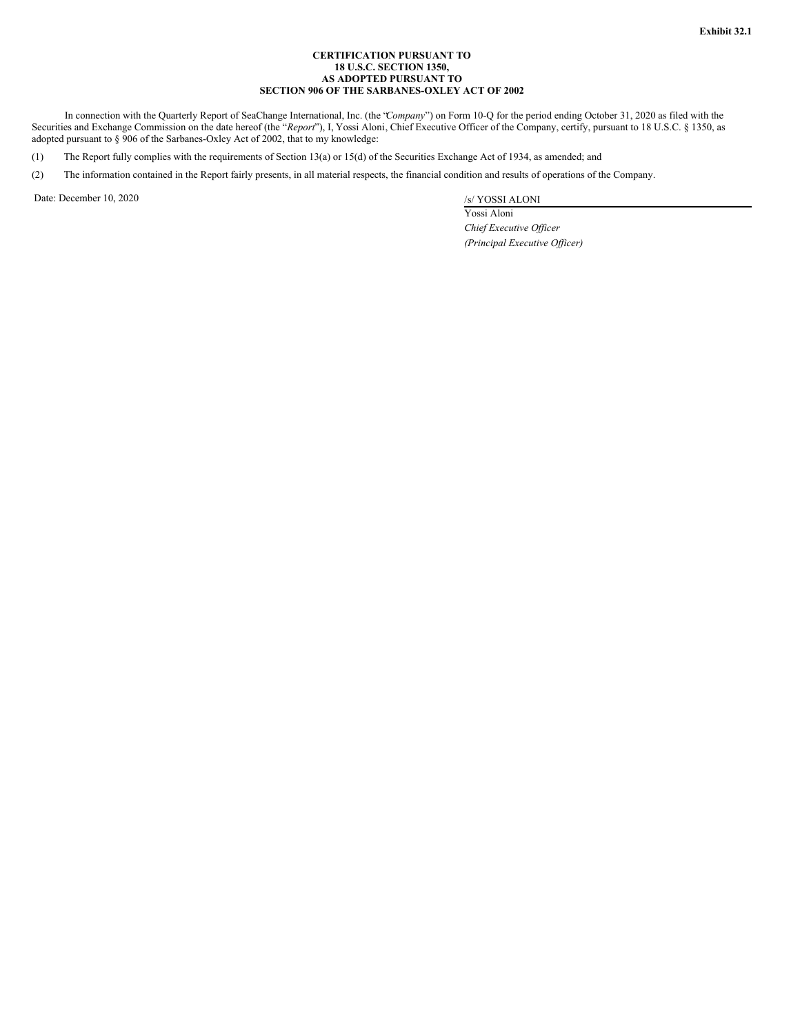**Exhibit 32.1**

**CERTIFICATION PURSUANT TO**
**18 U.S.C. SECTION 1350,**
**AS ADOPTED PURSUANT TO**
**SECTION 906 OF THE SARBANES-OXLEY ACT OF 2002**

In connection with the Quarterly Report of SeaChange International, Inc. (the "*Company*") on Form 10-Q for the period ending October 31, 2020 as filed with the Securities and Exchange Commission on the date hereof (the "*Report*"), I, Yossi Aloni, Chief Executive Officer of the Company, certify, pursuant to 18 U.S.C. § 1350, as adopted pursuant to § 906 of the Sarbanes-Oxley Act of 2002, that to my knowledge:

(1) The Report fully complies with the requirements of Section 13(a) or 15(d) of the Securities Exchange Act of 1934, as amended; and

(2) The information contained in the Report fairly presents, in all material respects, the financial condition and results of operations of the Company.

Date: December 10, 2020

/s/ YOSSI ALONI
Yossi Aloni
*Chief Executive Officer*
*(Principal Executive Officer)*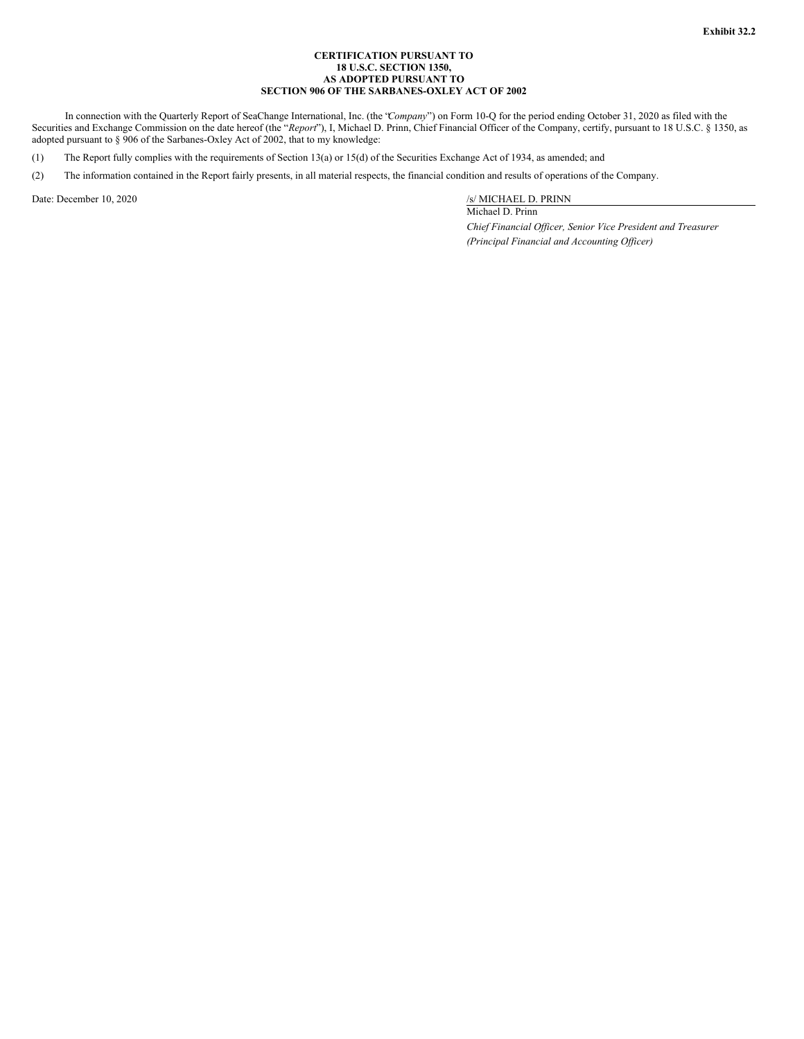Exhibit 32.2

**CERTIFICATION PURSUANT TO**
**18 U.S.C. SECTION 1350,**
**AS ADOPTED PURSUANT TO**
**SECTION 906 OF THE SARBANES-OXLEY ACT OF 2002**

In connection with the Quarterly Report of SeaChange International, Inc. (the "*Company*") on Form 10-Q for the period ending October 31, 2020 as filed with the Securities and Exchange Commission on the date hereof (the "*Report*"), I, Michael D. Prinn, Chief Financial Officer of the Company, certify, pursuant to 18 U.S.C. § 1350, as adopted pursuant to § 906 of the Sarbanes-Oxley Act of 2002, that to my knowledge:

(1) The Report fully complies with the requirements of Section 13(a) or 15(d) of the Securities Exchange Act of 1934, as amended; and

(2) The information contained in the Report fairly presents, in all material respects, the financial condition and results of operations of the Company.

Date: December 10, 2020

/s/ MICHAEL D. PRINN
Michael D. Prinn
*Chief Financial Officer, Senior Vice President and Treasurer*
*(Principal Financial and Accounting Officer)*